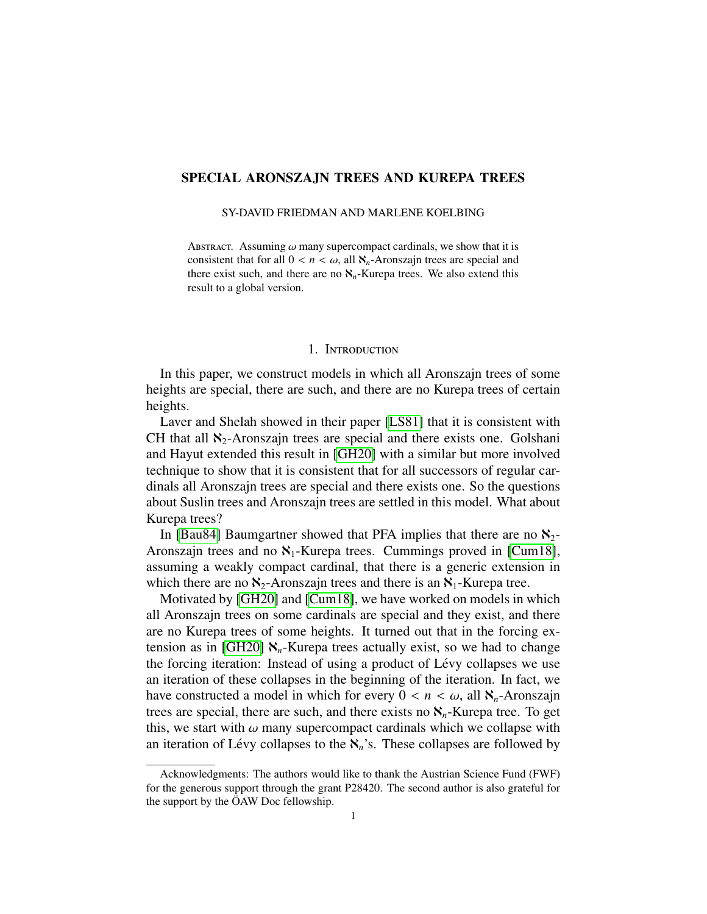# SPECIAL ARONSZAJN TREES AND KUREPA TREES

SY-DAVID FRIEDMAN AND MARLENE KOELBING

ABSTRACT. Assuming $\omega$ many supercompact cardinals, we show that it is consistent that for all $0 < n < \omega$, all $\aleph_n$-Aronszajn trees are special and there exist such, and there are no $\aleph_n$-Kurepa trees. We also extend this result to a global version.

## 1. INTRODUCTION

In this paper, we construct models in which all Aronszajn trees of some heights are special, there are such, and there are no Kurepa trees of certain heights.

Laver and Shelah showed in their paper [LS81] that it is consistent with CH that all $\aleph_2$-Aronszajn trees are special and there exists one. Golshani and Hayut extended this result in [GH20] with a similar but more involved technique to show that it is consistent that for all successors of regular cardinals all Aronszajn trees are special and there exists one. So the questions about Suslin trees and Aronszajn trees are settled in this model. What about Kurepa trees?

In [Bau84] Baumgartner showed that PFA implies that there are no $\aleph_2$-Aronszajn trees and no $\aleph_1$-Kurepa trees. Cummings proved in [Cum18], assuming a weakly compact cardinal, that there is a generic extension in which there are no $\aleph_2$-Aronszajn trees and there is an $\aleph_1$-Kurepa tree.

Motivated by [GH20] and [Cum18], we have worked on models in which all Aronszajn trees on some cardinals are special and they exist, and there are no Kurepa trees of some heights. It turned out that in the forcing extension as in [GH20] $\aleph_n$-Kurepa trees actually exist, so we had to change the forcing iteration: Instead of using a product of Lévy collapses we use an iteration of these collapses in the beginning of the iteration. In fact, we have constructed a model in which for every $0 < n < \omega$, all $\aleph_n$-Aronszajn trees are special, there are such, and there exists no $\aleph_n$-Kurepa tree. To get this, we start with $\omega$ many supercompact cardinals which we collapse with an iteration of Lévy collapses to the $\aleph_n$'s. These collapses are followed by

Acknowledgments: The authors would like to thank the Austrian Science Fund (FWF) for the generous support through the grant P28420. The second author is also grateful for the support by the ÖAW Doc fellowship.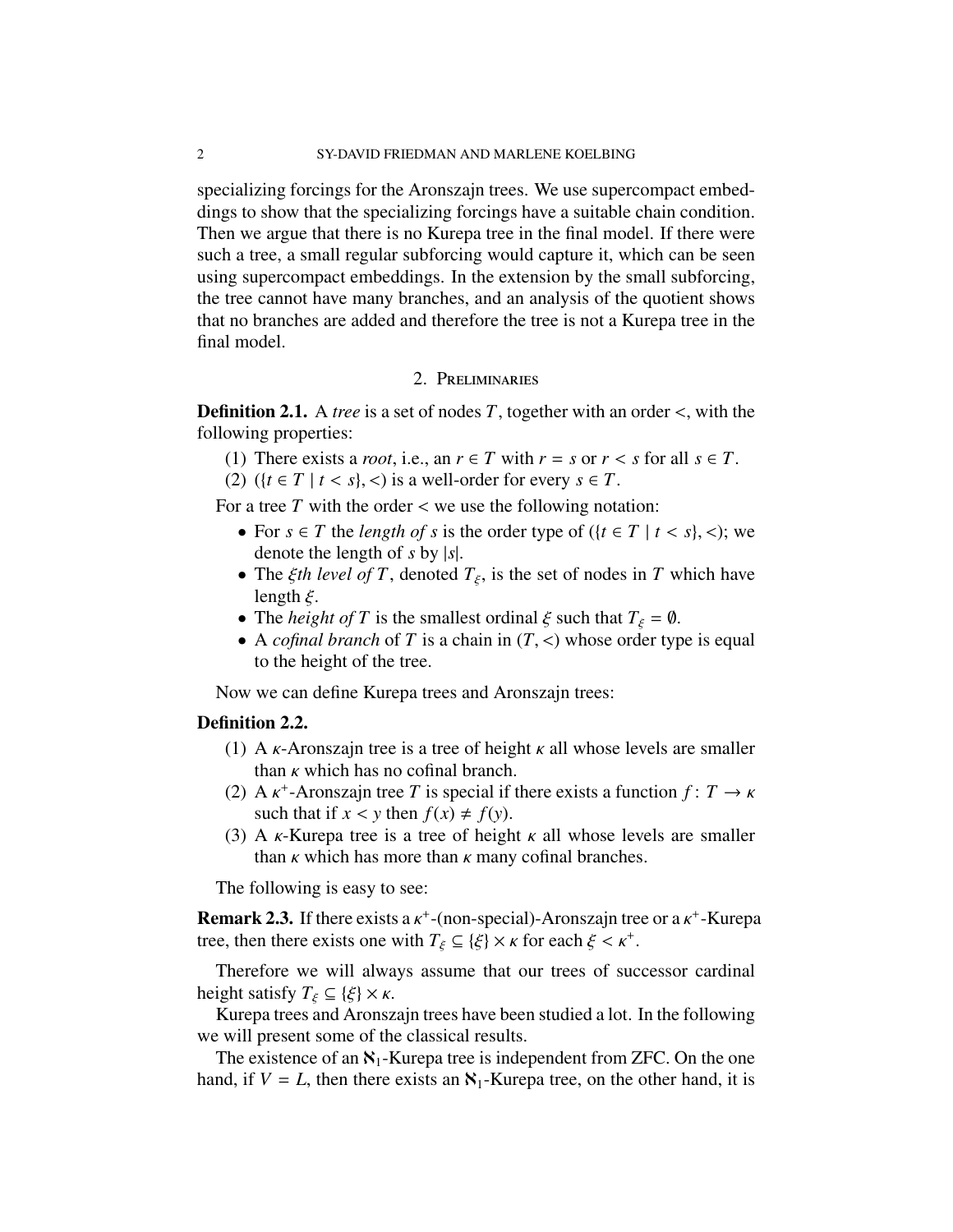specializing forcings for the Aronszajn trees. We use supercompact embeddings to show that the specializing forcings have a suitable chain condition. Then we argue that there is no Kurepa tree in the final model. If there were such a tree, a small regular subforcing would capture it, which can be seen using supercompact embeddings. In the extension by the small subforcing, the tree cannot have many branches, and an analysis of the quotient shows that no branches are added and therefore the tree is not a Kurepa tree in the final model.

## 2. Preliminaries

**Definition 2.1.** A *tree* is a set of nodes $T$, together with an order $<$, with the following properties:

1. There exists a *root*, i.e., an $r \in T$ with $r = s$ or $r < s$ for all $s \in T$.
2. $(\{t \in T \mid t < s\}, <)$ is a well-order for every $s \in T$.

For a tree $T$ with the order $<$ we use the following notation:

- For $s \in T$ the *length of* $s$ is the order type of $(\{t \in T \mid t < s\}, <)$; we denote the length of $s$ by $|s|$.
- The *$\xi$th level of* $T$, denoted $T_\xi$, is the set of nodes in $T$ which have length $\xi$.
- The *height of* $T$ is the smallest ordinal $\xi$ such that $T_\xi = \emptyset$.
- A *cofinal branch* of $T$ is a chain in $(T, <)$ whose order type is equal to the height of the tree.

Now we can define Kurepa trees and Aronszajn trees:

**Definition 2.2.**

1. A $\kappa$-Aronszajn tree is a tree of height $\kappa$ all whose levels are smaller than $\kappa$ which has no cofinal branch.
2. A $\kappa^+$-Aronszajn tree $T$ is special if there exists a function $f \colon T \to \kappa$ such that if $x < y$ then $f(x) \neq f(y)$.
3. A $\kappa$-Kurepa tree is a tree of height $\kappa$ all whose levels are smaller than $\kappa$ which has more than $\kappa$ many cofinal branches.

The following is easy to see:

**Remark 2.3.** If there exists a $\kappa^+$-(non-special)-Aronszajn tree or a $\kappa^+$-Kurepa tree, then there exists one with $T_\xi \subseteq \{\xi\} \times \kappa$ for each $\xi < \kappa^+$.

Therefore we will always assume that our trees of successor cardinal height satisfy $T_\xi \subseteq \{\xi\} \times \kappa$.

Kurepa trees and Aronszajn trees have been studied a lot. In the following we will present some of the classical results.

The existence of an $\aleph_1$-Kurepa tree is independent from ZFC. On the one hand, if $V = L$, then there exists an $\aleph_1$-Kurepa tree, on the other hand, it is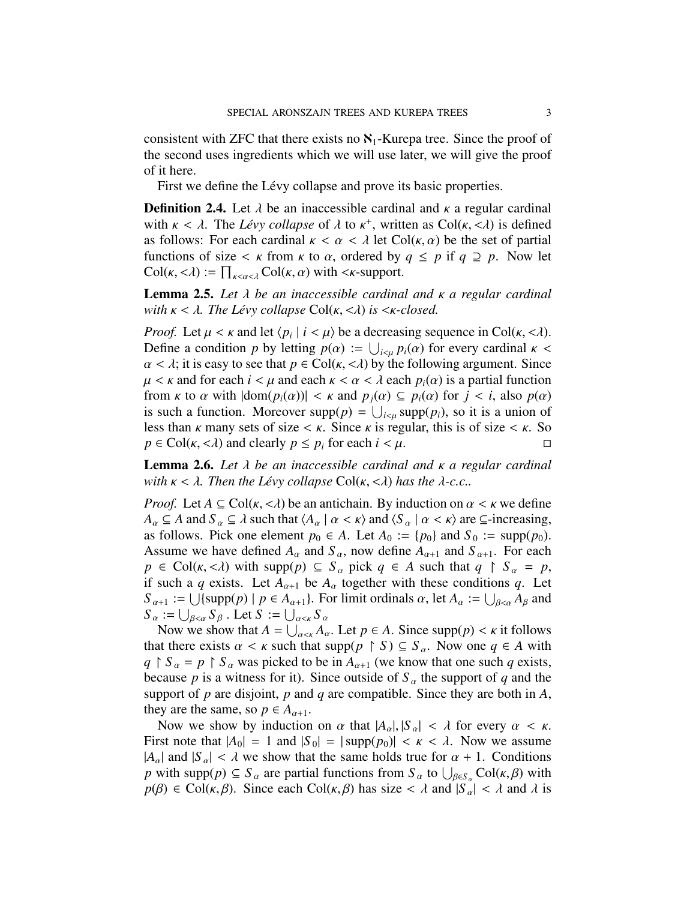consistent with ZFC that there exists no $\aleph_1$-Kurepa tree. Since the proof of the second uses ingredients which we will use later, we will give the proof of it here.

First we define the Lévy collapse and prove its basic properties.

**Definition 2.4.** Let $\lambda$ be an inaccessible cardinal and $\kappa$ a regular cardinal with $\kappa < \lambda$. The *Lévy collapse* of $\lambda$ to $\kappa^+$, written as $\mathrm{Col}(\kappa, {<}\lambda)$ is defined as follows: For each cardinal $\kappa < \alpha < \lambda$ let $\mathrm{Col}(\kappa, \alpha)$ be the set of partial functions of size $< \kappa$ from $\kappa$ to $\alpha$, ordered by $q \leq p$ if $q \supseteq p$. Now let $\mathrm{Col}(\kappa, {<}\lambda) := \prod_{\kappa < \alpha < \lambda} \mathrm{Col}(\kappa, \alpha)$ with ${<}\kappa$-support.

**Lemma 2.5.** *Let $\lambda$ be an inaccessible cardinal and $\kappa$ a regular cardinal with $\kappa < \lambda$. The Lévy collapse $\mathrm{Col}(\kappa, {<}\lambda)$ is ${<}\kappa$-closed.*

*Proof.* Let $\mu < \kappa$ and let $\langle p_i \mid i < \mu \rangle$ be a decreasing sequence in $\mathrm{Col}(\kappa, {<}\lambda)$. Define a condition $p$ by letting $p(\alpha) := \bigcup_{i<\mu} p_i(\alpha)$ for every cardinal $\kappa < \alpha < \lambda$; it is easy to see that $p \in \mathrm{Col}(\kappa, {<}\lambda)$ by the following argument. Since $\mu < \kappa$ and for each $i < \mu$ and each $\kappa < \alpha < \lambda$ each $p_i(\alpha)$ is a partial function from $\kappa$ to $\alpha$ with $|\mathrm{dom}(p_i(\alpha))| < \kappa$ and $p_j(\alpha) \subseteq p_i(\alpha)$ for $j < i$, also $p(\alpha)$ is such a function. Moreover $\mathrm{supp}(p) = \bigcup_{i<\mu} \mathrm{supp}(p_i)$, so it is a union of less than $\kappa$ many sets of size $< \kappa$. Since $\kappa$ is regular, this is of size $< \kappa$. So $p \in \mathrm{Col}(\kappa, {<}\lambda)$ and clearly $p \leq p_i$ for each $i < \mu$. □

**Lemma 2.6.** *Let $\lambda$ be an inaccessible cardinal and $\kappa$ a regular cardinal with $\kappa < \lambda$. Then the Lévy collapse $\mathrm{Col}(\kappa, {<}\lambda)$ has the $\lambda$-c.c..*

*Proof.* Let $A \subseteq \mathrm{Col}(\kappa, {<}\lambda)$ be an antichain. By induction on $\alpha < \kappa$ we define $A_\alpha \subseteq A$ and $S_\alpha \subseteq \lambda$ such that $\langle A_\alpha \mid \alpha < \kappa \rangle$ and $\langle S_\alpha \mid \alpha < \kappa \rangle$ are $\subseteq$-increasing, as follows. Pick one element $p_0 \in A$. Let $A_0 := \{p_0\}$ and $S_0 := \mathrm{supp}(p_0)$. Assume we have defined $A_\alpha$ and $S_\alpha$, now define $A_{\alpha+1}$ and $S_{\alpha+1}$. For each $p \in \mathrm{Col}(\kappa, {<}\lambda)$ with $\mathrm{supp}(p) \subseteq S_\alpha$ pick $q \in A$ such that $q \restriction S_\alpha = p$, if such a $q$ exists. Let $A_{\alpha+1}$ be $A_\alpha$ together with these conditions $q$. Let $S_{\alpha+1} := \bigcup \{\mathrm{supp}(p) \mid p \in A_{\alpha+1}\}$. For limit ordinals $\alpha$, let $A_\alpha := \bigcup_{\beta<\alpha} A_\beta$ and $S_\alpha := \bigcup_{\beta<\alpha} S_\beta$ . Let $S := \bigcup_{\alpha<\kappa} S_\alpha$

Now we show that $A = \bigcup_{\alpha<\kappa} A_\alpha$. Let $p \in A$. Since $\mathrm{supp}(p) < \kappa$ it follows that there exists $\alpha < \kappa$ such that $\mathrm{supp}(p \restriction S) \subseteq S_\alpha$. Now one $q \in A$ with $q \restriction S_\alpha = p \restriction S_\alpha$ was picked to be in $A_{\alpha+1}$ (we know that one such $q$ exists, because $p$ is a witness for it). Since outside of $S_\alpha$ the support of $q$ and the support of $p$ are disjoint, $p$ and $q$ are compatible. Since they are both in $A$, they are the same, so $p \in A_{\alpha+1}$.

Now we show by induction on $\alpha$ that $|A_\alpha|, |S_\alpha| < \lambda$ for every $\alpha < \kappa$. First note that $|A_0| = 1$ and $|S_0| = |\mathrm{supp}(p_0)| < \kappa < \lambda$. Now we assume $|A_\alpha|$ and $|S_\alpha| < \lambda$ we show that the same holds true for $\alpha + 1$. Conditions $p$ with $\mathrm{supp}(p) \subseteq S_\alpha$ are partial functions from $S_\alpha$ to $\bigcup_{\beta \in S_\alpha} \mathrm{Col}(\kappa, \beta)$ with $p(\beta) \in \mathrm{Col}(\kappa, \beta)$. Since each $\mathrm{Col}(\kappa, \beta)$ has size $< \lambda$ and $|S_\alpha| < \lambda$ and $\lambda$ is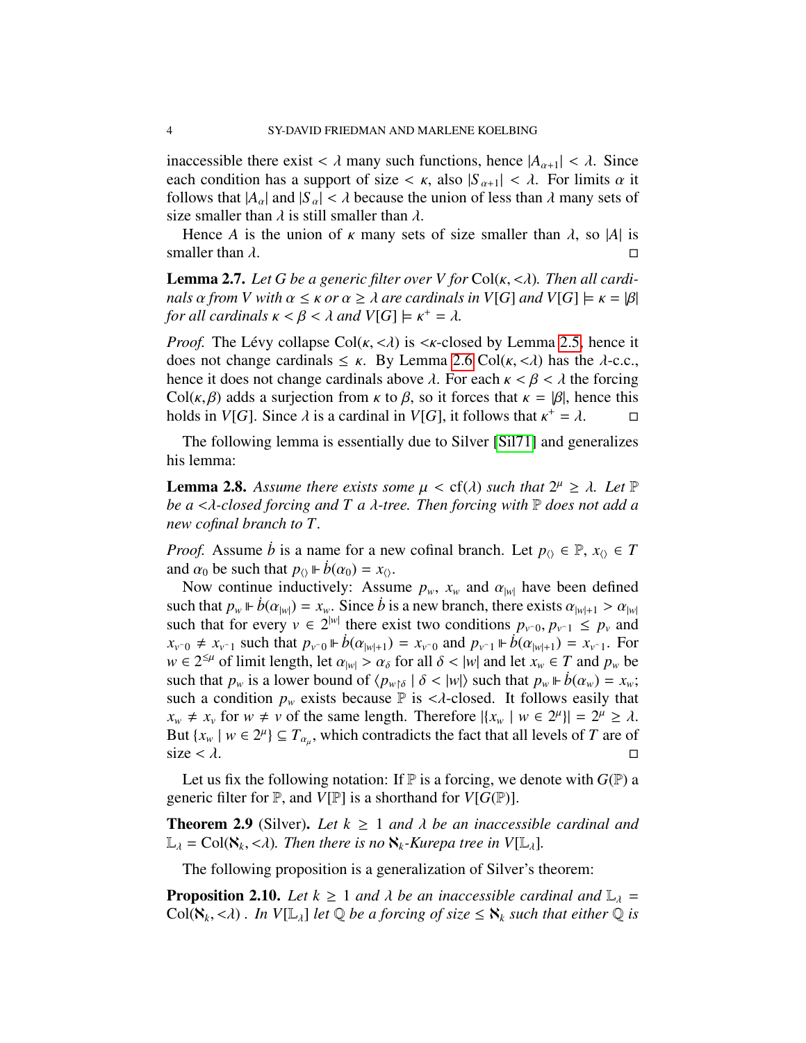inaccessible there exist $< \lambda$ many such functions, hence $|A_{\alpha+1}| < \lambda$. Since each condition has a support of size $< \kappa$, also $|S_{\alpha+1}| < \lambda$. For limits $\alpha$ it follows that $|A_\alpha|$ and $|S_\alpha| < \lambda$ because the union of less than $\lambda$ many sets of size smaller than $\lambda$ is still smaller than $\lambda$.

Hence $A$ is the union of $\kappa$ many sets of size smaller than $\lambda$, so $|A|$ is smaller than $\lambda$. $\square$

**Lemma 2.7.** *Let $G$ be a generic filter over $V$ for $\mathrm{Col}(\kappa, {<}\lambda)$. Then all cardinals $\alpha$ from $V$ with $\alpha \leq \kappa$ or $\alpha \geq \lambda$ are cardinals in $V[G]$ and $V[G] \models \kappa = |\beta|$ for all cardinals $\kappa < \beta < \lambda$ and $V[G] \models \kappa^+ = \lambda$.*

*Proof.* The Lévy collapse $\mathrm{Col}(\kappa, {<}\lambda)$ is ${<}\kappa$-closed by Lemma 2.5, hence it does not change cardinals $\leq \kappa$. By Lemma 2.6 $\mathrm{Col}(\kappa, {<}\lambda)$ has the $\lambda$-c.c., hence it does not change cardinals above $\lambda$. For each $\kappa < \beta < \lambda$ the forcing $\mathrm{Col}(\kappa, \beta)$ adds a surjection from $\kappa$ to $\beta$, so it forces that $\kappa = |\beta|$, hence this holds in $V[G]$. Since $\lambda$ is a cardinal in $V[G]$, it follows that $\kappa^+ = \lambda$. $\square$

The following lemma is essentially due to Silver [Sil71] and generalizes his lemma:

**Lemma 2.8.** *Assume there exists some $\mu < \mathrm{cf}(\lambda)$ such that $2^\mu \geq \lambda$. Let $\mathbb{P}$ be a ${<}\lambda$-closed forcing and $T$ a $\lambda$-tree. Then forcing with $\mathbb{P}$ does not add a new cofinal branch to $T$.*

*Proof.* Assume $\dot{b}$ is a name for a new cofinal branch. Let $p_{\langle\rangle} \in \mathbb{P}$, $x_{\langle\rangle} \in T$ and $\alpha_0$ be such that $p_{\langle\rangle} \Vdash \dot{b}(\alpha_0) = x_{\langle\rangle}$.

Now continue inductively: Assume $p_w$, $x_w$ and $\alpha_{|w|}$ have been defined such that $p_w \Vdash \dot{b}(\alpha_{|w|}) = x_w$. Since $\dot{b}$ is a new branch, there exists $\alpha_{|w|+1} > \alpha_{|w|}$ such that for every $v \in 2^{|w|}$ there exist two conditions $p_{v^\frown 0}, p_{v^\frown 1} \leq p_v$ and $x_{v^\frown 0} \neq x_{v^\frown 1}$ such that $p_{v^\frown 0} \Vdash \dot{b}(\alpha_{|w|+1}) = x_{v^\frown 0}$ and $p_{v^\frown 1} \Vdash \dot{b}(\alpha_{|w|+1}) = x_{v^\frown 1}$. For $w \in 2^{\leq \mu}$ of limit length, let $\alpha_{|w|} > \alpha_\delta$ for all $\delta < |w|$ and let $x_w \in T$ and $p_w$ be such that $p_w$ is a lower bound of $\langle p_{w \restriction \delta} \mid \delta < |w| \rangle$ such that $p_w \Vdash \dot{b}(\alpha_w) = x_w$; such a condition $p_w$ exists because $\mathbb{P}$ is ${<}\lambda$-closed. It follows easily that $x_w \neq x_v$ for $w \neq v$ of the same length. Therefore $|\{x_w \mid w \in 2^\mu\}| = 2^\mu \geq \lambda$. But $\{x_w \mid w \in 2^\mu\} \subseteq T_{\alpha_\mu}$, which contradicts the fact that all levels of $T$ are of size $< \lambda$. $\square$

Let us fix the following notation: If $\mathbb{P}$ is a forcing, we denote with $G(\mathbb{P})$ a generic filter for $\mathbb{P}$, and $V[\mathbb{P}]$ is a shorthand for $V[G(\mathbb{P})]$.

**Theorem 2.9** (Silver). *Let $k \geq 1$ and $\lambda$ be an inaccessible cardinal and $\mathbb{L}_\lambda = \mathrm{Col}(\aleph_k, {<}\lambda)$. Then there is no $\aleph_k$-Kurepa tree in $V[\mathbb{L}_\lambda]$.*

The following proposition is a generalization of Silver's theorem:

**Proposition 2.10.** *Let $k \geq 1$ and $\lambda$ be an inaccessible cardinal and $\mathbb{L}_\lambda = \mathrm{Col}(\aleph_k, {<}\lambda)$ . In $V[\mathbb{L}_\lambda]$ let $\mathbb{Q}$ be a forcing of size $\leq \aleph_k$ such that either $\mathbb{Q}$ is*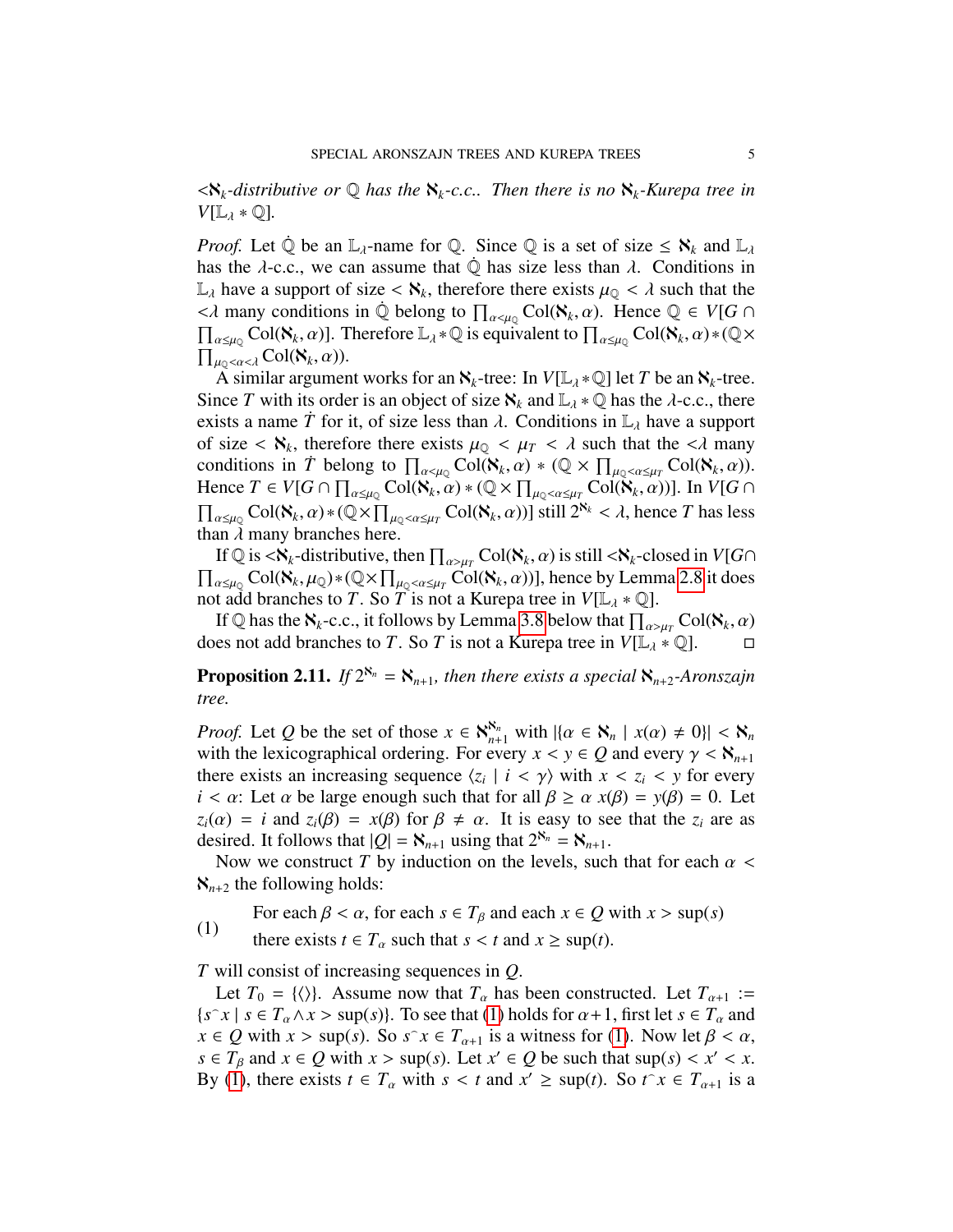$<\aleph_k$*-distributive or* $\mathbb{Q}$ *has the* $\aleph_k$*-c.c.. Then there is no* $\aleph_k$*-Kurepa tree in* $V[\mathbb{L}_\lambda * \mathbb{Q}]$*.*

*Proof.* Let $\dot{\mathbb{Q}}$ be an $\mathbb{L}_\lambda$-name for $\mathbb{Q}$. Since $\mathbb{Q}$ is a set of size $\leq \aleph_k$ and $\mathbb{L}_\lambda$ has the $\lambda$-c.c., we can assume that $\dot{\mathbb{Q}}$ has size less than $\lambda$. Conditions in $\mathbb{L}_\lambda$ have a support of size $< \aleph_k$, therefore there exists $\mu_{\mathbb{Q}} < \lambda$ such that the $<\lambda$ many conditions in $\dot{\mathbb{Q}}$ belong to $\prod_{\alpha<\mu_{\mathbb{Q}}} \mathrm{Col}(\aleph_k, \alpha)$. Hence $\mathbb{Q} \in V[G \cap \prod_{\alpha\leq\mu_{\mathbb{Q}}} \mathrm{Col}(\aleph_k, \alpha)]$. Therefore $\mathbb{L}_\lambda * \mathbb{Q}$ is equivalent to $\prod_{\alpha\leq\mu_{\mathbb{Q}}} \mathrm{Col}(\aleph_k, \alpha) * (\mathbb{Q} \times \prod_{\mu_{\mathbb{Q}}<\alpha<\lambda} \mathrm{Col}(\aleph_k, \alpha))$.

A similar argument works for an $\aleph_k$-tree: In $V[\mathbb{L}_\lambda * \mathbb{Q}]$ let $T$ be an $\aleph_k$-tree. Since $T$ with its order is an object of size $\aleph_k$ and $\mathbb{L}_\lambda * \mathbb{Q}$ has the $\lambda$-c.c., there exists a name $\dot{T}$ for it, of size less than $\lambda$. Conditions in $\mathbb{L}_\lambda$ have a support of size $< \aleph_k$, therefore there exists $\mu_{\mathbb{Q}} < \mu_T < \lambda$ such that the $<\lambda$ many conditions in $\dot{T}$ belong to $\prod_{\alpha<\mu_{\mathbb{Q}}} \mathrm{Col}(\aleph_k, \alpha) * (\mathbb{Q} \times \prod_{\mu_{\mathbb{Q}}<\alpha\leq\mu_T} \mathrm{Col}(\aleph_k, \alpha))$. Hence $T \in V[G \cap \prod_{\alpha\leq\mu_{\mathbb{Q}}} \mathrm{Col}(\aleph_k, \alpha) * (\mathbb{Q} \times \prod_{\mu_{\mathbb{Q}}<\alpha\leq\mu_T} \mathrm{Col}(\aleph_k, \alpha))]$. In $V[G \cap \prod_{\alpha\leq\mu_{\mathbb{Q}}} \mathrm{Col}(\aleph_k, \alpha) * (\mathbb{Q} \times \prod_{\mu_{\mathbb{Q}}<\alpha\leq\mu_T} \mathrm{Col}(\aleph_k, \alpha))]$ still $2^{\aleph_k} < \lambda$, hence $T$ has less than $\lambda$ many branches here.

If $\mathbb{Q}$ is $<\aleph_k$-distributive, then $\prod_{\alpha>\mu_T} \mathrm{Col}(\aleph_k, \alpha)$ is still $<\aleph_k$-closed in $V[G \cap \prod_{\alpha\leq\mu_{\mathbb{Q}}} \mathrm{Col}(\aleph_k, \mu_{\mathbb{Q}}) * (\mathbb{Q} \times \prod_{\mu_{\mathbb{Q}}<\alpha\leq\mu_T} \mathrm{Col}(\aleph_k, \alpha))]$, hence by Lemma 2.8 it does not add branches to $T$. So $T$ is not a Kurepa tree in $V[\mathbb{L}_\lambda * \mathbb{Q}]$.

If $\mathbb{Q}$ has the $\aleph_k$-c.c., it follows by Lemma 3.8 below that $\prod_{\alpha>\mu_T} \mathrm{Col}(\aleph_k, \alpha)$ does not add branches to $T$. So $T$ is not a Kurepa tree in $V[\mathbb{L}_\lambda * \mathbb{Q}]$. □

**Proposition 2.11.** *If* $2^{\aleph_n} = \aleph_{n+1}$*, then there exists a special* $\aleph_{n+2}$*-Aronszajn tree.*

*Proof.* Let $Q$ be the set of those $x \in \aleph_{n+1}^{\aleph_n}$ with $|\{\alpha \in \aleph_n \mid x(\alpha) \neq 0\}| < \aleph_n$ with the lexicographical ordering. For every $x < y \in Q$ and every $\gamma < \aleph_{n+1}$ there exists an increasing sequence $\langle z_i \mid i < \gamma\rangle$ with $x < z_i < y$ for every $i < \alpha$: Let $\alpha$ be large enough such that for all $\beta \geq \alpha$ $x(\beta) = y(\beta) = 0$. Let $z_i(\alpha) = i$ and $z_i(\beta) = x(\beta)$ for $\beta \neq \alpha$. It is easy to see that the $z_i$ are as desired. It follows that $|Q| = \aleph_{n+1}$ using that $2^{\aleph_n} = \aleph_{n+1}$.

Now we construct $T$ by induction on the levels, such that for each $\alpha < \aleph_{n+2}$ the following holds:

$$\text{(1)} \qquad \begin{array}{l} \text{For each } \beta < \alpha, \text{ for each } s \in T_\beta \text{ and each } x \in Q \text{ with } x > \sup(s) \\ \text{there exists } t \in T_\alpha \text{ such that } s < t \text{ and } x \geq \sup(t). \end{array}$$

$T$ will consist of increasing sequences in $Q$.

Let $T_0 = \{\langle\rangle\}$. Assume now that $T_\alpha$ has been constructed. Let $T_{\alpha+1} := \{s^\frown x \mid s \in T_\alpha \wedge x > \sup(s)\}$. To see that (1) holds for $\alpha+1$, first let $s \in T_\alpha$ and $x \in Q$ with $x > \sup(s)$. So $s^\frown x \in T_{\alpha+1}$ is a witness for (1). Now let $\beta < \alpha$, $s \in T_\beta$ and $x \in Q$ with $x > \sup(s)$. Let $x' \in Q$ be such that $\sup(s) < x' < x$. By (1), there exists $t \in T_\alpha$ with $s < t$ and $x' \geq \sup(t)$. So $t^\frown x \in T_{\alpha+1}$ is a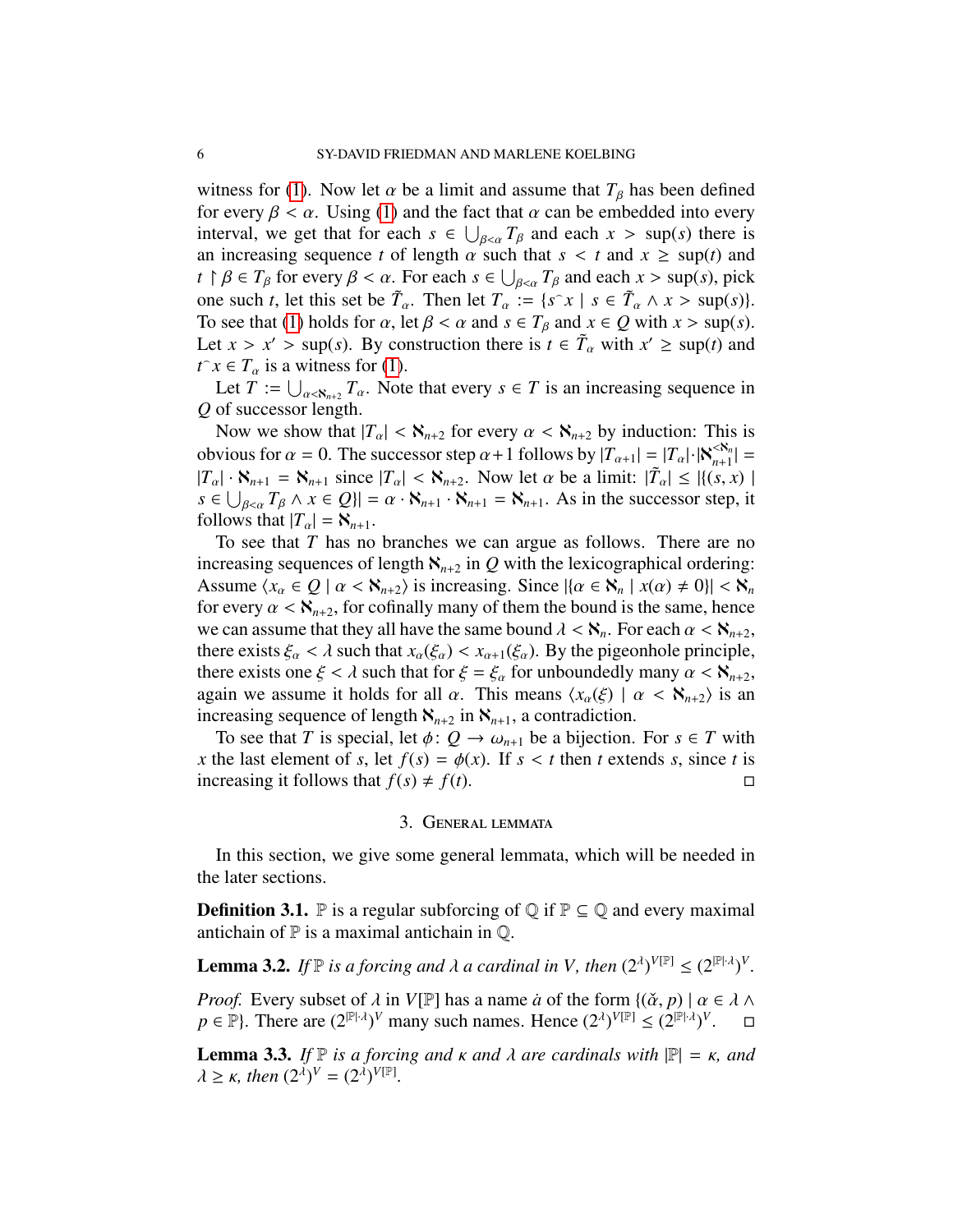witness for (1). Now let $\alpha$ be a limit and assume that $T_\beta$ has been defined for every $\beta < \alpha$. Using (1) and the fact that $\alpha$ can be embedded into every interval, we get that for each $s \in \bigcup_{\beta<\alpha} T_\beta$ and each $x > \sup(s)$ there is an increasing sequence $t$ of length $\alpha$ such that $s < t$ and $x \geq \sup(t)$ and $t \upharpoonright \beta \in T_\beta$ for every $\beta < \alpha$. For each $s \in \bigcup_{\beta<\alpha} T_\beta$ and each $x > \sup(s)$, pick one such $t$, let this set be $\tilde{T}_\alpha$. Then let $T_\alpha := \{s^\frown x \mid s \in \tilde{T}_\alpha \wedge x > \sup(s)\}$. To see that (1) holds for $\alpha$, let $\beta < \alpha$ and $s \in T_\beta$ and $x \in Q$ with $x > \sup(s)$. Let $x > x' > \sup(s)$. By construction there is $t \in \tilde{T}_\alpha$ with $x' \geq \sup(t)$ and $t^\frown x \in T_\alpha$ is a witness for (1).

Let $T := \bigcup_{\alpha<\aleph_{n+2}} T_\alpha$. Note that every $s \in T$ is an increasing sequence in $Q$ of successor length.

Now we show that $|T_\alpha| < \aleph_{n+2}$ for every $\alpha < \aleph_{n+2}$ by induction: This is obvious for $\alpha = 0$. The successor step $\alpha+1$ follows by $|T_{\alpha+1}| = |T_\alpha| \cdot |\aleph_{n+1}^{<\aleph_n}| = |T_\alpha| \cdot \aleph_{n+1} = \aleph_{n+1}$ since $|T_\alpha| < \aleph_{n+2}$. Now let $\alpha$ be a limit: $|\tilde{T}_\alpha| \leq |\{(s,x) \mid s \in \bigcup_{\beta<\alpha} T_\beta \wedge x \in Q\}| = \alpha \cdot \aleph_{n+1} \cdot \aleph_{n+1} = \aleph_{n+1}$. As in the successor step, it follows that $|T_\alpha| = \aleph_{n+1}$.

To see that $T$ has no branches we can argue as follows. There are no increasing sequences of length $\aleph_{n+2}$ in $Q$ with the lexicographical ordering: Assume $\langle x_\alpha \in Q \mid \alpha < \aleph_{n+2}\rangle$ is increasing. Since $|\{\alpha \in \aleph_n \mid x(\alpha) \neq 0\}| < \aleph_n$ for every $\alpha < \aleph_{n+2}$, for cofinally many of them the bound is the same, hence we can assume that they all have the same bound $\lambda < \aleph_n$. For each $\alpha < \aleph_{n+2}$, there exists $\xi_\alpha < \lambda$ such that $x_\alpha(\xi_\alpha) < x_{\alpha+1}(\xi_\alpha)$. By the pigeonhole principle, there exists one $\xi < \lambda$ such that for $\xi = \xi_\alpha$ for unboundedly many $\alpha < \aleph_{n+2}$, again we assume it holds for all $\alpha$. This means $\langle x_\alpha(\xi) \mid \alpha < \aleph_{n+2}\rangle$ is an increasing sequence of length $\aleph_{n+2}$ in $\aleph_{n+1}$, a contradiction.

To see that $T$ is special, let $\phi\colon Q \to \omega_{n+1}$ be a bijection. For $s \in T$ with $x$ the last element of $s$, let $f(s) = \phi(x)$. If $s < t$ then $t$ extends $s$, since $t$ is increasing it follows that $f(s) \neq f(t)$. $\square$

## 3. General lemmata

In this section, we give some general lemmata, which will be needed in the later sections.

**Definition 3.1.** $\mathbb{P}$ is a regular subforcing of $\mathbb{Q}$ if $\mathbb{P} \subseteq \mathbb{Q}$ and every maximal antichain of $\mathbb{P}$ is a maximal antichain in $\mathbb{Q}$.

**Lemma 3.2.** *If $\mathbb{P}$ is a forcing and $\lambda$ a cardinal in $V$, then $(2^\lambda)^{V[\mathbb{P}]} \leq (2^{|\mathbb{P}|\cdot\lambda})^V$.*

*Proof.* Every subset of $\lambda$ in $V[\mathbb{P}]$ has a name $\dot{a}$ of the form $\{(\check{\alpha}, p) \mid \alpha \in \lambda \wedge p \in \mathbb{P}\}$. There are $(2^{|\mathbb{P}|\cdot\lambda})^V$ many such names. Hence $(2^\lambda)^{V[\mathbb{P}]} \leq (2^{|\mathbb{P}|\cdot\lambda})^V$. $\square$

**Lemma 3.3.** *If $\mathbb{P}$ is a forcing and $\kappa$ and $\lambda$ are cardinals with $|\mathbb{P}| = \kappa$, and $\lambda \geq \kappa$, then $(2^\lambda)^V = (2^\lambda)^{V[\mathbb{P}]}$.*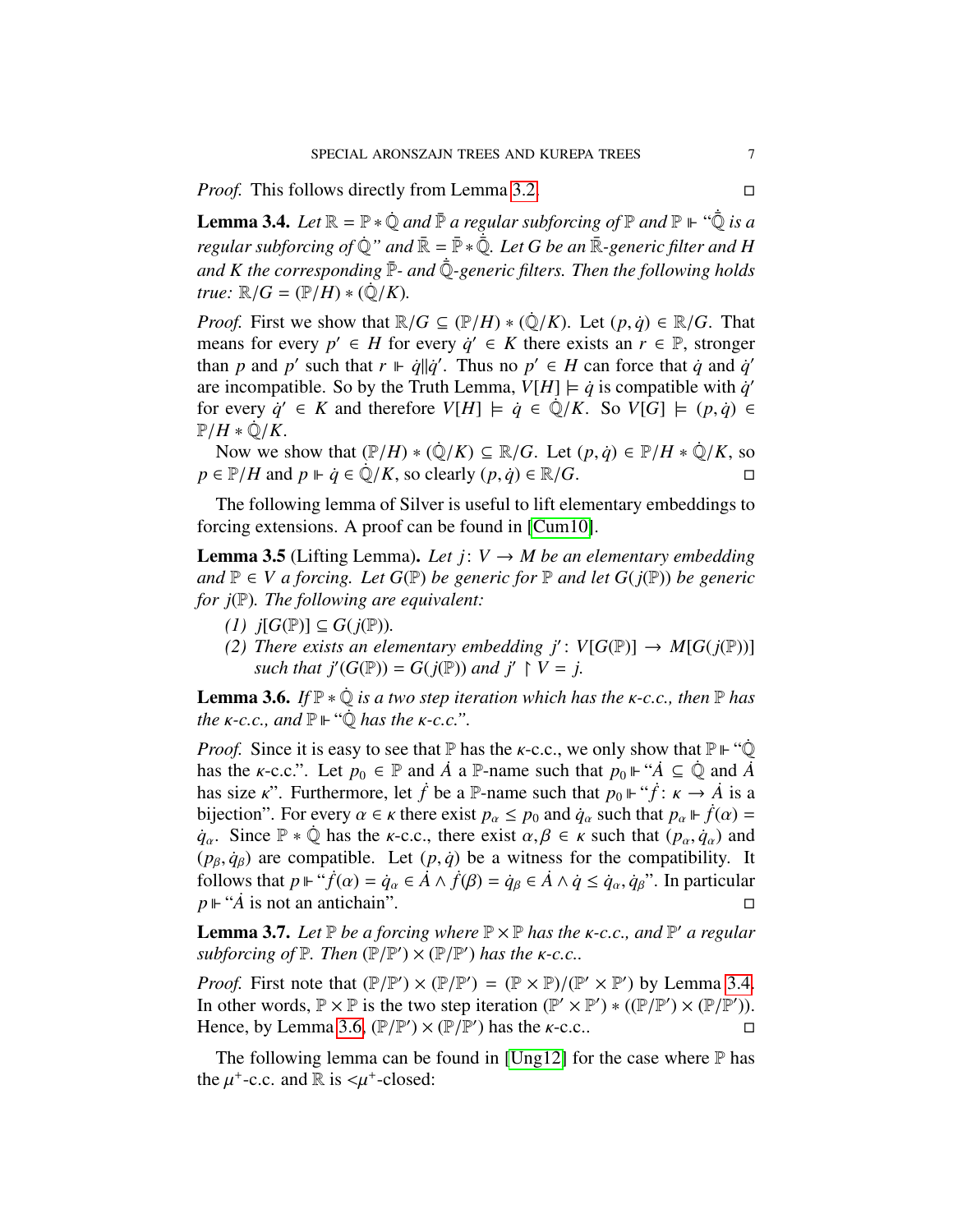*Proof.* This follows directly from Lemma 3.2. □

**Lemma 3.4.** *Let $\mathbb{R} = \mathbb{P} * \dot{\mathbb{Q}}$ and $\bar{\mathbb{P}}$ a regular subforcing of $\mathbb{P}$ and $\mathbb{P} \Vdash$ "$\dot{\bar{\mathbb{Q}}}$ is a regular subforcing of $\dot{\mathbb{Q}}$" and $\bar{\mathbb{R}} = \bar{\mathbb{P}} * \dot{\bar{\mathbb{Q}}}$. Let $G$ be an $\bar{\mathbb{R}}$-generic filter and $H$ and $K$ the corresponding $\bar{\mathbb{P}}$- and $\dot{\bar{\mathbb{Q}}}$-generic filters. Then the following holds true: $\mathbb{R}/G = (\mathbb{P}/H) * (\dot{\mathbb{Q}}/K)$.*

*Proof.* First we show that $\mathbb{R}/G \subseteq (\mathbb{P}/H) * (\dot{\mathbb{Q}}/K)$. Let $(p, \dot{q}) \in \mathbb{R}/G$. That means for every $p' \in H$ for every $\dot{q}' \in K$ there exists an $r \in \mathbb{P}$, stronger than $p$ and $p'$ such that $r \Vdash \dot{q} \| \dot{q}'$. Thus no $p' \in H$ can force that $\dot{q}$ and $\dot{q}'$ are incompatible. So by the Truth Lemma, $V[H] \models \dot{q}$ is compatible with $\dot{q}'$ for every $\dot{q}' \in K$ and therefore $V[H] \models \dot{q} \in \dot{\mathbb{Q}}/K$. So $V[G] \models (p, \dot{q}) \in \mathbb{P}/H * \dot{\mathbb{Q}}/K$.

Now we show that $(\mathbb{P}/H) * (\dot{\mathbb{Q}}/K) \subseteq \mathbb{R}/G$. Let $(p, \dot{q}) \in \mathbb{P}/H * \dot{\mathbb{Q}}/K$, so $p \in \mathbb{P}/H$ and $p \Vdash \dot{q} \in \dot{\mathbb{Q}}/K$, so clearly $(p, \dot{q}) \in \mathbb{R}/G$. □

The following lemma of Silver is useful to lift elementary embeddings to forcing extensions. A proof can be found in [Cum10].

**Lemma 3.5** (Lifting Lemma)**.** *Let $j: V \to M$ be an elementary embedding and $\mathbb{P} \in V$ a forcing. Let $G(\mathbb{P})$ be generic for $\mathbb{P}$ and let $G(j(\mathbb{P}))$ be generic for $j(\mathbb{P})$. The following are equivalent:*

*(1) $j[G(\mathbb{P})] \subseteq G(j(\mathbb{P}))$.*
*(2) There exists an elementary embedding $j': V[G(\mathbb{P})] \to M[G(j(\mathbb{P}))]$ such that $j'(G(\mathbb{P})) = G(j(\mathbb{P}))$ and $j' \upharpoonright V = j$.*

**Lemma 3.6.** *If $\mathbb{P} * \dot{\mathbb{Q}}$ is a two step iteration which has the $\kappa$-c.c., then $\mathbb{P}$ has the $\kappa$-c.c., and $\mathbb{P} \Vdash$ "$\dot{\mathbb{Q}}$ has the $\kappa$-c.c.".*

*Proof.* Since it is easy to see that $\mathbb{P}$ has the $\kappa$-c.c., we only show that $\mathbb{P} \Vdash$ "$\dot{\mathbb{Q}}$ has the $\kappa$-c.c.". Let $p_0 \in \mathbb{P}$ and $\dot{A}$ a $\mathbb{P}$-name such that $p_0 \Vdash$ "$\dot{A} \subseteq \dot{\mathbb{Q}}$ and $\dot{A}$ has size $\kappa$". Furthermore, let $\dot{f}$ be a $\mathbb{P}$-name such that $p_0 \Vdash$ "$\dot{f}: \kappa \to \dot{A}$ is a bijection". For every $\alpha \in \kappa$ there exist $p_\alpha \le p_0$ and $\dot{q}_\alpha$ such that $p_\alpha \Vdash \dot{f}(\alpha) = \dot{q}_\alpha$. Since $\mathbb{P} * \dot{\mathbb{Q}}$ has the $\kappa$-c.c., there exist $\alpha, \beta \in \kappa$ such that $(p_\alpha, \dot{q}_\alpha)$ and $(p_\beta, \dot{q}_\beta)$ are compatible. Let $(p, \dot{q})$ be a witness for the compatibility. It follows that $p \Vdash$ "$\dot{f}(\alpha) = \dot{q}_\alpha \in \dot{A} \wedge \dot{f}(\beta) = \dot{q}_\beta \in \dot{A} \wedge \dot{q} \le \dot{q}_\alpha, \dot{q}_\beta$". In particular $p \Vdash$ "$\dot{A}$ is not an antichain". □

**Lemma 3.7.** *Let $\mathbb{P}$ be a forcing where $\mathbb{P} \times \mathbb{P}$ has the $\kappa$-c.c., and $\mathbb{P}'$ a regular subforcing of $\mathbb{P}$. Then $(\mathbb{P}/\mathbb{P}') \times (\mathbb{P}/\mathbb{P}')$ has the $\kappa$-c.c..*

*Proof.* First note that $(\mathbb{P}/\mathbb{P}') \times (\mathbb{P}/\mathbb{P}') = (\mathbb{P} \times \mathbb{P})/(\mathbb{P}' \times \mathbb{P}')$ by Lemma 3.4. In other words, $\mathbb{P} \times \mathbb{P}$ is the two step iteration $(\mathbb{P}' \times \mathbb{P}') * ((\mathbb{P}/\mathbb{P}') \times (\mathbb{P}/\mathbb{P}'))$. Hence, by Lemma 3.6, $(\mathbb{P}/\mathbb{P}') \times (\mathbb{P}/\mathbb{P}')$ has the $\kappa$-c.c.. □

The following lemma can be found in [Ung12] for the case where $\mathbb{P}$ has the $\mu^+$-c.c. and $\mathbb{R}$ is $<\mu^+$-closed: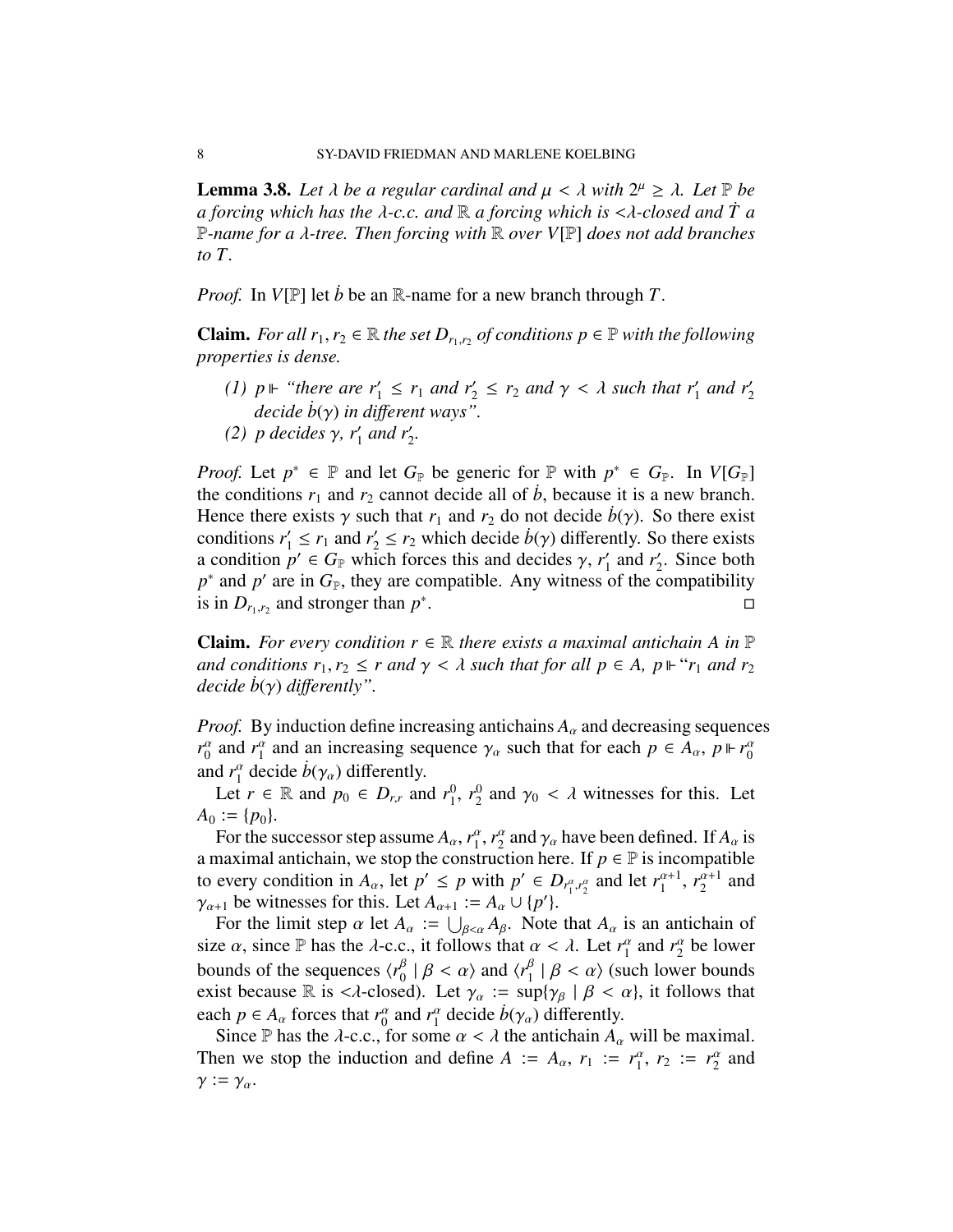**Lemma 3.8.** *Let $\lambda$ be a regular cardinal and $\mu < \lambda$ with $2^\mu \geq \lambda$. Let $\mathbb{P}$ be a forcing which has the $\lambda$-c.c. and $\mathbb{R}$ a forcing which is $<\lambda$-closed and $\dot{T}$ a $\mathbb{P}$-name for a $\lambda$-tree. Then forcing with $\mathbb{R}$ over $V[\mathbb{P}]$ does not add branches to $T$.*

*Proof.* In $V[\mathbb{P}]$ let $\dot{b}$ be an $\mathbb{R}$-name for a new branch through $T$.

**Claim.** *For all $r_1, r_2 \in \mathbb{R}$ the set $D_{r_1,r_2}$ of conditions $p \in \mathbb{P}$ with the following properties is dense.*

1. *$p \Vdash$ "there are $r_1' \leq r_1$ and $r_2' \leq r_2$ and $\gamma < \lambda$ such that $r_1'$ and $r_2'$ decide $\dot{b}(\gamma)$ in different ways".*
2. *$p$ decides $\gamma$, $r_1'$ and $r_2'$.*

*Proof.* Let $p^* \in \mathbb{P}$ and let $G_{\mathbb{P}}$ be generic for $\mathbb{P}$ with $p^* \in G_{\mathbb{P}}$. In $V[G_{\mathbb{P}}]$ the conditions $r_1$ and $r_2$ cannot decide all of $\dot{b}$, because it is a new branch. Hence there exists $\gamma$ such that $r_1$ and $r_2$ do not decide $\dot{b}(\gamma)$. So there exist conditions $r_1' \leq r_1$ and $r_2' \leq r_2$ which decide $\dot{b}(\gamma)$ differently. So there exists a condition $p' \in G_{\mathbb{P}}$ which forces this and decides $\gamma$, $r_1'$ and $r_2'$. Since both $p^*$ and $p'$ are in $G_{\mathbb{P}}$, they are compatible. Any witness of the compatibility is in $D_{r_1,r_2}$ and stronger than $p^*$. $\square$

**Claim.** *For every condition $r \in \mathbb{R}$ there exists a maximal antichain $A$ in $\mathbb{P}$ and conditions $r_1, r_2 \leq r$ and $\gamma < \lambda$ such that for all $p \in A$, $p \Vdash$ "$r_1$ and $r_2$ decide $\dot{b}(\gamma)$ differently".*

*Proof.* By induction define increasing antichains $A_\alpha$ and decreasing sequences $r_0^\alpha$ and $r_1^\alpha$ and an increasing sequence $\gamma_\alpha$ such that for each $p \in A_\alpha$, $p \Vdash r_0^\alpha$ and $r_1^\alpha$ decide $\dot{b}(\gamma_\alpha)$ differently.

Let $r \in \mathbb{R}$ and $p_0 \in D_{r,r}$ and $r_1^0$, $r_2^0$ and $\gamma_0 < \lambda$ witnesses for this. Let $A_0 := \{p_0\}$.

For the successor step assume $A_\alpha, r_1^\alpha, r_2^\alpha$ and $\gamma_\alpha$ have been defined. If $A_\alpha$ is a maximal antichain, we stop the construction here. If $p \in \mathbb{P}$ is incompatible to every condition in $A_\alpha$, let $p' \leq p$ with $p' \in D_{r_1^\alpha, r_2^\alpha}$ and let $r_1^{\alpha+1}$, $r_2^{\alpha+1}$ and $\gamma_{\alpha+1}$ be witnesses for this. Let $A_{\alpha+1} := A_\alpha \cup \{p'\}$.

For the limit step $\alpha$ let $A_\alpha := \bigcup_{\beta<\alpha} A_\beta$. Note that $A_\alpha$ is an antichain of size $\alpha$, since $\mathbb{P}$ has the $\lambda$-c.c., it follows that $\alpha < \lambda$. Let $r_1^\alpha$ and $r_2^\alpha$ be lower bounds of the sequences $\langle r_0^\beta \mid \beta < \alpha \rangle$ and $\langle r_1^\beta \mid \beta < \alpha \rangle$ (such lower bounds exist because $\mathbb{R}$ is $<\lambda$-closed). Let $\gamma_\alpha := \sup\{\gamma_\beta \mid \beta < \alpha\}$, it follows that each $p \in A_\alpha$ forces that $r_0^\alpha$ and $r_1^\alpha$ decide $\dot{b}(\gamma_\alpha)$ differently.

Since $\mathbb{P}$ has the $\lambda$-c.c., for some $\alpha < \lambda$ the antichain $A_\alpha$ will be maximal. Then we stop the induction and define $A := A_\alpha$, $r_1 := r_1^\alpha$, $r_2 := r_2^\alpha$ and $\gamma := \gamma_\alpha$.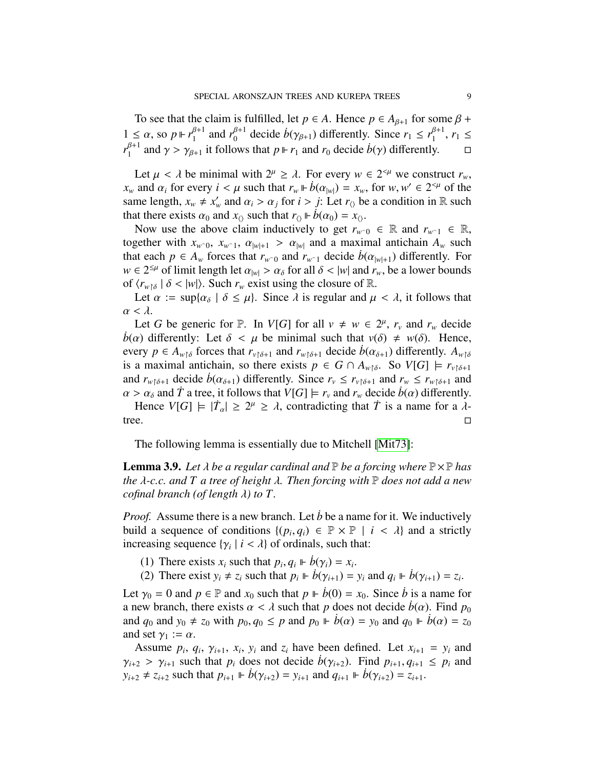To see that the claim is fulfilled, let $p \in A$. Hence $p \in A_{\beta+1}$ for some $\beta + 1 \leq \alpha$, so $p \Vdash r_1^{\beta+1}$ and $r_0^{\beta+1}$ decide $\dot{b}(\gamma_{\beta+1})$ differently. Since $r_1 \leq r_1^{\beta+1}$, $r_1 \leq r_1^{\beta+1}$ and $\gamma > \gamma_{\beta+1}$ it follows that $p \Vdash r_1$ and $r_0$ decide $\dot{b}(\gamma)$ differently. □

Let $\mu < \lambda$ be minimal with $2^\mu \geq \lambda$. For every $w \in 2^{<\mu}$ we construct $r_w$, $x_w$ and $\alpha_i$ for every $i < \mu$ such that $r_w \Vdash \dot{b}(\alpha_{|w|}) = x_w$, for $w, w' \in 2^{<\mu}$ of the same length, $x_w \neq x'_w$ and $\alpha_i > \alpha_j$ for $i > j$: Let $r_{\langle\rangle}$ be a condition in $\mathbb{R}$ such that there exists $\alpha_0$ and $x_{\langle\rangle}$ such that $r_{\langle\rangle} \Vdash \dot{b}(\alpha_0) = x_{\langle\rangle}$.

Now use the above claim inductively to get $r_{w^\frown 0} \in \mathbb{R}$ and $r_{w^\frown 1} \in \mathbb{R}$, together with $x_{w^\frown 0}$, $x_{w^\frown 1}$, $\alpha_{|w|+1} > \alpha_{|w|}$ and a maximal antichain $A_w$ such that each $p \in A_w$ forces that $r_{w^\frown 0}$ and $r_{w^\frown 1}$ decide $\dot{b}(\alpha_{|w|+1})$ differently. For $w \in 2^{\leq\mu}$ of limit length let $\alpha_{|w|} > \alpha_\delta$ for all $\delta < |w|$ and $r_w$, be a lower bounds of $\langle r_{w\restriction\delta} \mid \delta < |w|\rangle$. Such $r_w$ exist using the closure of $\mathbb{R}$.

Let $\alpha := \sup\{\alpha_\delta \mid \delta \leq \mu\}$. Since $\lambda$ is regular and $\mu < \lambda$, it follows that $\alpha < \lambda$.

Let $G$ be generic for $\mathbb{P}$. In $V[G]$ for all $v \neq w \in 2^\mu$, $r_v$ and $r_w$ decide $\dot{b}(\alpha)$ differently: Let $\delta < \mu$ be minimal such that $v(\delta) \neq w(\delta)$. Hence, every $p \in A_{w\restriction\delta}$ forces that $r_{v\restriction\delta+1}$ and $r_{w\restriction\delta+1}$ decide $\dot{b}(\alpha_{\delta+1})$ differently. $A_{w\restriction\delta}$ is a maximal antichain, so there exists $p \in G \cap A_{w\restriction\delta}$. So $V[G] \models r_{v\restriction\delta+1}$ and $r_{w\restriction\delta+1}$ decide $\dot{b}(\alpha_{\delta+1})$ differently. Since $r_v \leq r_{v\restriction\delta+1}$ and $r_w \leq r_{w\restriction\delta+1}$ and $\alpha > \alpha_\delta$ and $\dot{T}$ a tree, it follows that $V[G] \models r_v$ and $r_w$ decide $\dot{b}(\alpha)$ differently.

Hence $V[G] \models |\dot{T}_\alpha| \geq 2^\mu \geq \lambda$, contradicting that $\dot{T}$ is a name for a $\lambda$-tree. □

The following lemma is essentially due to Mitchell [Mit73]:

**Lemma 3.9.** *Let $\lambda$ be a regular cardinal and $\mathbb{P}$ be a forcing where $\mathbb{P}\times\mathbb{P}$ has the $\lambda$-c.c. and $T$ a tree of height $\lambda$. Then forcing with $\mathbb{P}$ does not add a new cofinal branch (of length $\lambda$) to $T$.*

*Proof.* Assume there is a new branch. Let $\dot{b}$ be a name for it. We inductively build a sequence of conditions $\{(p_i, q_i) \in \mathbb{P} \times \mathbb{P} \mid i < \lambda\}$ and a strictly increasing sequence $\{\gamma_i \mid i < \lambda\}$ of ordinals, such that:

1. There exists $x_i$ such that $p_i, q_i \Vdash \dot{b}(\gamma_i) = x_i$.
2. There exist $y_i \neq z_i$ such that $p_i \Vdash \dot{b}(\gamma_{i+1}) = y_i$ and $q_i \Vdash \dot{b}(\gamma_{i+1}) = z_i$.

Let $\gamma_0 = 0$ and $p \in \mathbb{P}$ and $x_0$ such that $p \Vdash \dot{b}(0) = x_0$. Since $\dot{b}$ is a name for a new branch, there exists $\alpha < \lambda$ such that $p$ does not decide $\dot{b}(\alpha)$. Find $p_0$ and $q_0$ and $y_0 \neq z_0$ with $p_0, q_0 \leq p$ and $p_0 \Vdash \dot{b}(\alpha) = y_0$ and $q_0 \Vdash \dot{b}(\alpha) = z_0$ and set $\gamma_1 := \alpha$.

Assume $p_i$, $q_i$, $\gamma_{i+1}$, $x_i$, $y_i$ and $z_i$ have been defined. Let $x_{i+1} = y_i$ and $\gamma_{i+2} > \gamma_{i+1}$ such that $p_i$ does not decide $\dot{b}(\gamma_{i+2})$. Find $p_{i+1}, q_{i+1} \leq p_i$ and $y_{i+2} \neq z_{i+2}$ such that $p_{i+1} \Vdash \dot{b}(\gamma_{i+2}) = y_{i+1}$ and $q_{i+1} \Vdash \dot{b}(\gamma_{i+2}) = z_{i+1}$.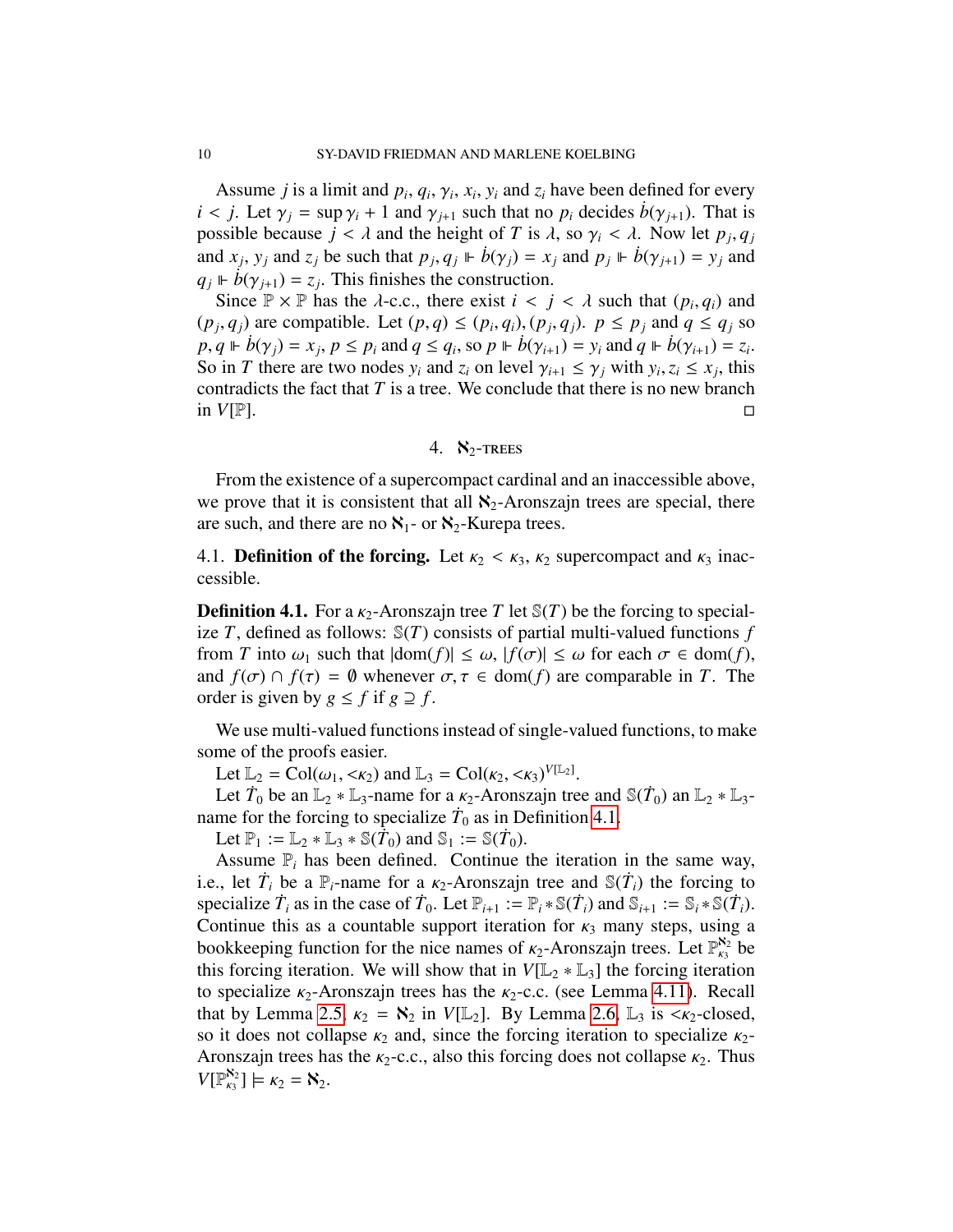Assume $j$ is a limit and $p_i$, $q_i$, $\gamma_i$, $x_i$, $y_i$ and $z_i$ have been defined for every $i < j$. Let $\gamma_j = \sup \gamma_i + 1$ and $\gamma_{j+1}$ such that no $p_i$ decides $\dot{b}(\gamma_{j+1})$. That is possible because $j < \lambda$ and the height of $T$ is $\lambda$, so $\gamma_i < \lambda$. Now let $p_j, q_j$ and $x_j$, $y_j$ and $z_j$ be such that $p_j, q_j \Vdash \dot{b}(\gamma_j) = x_j$ and $p_j \Vdash \dot{b}(\gamma_{j+1}) = y_j$ and $q_j \Vdash \dot{b}(\gamma_{j+1}) = z_j$. This finishes the construction.

Since $\mathbb{P} \times \mathbb{P}$ has the $\lambda$-c.c., there exist $i < j < \lambda$ such that $(p_i, q_i)$ and $(p_j, q_j)$ are compatible. Let $(p, q) \leq (p_i, q_i), (p_j, q_j)$. $p \leq p_j$ and $q \leq q_j$ so $p, q \Vdash \dot{b}(\gamma_j) = x_j$, $p \leq p_i$ and $q \leq q_i$, so $p \Vdash \dot{b}(\gamma_{i+1}) = y_i$ and $q \Vdash \dot{b}(\gamma_{i+1}) = z_i$. So in $T$ there are two nodes $y_i$ and $z_i$ on level $\gamma_{i+1} \leq \gamma_j$ with $y_i, z_i \leq x_j$, this contradicts the fact that $T$ is a tree. We conclude that there is no new branch in $V[\mathbb{P}]$. □

## 4. $\aleph_2$-trees

From the existence of a supercompact cardinal and an inaccessible above, we prove that it is consistent that all $\aleph_2$-Aronszajn trees are special, there are such, and there are no $\aleph_1$- or $\aleph_2$-Kurepa trees.

### 4.1. Definition of the forcing.

Let $\kappa_2 < \kappa_3$, $\kappa_2$ supercompact and $\kappa_3$ inaccessible.

**Definition 4.1.** For a $\kappa_2$-Aronszajn tree $T$ let $\mathbb{S}(T)$ be the forcing to specialize $T$, defined as follows: $\mathbb{S}(T)$ consists of partial multi-valued functions $f$ from $T$ into $\omega_1$ such that $|\text{dom}(f)| \leq \omega$, $|f(\sigma)| \leq \omega$ for each $\sigma \in \text{dom}(f)$, and $f(\sigma) \cap f(\tau) = \emptyset$ whenever $\sigma, \tau \in \text{dom}(f)$ are comparable in $T$. The order is given by $g \leq f$ if $g \supseteq f$.

We use multi-valued functions instead of single-valued functions, to make some of the proofs easier.

Let $\mathbb{L}_2 = \text{Col}(\omega_1, {<}\kappa_2)$ and $\mathbb{L}_3 = \text{Col}(\kappa_2, {<}\kappa_3)^{V[\mathbb{L}_2]}$.

Let $\dot{T}_0$ be an $\mathbb{L}_2 * \mathbb{L}_3$-name for a $\kappa_2$-Aronszajn tree and $\mathbb{S}(\dot{T}_0)$ an $\mathbb{L}_2 * \mathbb{L}_3$-name for the forcing to specialize $\dot{T}_0$ as in Definition 4.1.

Let $\mathbb{P}_1 := \mathbb{L}_2 * \mathbb{L}_3 * \mathbb{S}(\dot{T}_0)$ and $\mathbb{S}_1 := \mathbb{S}(\dot{T}_0)$.

Assume $\mathbb{P}_i$ has been defined. Continue the iteration in the same way, i.e., let $\dot{T}_i$ be a $\mathbb{P}_i$-name for a $\kappa_2$-Aronszajn tree and $\mathbb{S}(\dot{T}_i)$ the forcing to specialize $\dot{T}_i$ as in the case of $\dot{T}_0$. Let $\mathbb{P}_{i+1} := \mathbb{P}_i * \mathbb{S}(\dot{T}_i)$ and $\mathbb{S}_{i+1} := \mathbb{S}_i * \mathbb{S}(\dot{T}_i)$. Continue this as a countable support iteration for $\kappa_3$ many steps, using a bookkeeping function for the nice names of $\kappa_2$-Aronszajn trees. Let $\mathbb{P}_{\kappa_3}^{\aleph_2}$ be this forcing iteration. We will show that in $V[\mathbb{L}_2 * \mathbb{L}_3]$ the forcing iteration to specialize $\kappa_2$-Aronszajn trees has the $\kappa_2$-c.c. (see Lemma 4.11). Recall that by Lemma 2.5, $\kappa_2 = \aleph_2$ in $V[\mathbb{L}_2]$. By Lemma 2.6, $\mathbb{L}_3$ is ${<}\kappa_2$-closed, so it does not collapse $\kappa_2$ and, since the forcing iteration to specialize $\kappa_2$-Aronszajn trees has the $\kappa_2$-c.c., also this forcing does not collapse $\kappa_2$. Thus $V[\mathbb{P}_{\kappa_3}^{\aleph_2}] \models \kappa_2 = \aleph_2$.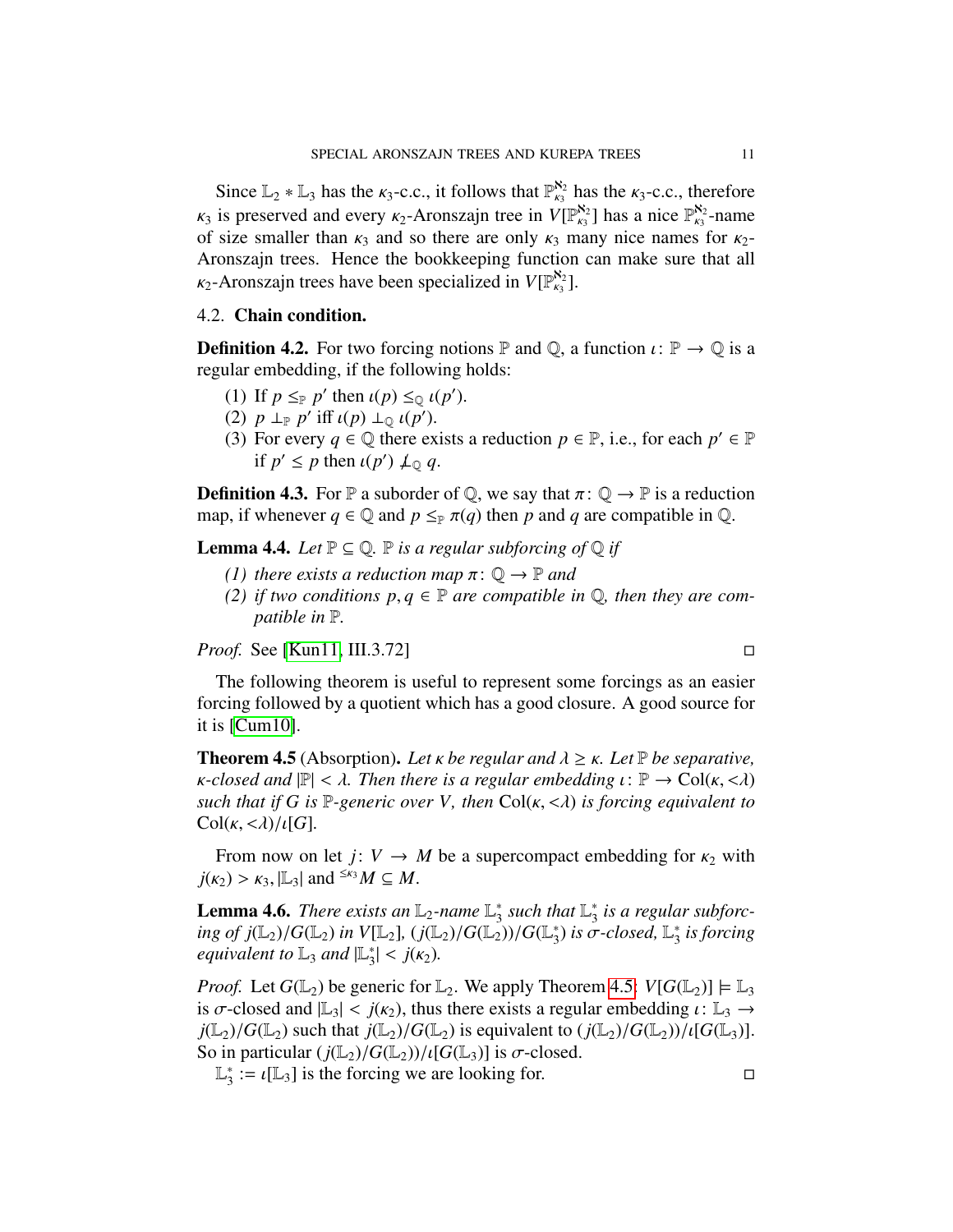Since $\mathbb{L}_2 * \mathbb{L}_3$ has the $\kappa_3$-c.c., it follows that $\mathbb{P}^{\aleph_2}_{\kappa_3}$ has the $\kappa_3$-c.c., therefore $\kappa_3$ is preserved and every $\kappa_2$-Aronszajn tree in $V[\mathbb{P}^{\aleph_2}_{\kappa_3}]$ has a nice $\mathbb{P}^{\aleph_2}_{\kappa_3}$-name of size smaller than $\kappa_3$ and so there are only $\kappa_3$ many nice names for $\kappa_2$-Aronszajn trees. Hence the bookkeeping function can make sure that all $\kappa_2$-Aronszajn trees have been specialized in $V[\mathbb{P}^{\aleph_2}_{\kappa_3}]$.

## 4.2. **Chain condition.**

**Definition 4.2.** For two forcing notions $\mathbb{P}$ and $\mathbb{Q}$, a function $\iota\colon \mathbb{P} \to \mathbb{Q}$ is a regular embedding, if the following holds:

1. If $p \leq_{\mathbb{P}} p'$ then $\iota(p) \leq_{\mathbb{Q}} \iota(p')$.
2. $p \perp_{\mathbb{P}} p'$ iff $\iota(p) \perp_{\mathbb{Q}} \iota(p')$.
3. For every $q \in \mathbb{Q}$ there exists a reduction $p \in \mathbb{P}$, i.e., for each $p' \in \mathbb{P}$ if $p' \leq p$ then $\iota(p') \not\perp_{\mathbb{Q}} q$.

**Definition 4.3.** For $\mathbb{P}$ a suborder of $\mathbb{Q}$, we say that $\pi\colon \mathbb{Q} \to \mathbb{P}$ is a reduction map, if whenever $q \in \mathbb{Q}$ and $p \leq_{\mathbb{P}} \pi(q)$ then $p$ and $q$ are compatible in $\mathbb{Q}$.

**Lemma 4.4.** *Let $\mathbb{P} \subseteq \mathbb{Q}$. $\mathbb{P}$ is a regular subforcing of $\mathbb{Q}$ if*

*(1) there exists a reduction map $\pi\colon \mathbb{Q} \to \mathbb{P}$ and*
*(2) if two conditions $p, q \in \mathbb{P}$ are compatible in $\mathbb{Q}$, then they are compatible in $\mathbb{P}$.*

*Proof.* See [Kun11, III.3.72] □

The following theorem is useful to represent some forcings as an easier forcing followed by a quotient which has a good closure. A good source for it is [Cum10].

**Theorem 4.5** (Absorption)**.** *Let $\kappa$ be regular and $\lambda \geq \kappa$. Let $\mathbb{P}$ be separative, $\kappa$-closed and $|\mathbb{P}| < \lambda$. Then there is a regular embedding $\iota\colon \mathbb{P} \to \mathrm{Col}(\kappa, {<}\lambda)$ such that if $G$ is $\mathbb{P}$-generic over $V$, then $\mathrm{Col}(\kappa, {<}\lambda)$ is forcing equivalent to $\mathrm{Col}(\kappa, {<}\lambda)/\iota[G]$.*

From now on let $j\colon V \to M$ be a supercompact embedding for $\kappa_2$ with $j(\kappa_2) > \kappa_3, |\mathbb{L}_3|$ and ${}^{\leq\kappa_3}M \subseteq M$.

**Lemma 4.6.** *There exists an $\mathbb{L}_2$-name $\mathbb{L}_3^*$ such that $\mathbb{L}_3^*$ is a regular subforcing of $j(\mathbb{L}_2)/G(\mathbb{L}_2)$ in $V[\mathbb{L}_2]$, $(j(\mathbb{L}_2)/G(\mathbb{L}_2))/G(\mathbb{L}_3^*)$ is $\sigma$-closed, $\mathbb{L}_3^*$ is forcing equivalent to $\mathbb{L}_3$ and $|\mathbb{L}_3^*| < j(\kappa_2)$.*

*Proof.* Let $G(\mathbb{L}_2)$ be generic for $\mathbb{L}_2$. We apply Theorem 4.5: $V[G(\mathbb{L}_2)] \models \mathbb{L}_3$ is $\sigma$-closed and $|\mathbb{L}_3| < j(\kappa_2)$, thus there exists a regular embedding $\iota\colon \mathbb{L}_3 \to j(\mathbb{L}_2)/G(\mathbb{L}_2)$ such that $j(\mathbb{L}_2)/G(\mathbb{L}_2)$ is equivalent to $(j(\mathbb{L}_2)/G(\mathbb{L}_2))/\iota[G(\mathbb{L}_3)]$. So in particular $(j(\mathbb{L}_2)/G(\mathbb{L}_2))/\iota[G(\mathbb{L}_3)]$ is $\sigma$-closed.

$\mathbb{L}_3^* := \iota[\mathbb{L}_3]$ is the forcing we are looking for. □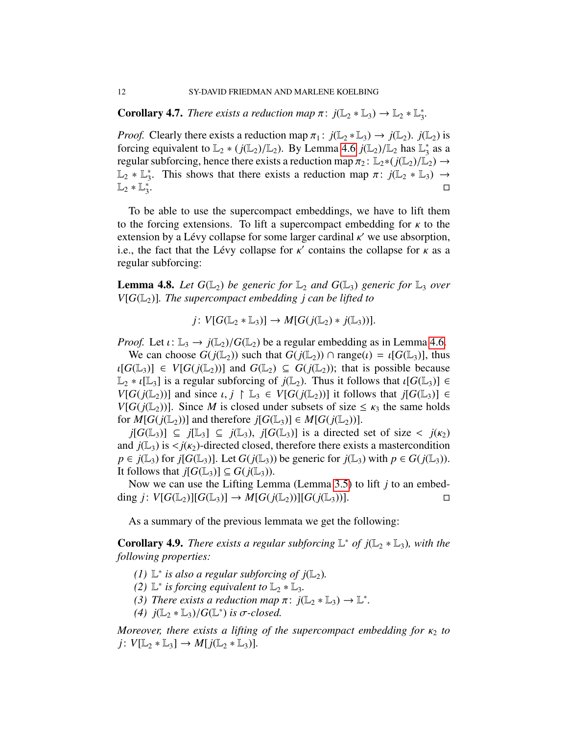**Corollary 4.7.** *There exists a reduction map $\pi \colon j(\mathbb{L}_2 * \mathbb{L}_3) \to \mathbb{L}_2 * \mathbb{L}_3^*$.*

*Proof.* Clearly there exists a reduction map $\pi_1 \colon j(\mathbb{L}_2 * \mathbb{L}_3) \to j(\mathbb{L}_2)$. $j(\mathbb{L}_2)$ is forcing equivalent to $\mathbb{L}_2 * (j(\mathbb{L}_2)/\mathbb{L}_2)$. By Lemma 4.6 $j(\mathbb{L}_2)/\mathbb{L}_2$ has $\mathbb{L}_3^*$ as a regular subforcing, hence there exists a reduction map $\pi_2 \colon \mathbb{L}_2 * (j(\mathbb{L}_2)/\mathbb{L}_2) \to \mathbb{L}_2 * \mathbb{L}_3^*$. This shows that there exists a reduction map $\pi \colon j(\mathbb{L}_2 * \mathbb{L}_3) \to \mathbb{L}_2 * \mathbb{L}_3^*$. □

To be able to use the supercompact embeddings, we have to lift them to the forcing extensions. To lift a supercompact embedding for $\kappa$ to the extension by a Lévy collapse for some larger cardinal $\kappa'$ we use absorption, i.e., the fact that the Lévy collapse for $\kappa'$ contains the collapse for $\kappa$ as a regular subforcing:

**Lemma 4.8.** *Let $G(\mathbb{L}_2)$ be generic for $\mathbb{L}_2$ and $G(\mathbb{L}_3)$ generic for $\mathbb{L}_3$ over $V[G(\mathbb{L}_2)]$. The supercompact embedding $j$ can be lifted to*

$$j \colon V[G(\mathbb{L}_2 * \mathbb{L}_3)] \to M[G(j(\mathbb{L}_2) * j(\mathbb{L}_3))].$$

*Proof.* Let $\iota \colon \mathbb{L}_3 \to j(\mathbb{L}_2)/G(\mathbb{L}_2)$ be a regular embedding as in Lemma 4.6.

We can choose $G(j(\mathbb{L}_2))$ such that $G(j(\mathbb{L}_2)) \cap \operatorname{range}(\iota) = \iota[G(\mathbb{L}_3)]$, thus $\iota[G(\mathbb{L}_3)] \in V[G(j(\mathbb{L}_2))]$ and $G(\mathbb{L}_2) \subseteq G(j(\mathbb{L}_2))$; that is possible because $\mathbb{L}_2 * \iota[\mathbb{L}_3]$ is a regular subforcing of $j(\mathbb{L}_2)$. Thus it follows that $\iota[G(\mathbb{L}_3)] \in V[G(j(\mathbb{L}_2))]$ and since $\iota, j \restriction \mathbb{L}_3 \in V[G(j(\mathbb{L}_2))]$ it follows that $j[G(\mathbb{L}_3)] \in V[G(j(\mathbb{L}_2))]$. Since $M$ is closed under subsets of size $\leq \kappa_3$ the same holds for $M[G(j(\mathbb{L}_2))]$ and therefore $j[G(\mathbb{L}_3)] \in M[G(j(\mathbb{L}_2))]$.

$j[G(\mathbb{L}_3)] \subseteq j[\mathbb{L}_3] \subseteq j(\mathbb{L}_3)$, $j[G(\mathbb{L}_3)]$ is a directed set of size $< j(\kappa_2)$ and $j(\mathbb{L}_3)$ is $<j(\kappa_2)$-directed closed, therefore there exists a mastercondition $p \in j(\mathbb{L}_3)$ for $j[G(\mathbb{L}_3)]$. Let $G(j(\mathbb{L}_3))$ be generic for $j(\mathbb{L}_3)$ with $p \in G(j(\mathbb{L}_3))$. It follows that $j[G(\mathbb{L}_3)] \subseteq G(j(\mathbb{L}_3))$.

Now we can use the Lifting Lemma (Lemma 3.5) to lift $j$ to an embedding $j \colon V[G(\mathbb{L}_2)][G(\mathbb{L}_3)] \to M[G(j(\mathbb{L}_2))][G(j(\mathbb{L}_3))]$. □

As a summary of the previous lemmata we get the following:

**Corollary 4.9.** *There exists a regular subforcing $\mathbb{L}^*$ of $j(\mathbb{L}_2 * \mathbb{L}_3)$, with the following properties:*

*(1) $\mathbb{L}^*$ is also a regular subforcing of $j(\mathbb{L}_2)$.*
*(2) $\mathbb{L}^*$ is forcing equivalent to $\mathbb{L}_2 * \mathbb{L}_3$.*
*(3) There exists a reduction map $\pi \colon j(\mathbb{L}_2 * \mathbb{L}_3) \to \mathbb{L}^*$.*
*(4) $j(\mathbb{L}_2 * \mathbb{L}_3)/G(\mathbb{L}^*)$ is $\sigma$-closed.*

*Moreover, there exists a lifting of the supercompact embedding for $\kappa_2$ to $j \colon V[\mathbb{L}_2 * \mathbb{L}_3] \to M[j(\mathbb{L}_2 * \mathbb{L}_3)]$.*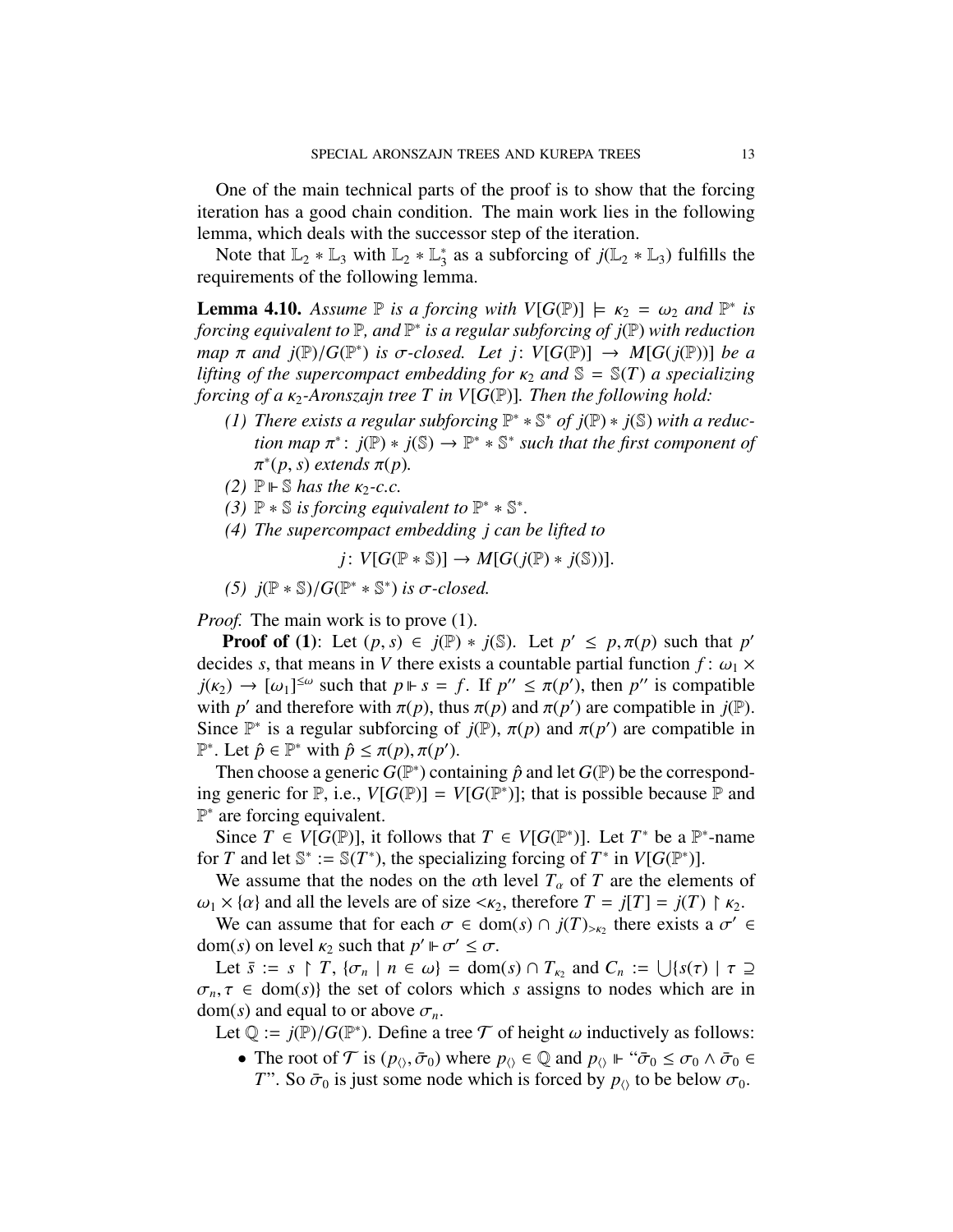One of the main technical parts of the proof is to show that the forcing iteration has a good chain condition. The main work lies in the following lemma, which deals with the successor step of the iteration.

Note that $\mathbb{L}_2 * \mathbb{L}_3$ with $\mathbb{L}_2 * \mathbb{L}_3^*$ as a subforcing of $j(\mathbb{L}_2 * \mathbb{L}_3)$ fulfills the requirements of the following lemma.

**Lemma 4.10.** *Assume $\mathbb{P}$ is a forcing with $V[G(\mathbb{P})] \models \kappa_2 = \omega_2$ and $\mathbb{P}^*$ is forcing equivalent to $\mathbb{P}$, and $\mathbb{P}^*$ is a regular subforcing of $j(\mathbb{P})$ with reduction map $\pi$ and $j(\mathbb{P})/G(\mathbb{P}^*)$ is $\sigma$-closed. Let $j\colon V[G(\mathbb{P})] \to M[G(j(\mathbb{P}))]$ be a lifting of the supercompact embedding for $\kappa_2$ and $\mathbb{S} = \mathbb{S}(T)$ a specializing forcing of a $\kappa_2$-Aronszajn tree $T$ in $V[G(\mathbb{P})]$. Then the following hold:*

1. *There exists a regular subforcing $\mathbb{P}^* * \mathbb{S}^*$ of $j(\mathbb{P}) * j(\mathbb{S})$ with a reduction map $\pi^*\colon j(\mathbb{P}) * j(\mathbb{S}) \to \mathbb{P}^* * \mathbb{S}^*$ such that the first component of $\pi^*(p, s)$ extends $\pi(p)$.*
2. *$\mathbb{P} \Vdash \mathbb{S}$ has the $\kappa_2$-c.c.*
3. *$\mathbb{P} * \mathbb{S}$ is forcing equivalent to $\mathbb{P}^* * \mathbb{S}^*$.*
4. *The supercompact embedding $j$ can be lifted to*
$$j\colon V[G(\mathbb{P} * \mathbb{S})] \to M[G(j(\mathbb{P}) * j(\mathbb{S}))].$$
5. *$j(\mathbb{P} * \mathbb{S})/G(\mathbb{P}^* * \mathbb{S}^*)$ is $\sigma$-closed.*

*Proof.* The main work is to prove (1).

**Proof of (1)**: Let $(p, s) \in j(\mathbb{P}) * j(\mathbb{S})$. Let $p' \leq p, \pi(p)$ such that $p'$ decides $s$, that means in $V$ there exists a countable partial function $f\colon \omega_1 \times j(\kappa_2) \to [\omega_1]^{\leq\omega}$ such that $p \Vdash s = f$. If $p'' \leq \pi(p')$, then $p''$ is compatible with $p'$ and therefore with $\pi(p)$, thus $\pi(p)$ and $\pi(p')$ are compatible in $j(\mathbb{P})$. Since $\mathbb{P}^*$ is a regular subforcing of $j(\mathbb{P})$, $\pi(p)$ and $\pi(p')$ are compatible in $\mathbb{P}^*$. Let $\hat{p} \in \mathbb{P}^*$ with $\hat{p} \leq \pi(p), \pi(p')$.

Then choose a generic $G(\mathbb{P}^*)$ containing $\hat{p}$ and let $G(\mathbb{P})$ be the corresponding generic for $\mathbb{P}$, i.e., $V[G(\mathbb{P})] = V[G(\mathbb{P}^*)]$; that is possible because $\mathbb{P}$ and $\mathbb{P}^*$ are forcing equivalent.

Since $T \in V[G(\mathbb{P})]$, it follows that $T \in V[G(\mathbb{P}^*)]$. Let $T^*$ be a $\mathbb{P}^*$-name for $T$ and let $\mathbb{S}^* := \mathbb{S}(T^*)$, the specializing forcing of $T^*$ in $V[G(\mathbb{P}^*)]$.

We assume that the nodes on the $\alpha$th level $T_\alpha$ of $T$ are the elements of $\omega_1 \times \{\alpha\}$ and all the levels are of size $<\kappa_2$, therefore $T = j[T] = j(T) \restriction \kappa_2$.

We can assume that for each $\sigma \in \mathrm{dom}(s) \cap j(T)_{>\kappa_2}$ there exists a $\sigma' \in \mathrm{dom}(s)$ on level $\kappa_2$ such that $p' \Vdash \sigma' \leq \sigma$.

Let $\bar{s} := s \restriction T$, $\{\sigma_n \mid n \in \omega\} = \mathrm{dom}(s) \cap T_{\kappa_2}$ and $C_n := \bigcup\{s(\tau) \mid \tau \supseteq \sigma_n, \tau \in \mathrm{dom}(s)\}$ the set of colors which $s$ assigns to nodes which are in $\mathrm{dom}(s)$ and equal to or above $\sigma_n$.

Let $\mathbb{Q} := j(\mathbb{P})/G(\mathbb{P}^*)$. Define a tree $\mathcal{T}$ of height $\omega$ inductively as follows:

- The root of $\mathcal{T}$ is $(p_{\langle\rangle}, \bar{\sigma}_0)$ where $p_{\langle\rangle} \in \mathbb{Q}$ and $p_{\langle\rangle} \Vdash$ "$\bar{\sigma}_0 \leq \sigma_0 \wedge \bar{\sigma}_0 \in T$". So $\bar{\sigma}_0$ is just some node which is forced by $p_{\langle\rangle}$ to be below $\sigma_0$.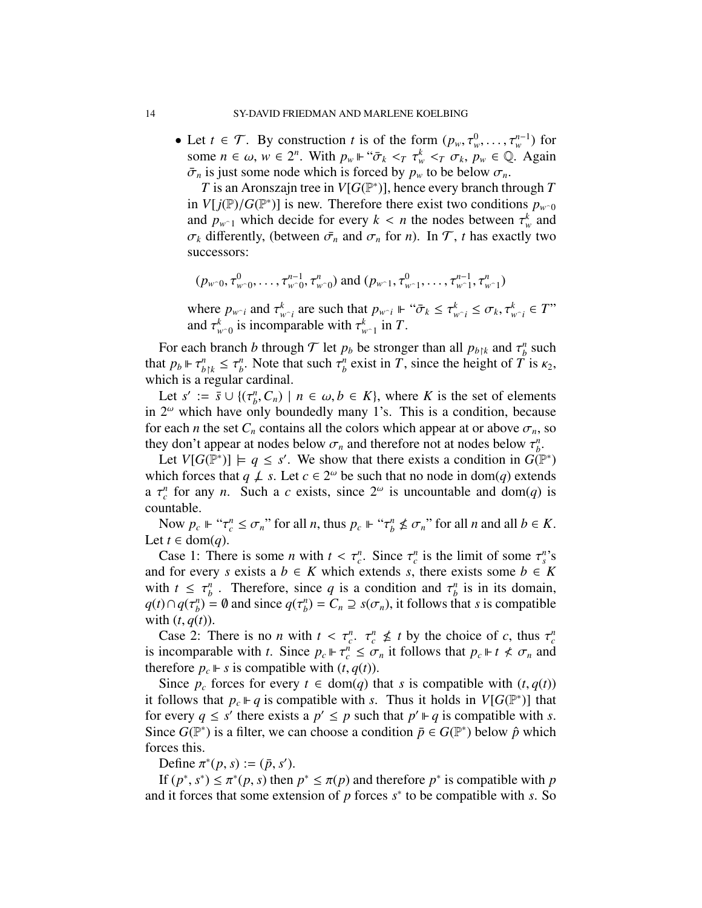- Let $t \in \mathcal{T}$. By construction $t$ is of the form $(p_w, \tau_w^0, \ldots, \tau_w^{n-1})$ for some $n \in \omega$, $w \in 2^n$. With $p_w \Vdash$ "$\bar{\sigma}_k <_T \tau_w^k <_T \sigma_k$, $p_w \in \mathbb{Q}$. Again $\bar{\sigma}_n$ is just some node which is forced by $p_w$ to be below $\sigma_n$.

  $T$ is an Aronszajn tree in $V[G(\mathbb{P}^*)]$, hence every branch through $T$ in $V[j(\mathbb{P})/G(\mathbb{P}^*)]$ is new. Therefore there exist two conditions $p_{w^\frown 0}$ and $p_{w^\frown 1}$ which decide for every $k < n$ the nodes between $\tau_w^k$ and $\sigma_k$ differently, (between $\bar{\sigma}_n$ and $\sigma_n$ for $n$). In $\mathcal{T}$, $t$ has exactly two successors:

  $$(p_{w^\frown 0}, \tau_{w^\frown 0}^0, \ldots, \tau_{w^\frown 0}^{n-1}, \tau_{w^\frown 0}^n) \text{ and } (p_{w^\frown 1}, \tau_{w^\frown 1}^0, \ldots, \tau_{w^\frown 1}^{n-1}, \tau_{w^\frown 1}^n)$$

  where $p_{w^\frown i}$ and $\tau_{w^\frown i}^k$ are such that $p_{w^\frown i} \Vdash$ "$\bar{\sigma}_k \leq \tau_{w^\frown i}^k \leq \sigma_k, \tau_{w^\frown i}^k \in T$" and $\tau_{w^\frown 0}^k$ is incomparable with $\tau_{w^\frown 1}^k$ in $T$.

For each branch $b$ through $\mathcal{T}$ let $p_b$ be stronger than all $p_{b \restriction k}$ and $\tau_b^n$ such that $p_b \Vdash \tau_{b \restriction k}^n \leq \tau_b^n$. Note that such $\tau_b^n$ exist in $T$, since the height of $T$ is $\kappa_2$, which is a regular cardinal.

Let $s' := \bar{s} \cup \{(\tau_b^n, C_n) \mid n \in \omega, b \in K\}$, where $K$ is the set of elements in $2^\omega$ which have only boundedly many 1's. This is a condition, because for each $n$ the set $C_n$ contains all the colors which appear at or above $\sigma_n$, so they don't appear at nodes below $\sigma_n$ and therefore not at nodes below $\tau_b^n$.

Let $V[G(\mathbb{P}^*)] \models q \leq s'$. We show that there exists a condition in $G(\mathbb{P}^*)$ which forces that $q \not\perp s$. Let $c \in 2^\omega$ be such that no node in $\mathrm{dom}(q)$ extends a $\tau_c^n$ for any $n$. Such a $c$ exists, since $2^\omega$ is uncountable and $\mathrm{dom}(q)$ is countable.

Now $p_c \Vdash$ "$\tau_c^n \leq \sigma_n$" for all $n$, thus $p_c \Vdash$ "$\tau_b^n \nleq \sigma_n$" for all $n$ and all $b \in K$. Let $t \in \mathrm{dom}(q)$.

Case 1: There is some $n$ with $t < \tau_c^n$. Since $\tau_c^n$ is the limit of some $\tau_s^n$'s and for every $s$ exists a $b \in K$ which extends $s$, there exists some $b \in K$ with $t \leq \tau_b^n$. Therefore, since $q$ is a condition and $\tau_b^n$ is in its domain, $q(t) \cap q(\tau_b^n) = \emptyset$ and since $q(\tau_b^n) = C_n \supseteq s(\sigma_n)$, it follows that $s$ is compatible with $(t, q(t))$.

Case 2: There is no $n$ with $t < \tau_c^n$. $\tau_c^n \nleq t$ by the choice of $c$, thus $\tau_c^n$ is incomparable with $t$. Since $p_c \Vdash \tau_c^n \leq \sigma_n$ it follows that $p_c \Vdash t \nless \sigma_n$ and therefore $p_c \Vdash s$ is compatible with $(t, q(t))$.

Since $p_c$ forces for every $t \in \mathrm{dom}(q)$ that $s$ is compatible with $(t, q(t))$ it follows that $p_c \Vdash q$ is compatible with $s$. Thus it holds in $V[G(\mathbb{P}^*)]$ that for every $q \leq s'$ there exists a $p' \leq p$ such that $p' \Vdash q$ is compatible with $s$. Since $G(\mathbb{P}^*)$ is a filter, we can choose a condition $\bar{p} \in G(\mathbb{P}^*)$ below $\hat{p}$ which forces this.

Define $\pi^*(p, s) := (\bar{p}, s')$.

If $(p^*, s^*) \leq \pi^*(p, s)$ then $p^* \leq \pi(p)$ and therefore $p^*$ is compatible with $p$ and it forces that some extension of $p$ forces $s^*$ to be compatible with $s$. So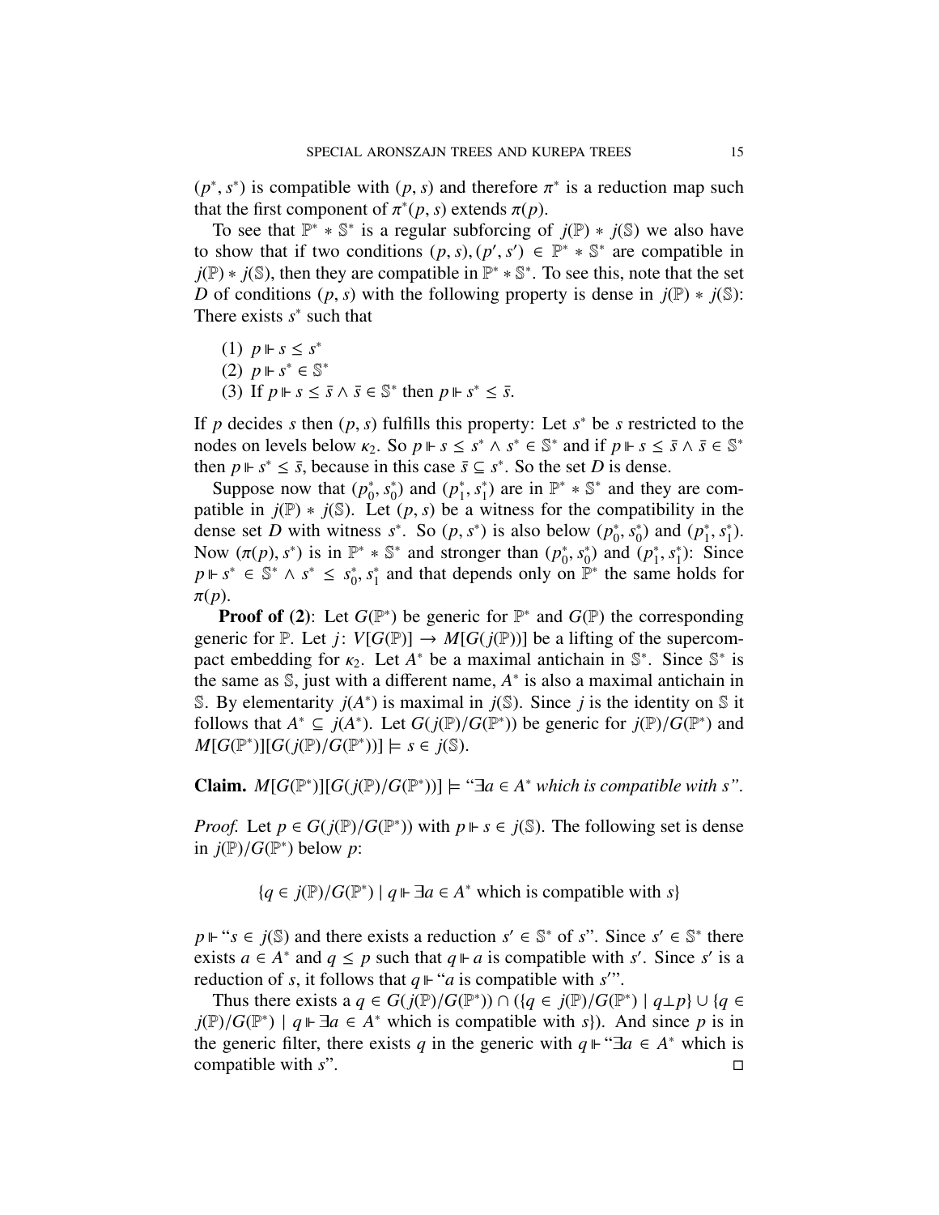$(p^*, s^*)$ is compatible with $(p, s)$ and therefore $\pi^*$ is a reduction map such that the first component of $\pi^*(p, s)$ extends $\pi(p)$.

To see that $\mathbb{P}^* * \mathbb{S}^*$ is a regular subforcing of $j(\mathbb{P}) * j(\mathbb{S})$ we also have to show that if two conditions $(p, s), (p', s') \in \mathbb{P}^* * \mathbb{S}^*$ are compatible in $j(\mathbb{P}) * j(\mathbb{S})$, then they are compatible in $\mathbb{P}^* * \mathbb{S}^*$. To see this, note that the set $D$ of conditions $(p, s)$ with the following property is dense in $j(\mathbb{P}) * j(\mathbb{S})$: There exists $s^*$ such that

(1) $p \Vdash s \leq s^*$
(2) $p \Vdash s^* \in \mathbb{S}^*$
(3) If $p \Vdash s \leq \bar{s} \wedge \bar{s} \in \mathbb{S}^*$ then $p \Vdash s^* \leq \bar{s}$.

If $p$ decides $s$ then $(p, s)$ fulfills this property: Let $s^*$ be $s$ restricted to the nodes on levels below $\kappa_2$. So $p \Vdash s \leq s^* \wedge s^* \in \mathbb{S}^*$ and if $p \Vdash s \leq \bar{s} \wedge \bar{s} \in \mathbb{S}^*$ then $p \Vdash s^* \leq \bar{s}$, because in this case $\bar{s} \subseteq s^*$. So the set $D$ is dense.

Suppose now that $(p_0^*, s_0^*)$ and $(p_1^*, s_1^*)$ are in $\mathbb{P}^* * \mathbb{S}^*$ and they are compatible in $j(\mathbb{P}) * j(\mathbb{S})$. Let $(p, s)$ be a witness for the compatibility in the dense set $D$ with witness $s^*$. So $(p, s^*)$ is also below $(p_0^*, s_0^*)$ and $(p_1^*, s_1^*)$. Now $(\pi(p), s^*)$ is in $\mathbb{P}^* * \mathbb{S}^*$ and stronger than $(p_0^*, s_0^*)$ and $(p_1^*, s_1^*)$: Since $p \Vdash s^* \in \mathbb{S}^* \wedge s^* \leq s_0^*, s_1^*$ and that depends only on $\mathbb{P}^*$ the same holds for $\pi(p)$.

**Proof of (2)**: Let $G(\mathbb{P}^*)$ be generic for $\mathbb{P}^*$ and $G(\mathbb{P})$ the corresponding generic for $\mathbb{P}$. Let $j\colon V[G(\mathbb{P})] \to M[G(j(\mathbb{P}))]$ be a lifting of the supercompact embedding for $\kappa_2$. Let $A^*$ be a maximal antichain in $\mathbb{S}^*$. Since $\mathbb{S}^*$ is the same as $\mathbb{S}$, just with a different name, $A^*$ is also a maximal antichain in $\mathbb{S}$. By elementarity $j(A^*)$ is maximal in $j(\mathbb{S})$. Since $j$ is the identity on $\mathbb{S}$ it follows that $A^* \subseteq j(A^*)$. Let $G(j(\mathbb{P})/G(\mathbb{P}^*))$ be generic for $j(\mathbb{P})/G(\mathbb{P}^*)$ and $M[G(\mathbb{P}^*)][G(j(\mathbb{P})/G(\mathbb{P}^*))] \models s \in j(\mathbb{S})$.

**Claim.** $M[G(\mathbb{P}^*)][G(j(\mathbb{P})/G(\mathbb{P}^*))] \models$ "*$\exists a \in A^*$ which is compatible with $s$*".

*Proof.* Let $p \in G(j(\mathbb{P})/G(\mathbb{P}^*))$ with $p \Vdash s \in j(\mathbb{S})$. The following set is dense in $j(\mathbb{P})/G(\mathbb{P}^*)$ below $p$:

$$\{q \in j(\mathbb{P})/G(\mathbb{P}^*) \mid q \Vdash \exists a \in A^* \text{ which is compatible with } s\}$$

$p \Vdash$ "$s \in j(\mathbb{S})$ and there exists a reduction $s' \in \mathbb{S}^*$ of $s$". Since $s' \in \mathbb{S}^*$ there exists $a \in A^*$ and $q \leq p$ such that $q \Vdash a$ is compatible with $s'$. Since $s'$ is a reduction of $s$, it follows that $q \Vdash$ "$a$ is compatible with $s'$".

Thus there exists a $q \in G(j(\mathbb{P})/G(\mathbb{P}^*)) \cap (\{q \in j(\mathbb{P})/G(\mathbb{P}^*) \mid q \perp p\} \cup \{q \in j(\mathbb{P})/G(\mathbb{P}^*) \mid q \Vdash \exists a \in A^* \text{ which is compatible with } s\})$. And since $p$ is in the generic filter, there exists $q$ in the generic with $q \Vdash$ "$\exists a \in A^*$ which is compatible with $s$". $\square$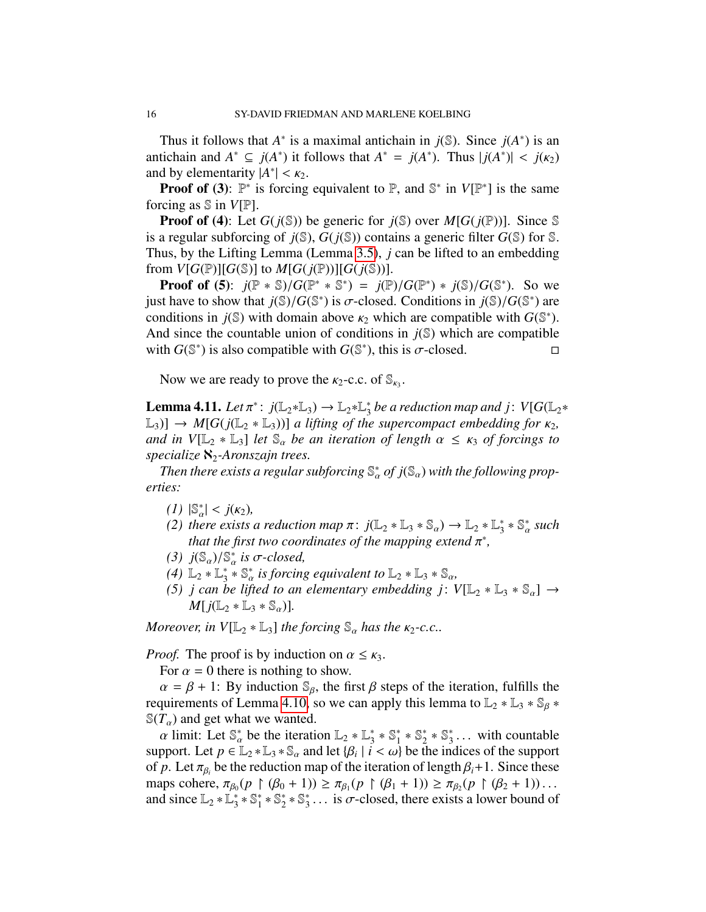Thus it follows that $A^*$ is a maximal antichain in $j(\mathbb{S})$. Since $j(A^*)$ is an antichain and $A^* \subseteq j(A^*)$ it follows that $A^* = j(A^*)$. Thus $|j(A^*)| < j(\kappa_2)$ and by elementarity $|A^*| < \kappa_2$.

**Proof of (3)**: $\mathbb{P}^*$ is forcing equivalent to $\mathbb{P}$, and $\mathbb{S}^*$ in $V[\mathbb{P}^*]$ is the same forcing as $\mathbb{S}$ in $V[\mathbb{P}]$.

**Proof of (4)**: Let $G(j(\mathbb{S}))$ be generic for $j(\mathbb{S})$ over $M[G(j(\mathbb{P}))]$. Since $\mathbb{S}$ is a regular subforcing of $j(\mathbb{S})$, $G(j(\mathbb{S}))$ contains a generic filter $G(\mathbb{S})$ for $\mathbb{S}$. Thus, by the Lifting Lemma (Lemma 3.5), $j$ can be lifted to an embedding from $V[G(\mathbb{P})][G(\mathbb{S})]$ to $M[G(j(\mathbb{P}))][G(j(\mathbb{S}))]$.

**Proof of (5)**: $j(\mathbb{P} * \mathbb{S})/G(\mathbb{P}^* * \mathbb{S}^*) = j(\mathbb{P})/G(\mathbb{P}^*) * j(\mathbb{S})/G(\mathbb{S}^*)$. So we just have to show that $j(\mathbb{S})/G(\mathbb{S}^*)$ is $\sigma$-closed. Conditions in $j(\mathbb{S})/G(\mathbb{S}^*)$ are conditions in $j(\mathbb{S})$ with domain above $\kappa_2$ which are compatible with $G(\mathbb{S}^*)$. And since the countable union of conditions in $j(\mathbb{S})$ which are compatible with $G(\mathbb{S}^*)$ is also compatible with $G(\mathbb{S}^*)$, this is $\sigma$-closed. ◻

Now we are ready to prove the $\kappa_2$-c.c. of $\mathbb{S}_{\kappa_3}$.

**Lemma 4.11.** *Let $\pi^* \colon j(\mathbb{L}_2 * \mathbb{L}_3) \to \mathbb{L}_2 * \mathbb{L}_3^*$ be a reduction map and $j\colon V[G(\mathbb{L}_2 * \mathbb{L}_3)] \to M[G(j(\mathbb{L}_2 * \mathbb{L}_3))]$ a lifting of the supercompact embedding for $\kappa_2$, and in $V[\mathbb{L}_2 * \mathbb{L}_3]$ let $\mathbb{S}_\alpha$ be an iteration of length $\alpha \le \kappa_3$ of forcings to specialize $\aleph_2$-Aronszajn trees.*

*Then there exists a regular subforcing $\mathbb{S}_\alpha^*$ of $j(\mathbb{S}_\alpha)$ with the following properties:*

*(1) $|\mathbb{S}_\alpha^*| < j(\kappa_2)$,*
*(2) there exists a reduction map $\pi\colon j(\mathbb{L}_2 * \mathbb{L}_3 * \mathbb{S}_\alpha) \to \mathbb{L}_2 * \mathbb{L}_3^* * \mathbb{S}_\alpha^*$ such that the first two coordinates of the mapping extend $\pi^*$,*
*(3) $j(\mathbb{S}_\alpha)/\mathbb{S}_\alpha^*$ is $\sigma$-closed,*
*(4) $\mathbb{L}_2 * \mathbb{L}_3^* * \mathbb{S}_\alpha^*$ is forcing equivalent to $\mathbb{L}_2 * \mathbb{L}_3 * \mathbb{S}_\alpha$,*
*(5) $j$ can be lifted to an elementary embedding $j\colon V[\mathbb{L}_2 * \mathbb{L}_3 * \mathbb{S}_\alpha] \to M[j(\mathbb{L}_2 * \mathbb{L}_3 * \mathbb{S}_\alpha)]$.*

*Moreover, in $V[\mathbb{L}_2 * \mathbb{L}_3]$ the forcing $\mathbb{S}_\alpha$ has the $\kappa_2$-c.c..*

*Proof.* The proof is by induction on $\alpha \le \kappa_3$.

For $\alpha = 0$ there is nothing to show.

$\alpha = \beta + 1$: By induction $\mathbb{S}_\beta$, the first $\beta$ steps of the iteration, fulfills the requirements of Lemma 4.10, so we can apply this lemma to $\mathbb{L}_2 * \mathbb{L}_3 * \mathbb{S}_\beta * \mathbb{S}(T_\alpha)$ and get what we wanted.

$\alpha$ limit: Let $\mathbb{S}_\alpha^*$ be the iteration $\mathbb{L}_2 * \mathbb{L}_3^* * \mathbb{S}_1^* * \mathbb{S}_2^* * \mathbb{S}_3^* \dots$ with countable support. Let $p \in \mathbb{L}_2 * \mathbb{L}_3 * \mathbb{S}_\alpha$ and let $\{\beta_i \mid i < \omega\}$ be the indices of the support of $p$. Let $\pi_{\beta_i}$ be the reduction map of the iteration of length $\beta_i + 1$. Since these maps cohere, $\pi_{\beta_0}(p \restriction (\beta_0 + 1)) \ge \pi_{\beta_1}(p \restriction (\beta_1 + 1)) \ge \pi_{\beta_2}(p \restriction (\beta_2 + 1)) \dots$ and since $\mathbb{L}_2 * \mathbb{L}_3^* * \mathbb{S}_1^* * \mathbb{S}_2^* * \mathbb{S}_3^* \dots$ is $\sigma$-closed, there exists a lower bound of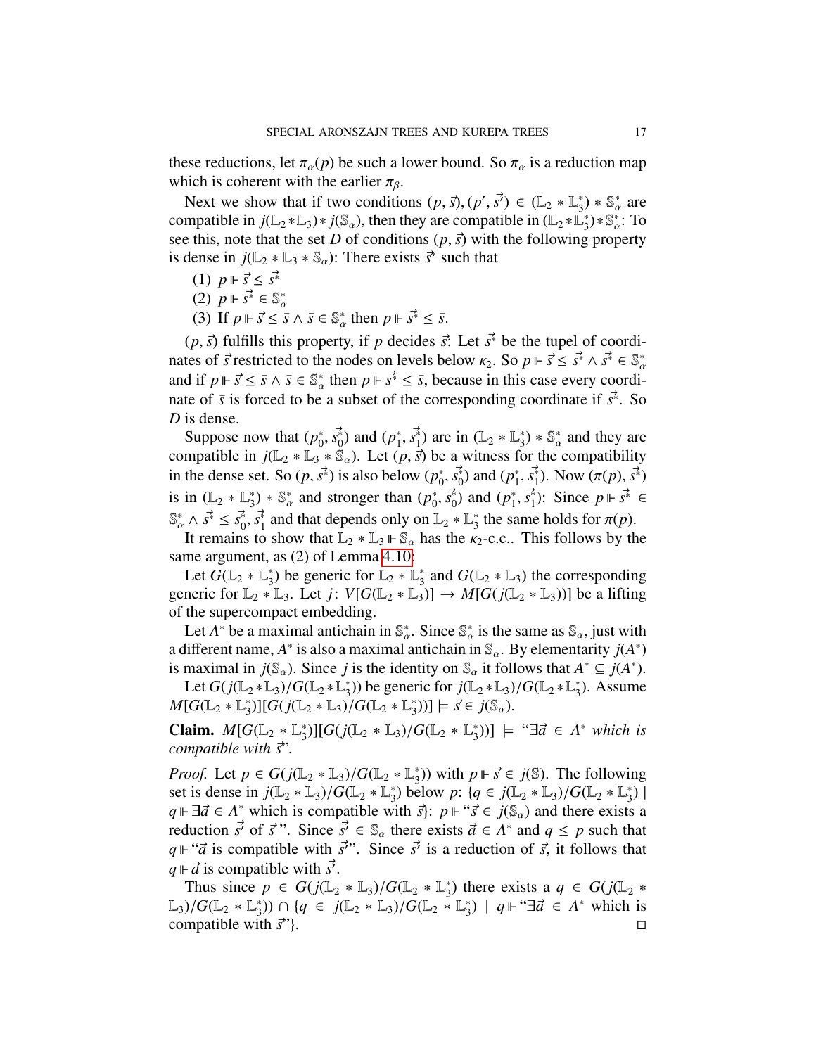these reductions, let $\pi_\alpha(p)$ be such a lower bound. So $\pi_\alpha$ is a reduction map which is coherent with the earlier $\pi_\beta$.

Next we show that if two conditions $(p, \vec{s}), (p', \vec{s'}) \in (\mathbb{L}_2 * \mathbb{L}_3^*) * \mathbb{S}_\alpha^*$ are compatible in $j(\mathbb{L}_2 * \mathbb{L}_3) * j(\mathbb{S}_\alpha)$, then they are compatible in $(\mathbb{L}_2 * \mathbb{L}_3^*) * \mathbb{S}_\alpha^*$: To see this, note that the set $D$ of conditions $(p, \vec{s})$ with the following property is dense in $j(\mathbb{L}_2 * \mathbb{L}_3 * \mathbb{S}_\alpha)$: There exists $\vec{s^*}$ such that

(1) $p \Vdash \vec{s} \leq \vec{s^*}$
(2) $p \Vdash \vec{s^*} \in \mathbb{S}_\alpha^*$
(3) If $p \Vdash \vec{s} \leq \bar{s} \wedge \bar{s} \in \mathbb{S}_\alpha^*$ then $p \Vdash \vec{s^*} \leq \bar{s}$.

$(p, \vec{s})$ fulfills this property, if $p$ decides $\vec{s}$: Let $\vec{s^*}$ be the tupel of coordinates of $\vec{s}$ restricted to the nodes on levels below $\kappa_2$. So $p \Vdash \vec{s} \leq \vec{s^*} \wedge \vec{s^*} \in \mathbb{S}_\alpha^*$ and if $p \Vdash \vec{s} \leq \bar{s} \wedge \bar{s} \in \mathbb{S}_\alpha^*$ then $p \Vdash \vec{s^*} \leq \bar{s}$, because in this case every coordinate of $\bar{s}$ is forced to be a subset of the corresponding coordinate if $\vec{s^*}$. So $D$ is dense.

Suppose now that $(p_0^*, \vec{s_0^*})$ and $(p_1^*, \vec{s_1^*})$ are in $(\mathbb{L}_2 * \mathbb{L}_3^*) * \mathbb{S}_\alpha^*$ and they are compatible in $j(\mathbb{L}_2 * \mathbb{L}_3 * \mathbb{S}_\alpha)$. Let $(p, \vec{s})$ be a witness for the compatibility in the dense set. So $(p, \vec{s^*})$ is also below $(p_0^*, \vec{s_0^*})$ and $(p_1^*, \vec{s_1^*})$. Now $(\pi(p), \vec{s^*})$ is in $(\mathbb{L}_2 * \mathbb{L}_3^*) * \mathbb{S}_\alpha^*$ and stronger than $(p_0^*, \vec{s_0^*})$ and $(p_1^*, \vec{s_1^*})$: Since $p \Vdash \vec{s^*} \in \mathbb{S}_\alpha^* \wedge \vec{s^*} \leq \vec{s_0^*}, \vec{s_1^*}$ and that depends only on $\mathbb{L}_2 * \mathbb{L}_3^*$ the same holds for $\pi(p)$.

It remains to show that $\mathbb{L}_2 * \mathbb{L}_3 \Vdash \mathbb{S}_\alpha$ has the $\kappa_2$-c.c.. This follows by the same argument, as (2) of Lemma 4.10:

Let $G(\mathbb{L}_2 * \mathbb{L}_3^*)$ be generic for $\mathbb{L}_2 * \mathbb{L}_3^*$ and $G(\mathbb{L}_2 * \mathbb{L}_3)$ the corresponding generic for $\mathbb{L}_2 * \mathbb{L}_3$. Let $j \colon V[G(\mathbb{L}_2 * \mathbb{L}_3)] \to M[G(j(\mathbb{L}_2 * \mathbb{L}_3))]$ be a lifting of the supercompact embedding.

Let $A^*$ be a maximal antichain in $\mathbb{S}_\alpha^*$. Since $\mathbb{S}_\alpha^*$ is the same as $\mathbb{S}_\alpha$, just with a different name, $A^*$ is also a maximal antichain in $\mathbb{S}_\alpha$. By elementarity $j(A^*)$ is maximal in $j(\mathbb{S}_\alpha)$. Since $j$ is the identity on $\mathbb{S}_\alpha$ it follows that $A^* \subseteq j(A^*)$.

Let $G(j(\mathbb{L}_2 * \mathbb{L}_3)/G(\mathbb{L}_2 * \mathbb{L}_3^*))$ be generic for $j(\mathbb{L}_2 * \mathbb{L}_3)/G(\mathbb{L}_2 * \mathbb{L}_3^*)$. Assume $M[G(\mathbb{L}_2 * \mathbb{L}_3^*)][G(j(\mathbb{L}_2 * \mathbb{L}_3)/G(\mathbb{L}_2 * \mathbb{L}_3^*))] \models \vec{s} \in j(\mathbb{S}_\alpha)$.

**Claim.** $M[G(\mathbb{L}_2 * \mathbb{L}_3^*)][G(j(\mathbb{L}_2 * \mathbb{L}_3)/G(\mathbb{L}_2 * \mathbb{L}_3^*))] \models$ "$\exists \vec{a} \in A^*$ *which is compatible with* $\vec{s}$".

*Proof.* Let $p \in G(j(\mathbb{L}_2 * \mathbb{L}_3)/G(\mathbb{L}_2 * \mathbb{L}_3^*))$ with $p \Vdash \vec{s} \in j(\mathbb{S})$. The following set is dense in $j(\mathbb{L}_2 * \mathbb{L}_3)/G(\mathbb{L}_2 * \mathbb{L}_3^*)$ below $p$: $\{q \in j(\mathbb{L}_2 * \mathbb{L}_3)/G(\mathbb{L}_2 * \mathbb{L}_3^*) \mid q \Vdash \exists \vec{a} \in A^*$ which is compatible with $\vec{s}\}$: $p \Vdash$ "$\vec{s} \in j(\mathbb{S}_\alpha)$ and there exists a reduction $\vec{s'}$ of $\vec{s}$". Since $\vec{s'} \in \mathbb{S}_\alpha$ there exists $\vec{a} \in A^*$ and $q \leq p$ such that $q \Vdash$ "$\vec{a}$ is compatible with $\vec{s'}$". Since $\vec{s'}$ is a reduction of $\vec{s}$, it follows that $q \Vdash \vec{a}$ is compatible with $\vec{s'}$.

Thus since $p \in G(j(\mathbb{L}_2 * \mathbb{L}_3)/G(\mathbb{L}_2 * \mathbb{L}_3^*)$ there exists a $q \in G(j(\mathbb{L}_2 * \mathbb{L}_3)/G(\mathbb{L}_2 * \mathbb{L}_3^*)) \cap \{q \in j(\mathbb{L}_2 * \mathbb{L}_3)/G(\mathbb{L}_2 * \mathbb{L}_3^*) \mid q \Vdash$ "$\exists \vec{a} \in A^*$ which is compatible with $\vec{s}$"$\}$. □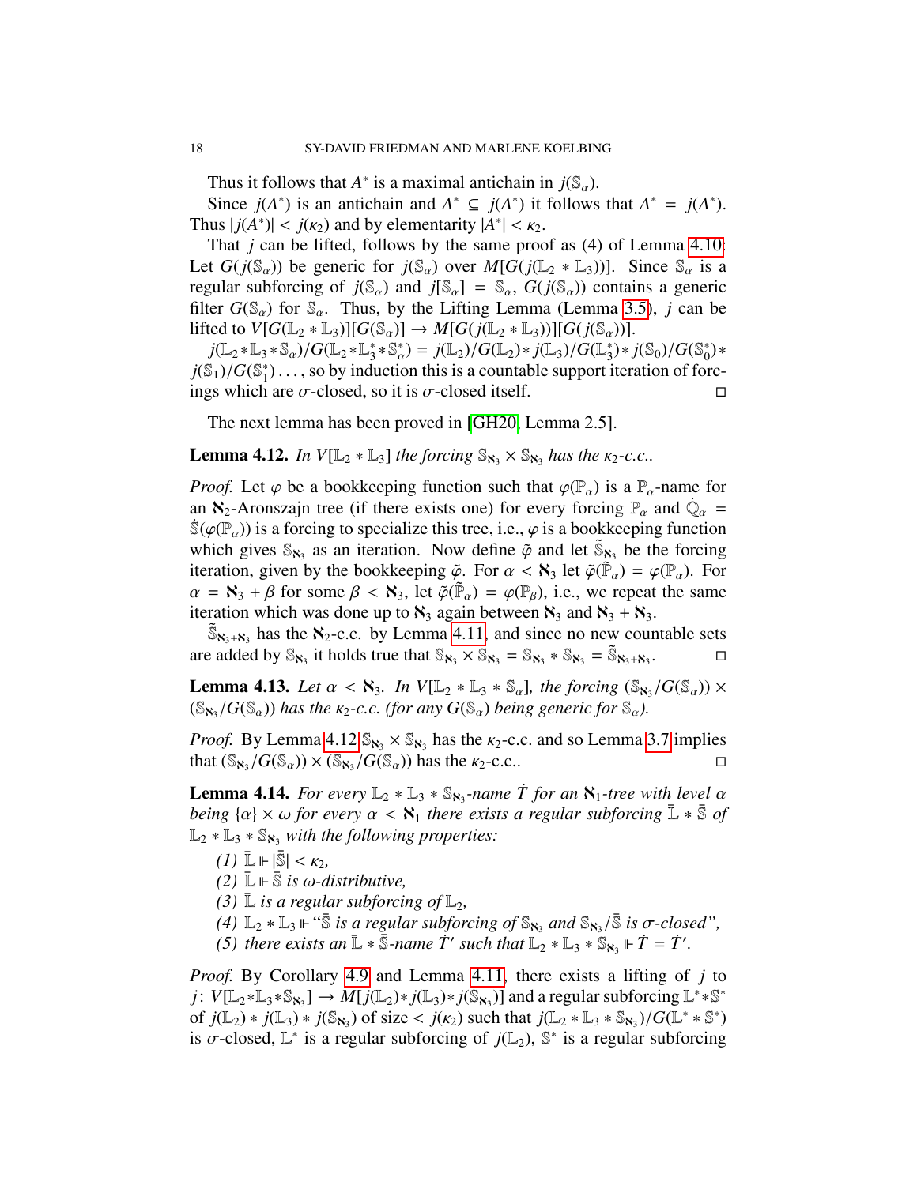Thus it follows that $A^*$ is a maximal antichain in $j(\mathbb{S}_\alpha)$.

Since $j(A^*)$ is an antichain and $A^* \subseteq j(A^*)$ it follows that $A^* = j(A^*)$. Thus $|j(A^*)| < j(\kappa_2)$ and by elementarity $|A^*| < \kappa_2$.

That $j$ can be lifted, follows by the same proof as (4) of Lemma 4.10: Let $G(j(\mathbb{S}_\alpha))$ be generic for $j(\mathbb{S}_\alpha)$ over $M[G(j(\mathbb{L}_2 * \mathbb{L}_3))]$. Since $\mathbb{S}_\alpha$ is a regular subforcing of $j(\mathbb{S}_\alpha)$ and $j[\mathbb{S}_\alpha] = \mathbb{S}_\alpha$, $G(j(\mathbb{S}_\alpha))$ contains a generic filter $G(\mathbb{S}_\alpha)$ for $\mathbb{S}_\alpha$. Thus, by the Lifting Lemma (Lemma 3.5), $j$ can be lifted to $V[G(\mathbb{L}_2 * \mathbb{L}_3)][G(\mathbb{S}_\alpha)] \to M[G(j(\mathbb{L}_2 * \mathbb{L}_3))][G(j(\mathbb{S}_\alpha))]$.

$j(\mathbb{L}_2 * \mathbb{L}_3 * \mathbb{S}_\alpha)/G(\mathbb{L}_2 * \mathbb{L}_3^* * \mathbb{S}_\alpha^*) = j(\mathbb{L}_2)/G(\mathbb{L}_2) * j(\mathbb{L}_3)/G(\mathbb{L}_3^*) * j(\mathbb{S}_0)/G(\mathbb{S}_0^*) * j(\mathbb{S}_1)/G(\mathbb{S}_1^*) \ldots$, so by induction this is a countable support iteration of forcings which are $\sigma$-closed, so it is $\sigma$-closed itself. □

The next lemma has been proved in [GH20, Lemma 2.5].

**Lemma 4.12.** *In $V[\mathbb{L}_2 * \mathbb{L}_3]$ the forcing $\mathbb{S}_{\aleph_3} \times \mathbb{S}_{\aleph_3}$ has the $\kappa_2$-c.c..*

*Proof.* Let $\varphi$ be a bookkeeping function such that $\varphi(\mathbb{P}_\alpha)$ is a $\mathbb{P}_\alpha$-name for an $\aleph_2$-Aronszajn tree (if there exists one) for every forcing $\mathbb{P}_\alpha$ and $\dot{\mathbb{Q}}_\alpha = \dot{\mathbb{S}}(\varphi(\mathbb{P}_\alpha))$ is a forcing to specialize this tree, i.e., $\varphi$ is a bookkeeping function which gives $\mathbb{S}_{\aleph_3}$ as an iteration. Now define $\tilde{\varphi}$ and let $\tilde{\mathbb{S}}_{\aleph_3}$ be the forcing iteration, given by the bookkeeping $\tilde{\varphi}$. For $\alpha < \aleph_3$ let $\tilde{\varphi}(\tilde{\mathbb{P}}_\alpha) = \varphi(\mathbb{P}_\alpha)$. For $\alpha = \aleph_3 + \beta$ for some $\beta < \aleph_3$, let $\tilde{\varphi}(\tilde{\mathbb{P}}_\alpha) = \varphi(\mathbb{P}_\beta)$, i.e., we repeat the same iteration which was done up to $\aleph_3$ again between $\aleph_3$ and $\aleph_3 + \aleph_3$.

$\tilde{\mathbb{S}}_{\aleph_3+\aleph_3}$ has the $\aleph_2$-c.c. by Lemma 4.11, and since no new countable sets are added by $\mathbb{S}_{\aleph_3}$ it holds true that $\mathbb{S}_{\aleph_3} \times \mathbb{S}_{\aleph_3} = \mathbb{S}_{\aleph_3} * \mathbb{S}_{\aleph_3} = \tilde{\mathbb{S}}_{\aleph_3+\aleph_3}$. □

**Lemma 4.13.** *Let $\alpha < \aleph_3$. In $V[\mathbb{L}_2 * \mathbb{L}_3 * \mathbb{S}_\alpha]$, the forcing $(\mathbb{S}_{\aleph_3}/G(\mathbb{S}_\alpha)) \times (\mathbb{S}_{\aleph_3}/G(\mathbb{S}_\alpha))$ has the $\kappa_2$-c.c. (for any $G(\mathbb{S}_\alpha)$ being generic for $\mathbb{S}_\alpha$).*

*Proof.* By Lemma 4.12 $\mathbb{S}_{\aleph_3} \times \mathbb{S}_{\aleph_3}$ has the $\kappa_2$-c.c. and so Lemma 3.7 implies that $(\mathbb{S}_{\aleph_3}/G(\mathbb{S}_\alpha)) \times (\mathbb{S}_{\aleph_3}/G(\mathbb{S}_\alpha))$ has the $\kappa_2$-c.c.. □

**Lemma 4.14.** *For every $\mathbb{L}_2 * \mathbb{L}_3 * \mathbb{S}_{\aleph_3}$-name $\dot{T}$ for an $\aleph_1$-tree with level $\alpha$ being $\{\alpha\} \times \omega$ for every $\alpha < \aleph_1$ there exists a regular subforcing $\bar{\mathbb{L}} * \bar{\mathbb{S}}$ of $\mathbb{L}_2 * \mathbb{L}_3 * \mathbb{S}_{\aleph_3}$ with the following properties:*

*(1) $\bar{\mathbb{L}} \Vdash |\bar{\mathbb{S}}| < \kappa_2$,*

*(2) $\bar{\mathbb{L}} \Vdash \bar{\mathbb{S}}$ is $\omega$-distributive,*

*(3) $\bar{\mathbb{L}}$ is a regular subforcing of $\mathbb{L}_2$,*

*(4) $\mathbb{L}_2 * \mathbb{L}_3 \Vdash$ "$\bar{\mathbb{S}}$ is a regular subforcing of $\mathbb{S}_{\aleph_3}$ and $\mathbb{S}_{\aleph_3}/\bar{\mathbb{S}}$ is $\sigma$-closed",*

*(5) there exists an $\bar{\mathbb{L}} * \bar{\mathbb{S}}$-name $\dot{T}'$ such that $\mathbb{L}_2 * \mathbb{L}_3 * \mathbb{S}_{\aleph_3} \Vdash \dot{T} = \dot{T}'$.*

*Proof.* By Corollary 4.9 and Lemma 4.11, there exists a lifting of $j$ to $j\colon V[\mathbb{L}_2 * \mathbb{L}_3 * \mathbb{S}_{\aleph_3}] \to M[j(\mathbb{L}_2) * j(\mathbb{L}_3) * j(\mathbb{S}_{\aleph_3})]$ and a regular subforcing $\mathbb{L}^* * \mathbb{S}^*$ of $j(\mathbb{L}_2) * j(\mathbb{L}_3) * j(\mathbb{S}_{\aleph_3})$ of size $< j(\kappa_2)$ such that $j(\mathbb{L}_2 * \mathbb{L}_3 * \mathbb{S}_{\aleph_3})/G(\mathbb{L}^* * \mathbb{S}^*)$ is $\sigma$-closed, $\mathbb{L}^*$ is a regular subforcing of $j(\mathbb{L}_2)$, $\mathbb{S}^*$ is a regular subforcing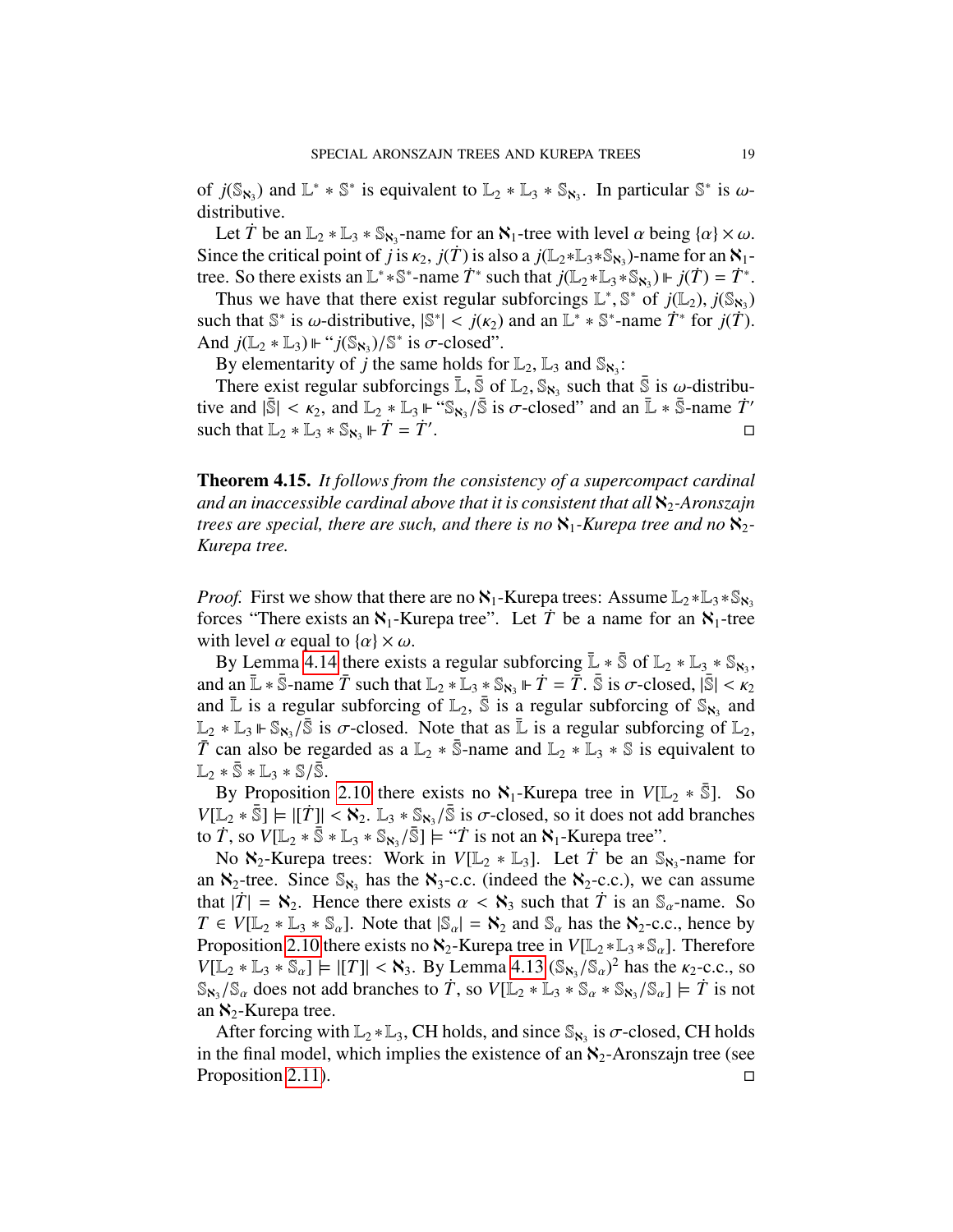of $j(\mathbb{S}_{\aleph_3})$ and $\mathbb{L}^* * \mathbb{S}^*$ is equivalent to $\mathbb{L}_2 * \mathbb{L}_3 * \mathbb{S}_{\aleph_3}$. In particular $\mathbb{S}^*$ is $\omega$-distributive.

Let $\dot{T}$ be an $\mathbb{L}_2 * \mathbb{L}_3 * \mathbb{S}_{\aleph_3}$-name for an $\aleph_1$-tree with level $\alpha$ being $\{\alpha\} \times \omega$. Since the critical point of $j$ is $\kappa_2$, $j(\dot{T})$ is also a $j(\mathbb{L}_2 * \mathbb{L}_3 * \mathbb{S}_{\aleph_3})$-name for an $\aleph_1$-tree. So there exists an $\mathbb{L}^* * \mathbb{S}^*$-name $\dot{T}^*$ such that $j(\mathbb{L}_2 * \mathbb{L}_3 * \mathbb{S}_{\aleph_3}) \Vdash j(\dot{T}) = \dot{T}^*$.

Thus we have that there exist regular subforcings $\mathbb{L}^*, \mathbb{S}^*$ of $j(\mathbb{L}_2)$, $j(\mathbb{S}_{\aleph_3})$ such that $\mathbb{S}^*$ is $\omega$-distributive, $|\mathbb{S}^*| < j(\kappa_2)$ and an $\mathbb{L}^* * \mathbb{S}^*$-name $\dot{T}^*$ for $j(\dot{T})$. And $j(\mathbb{L}_2 * \mathbb{L}_3) \Vdash$ "$j(\mathbb{S}_{\aleph_3})/\mathbb{S}^*$ is $\sigma$-closed".

By elementarity of $j$ the same holds for $\mathbb{L}_2$, $\mathbb{L}_3$ and $\mathbb{S}_{\aleph_3}$:

There exist regular subforcings $\bar{\mathbb{L}}, \bar{\mathbb{S}}$ of $\mathbb{L}_2, \mathbb{S}_{\aleph_3}$ such that $\bar{\mathbb{S}}$ is $\omega$-distributive and $|\bar{\mathbb{S}}| < \kappa_2$, and $\mathbb{L}_2 * \mathbb{L}_3 \Vdash$ "$\mathbb{S}_{\aleph_3}/\bar{\mathbb{S}}$ is $\sigma$-closed" and an $\bar{\mathbb{L}} * \bar{\mathbb{S}}$-name $\dot{T}'$ such that $\mathbb{L}_2 * \mathbb{L}_3 * \mathbb{S}_{\aleph_3} \Vdash \dot{T} = \dot{T}'$. ◻

**Theorem 4.15.** *It follows from the consistency of a supercompact cardinal and an inaccessible cardinal above that it is consistent that all $\aleph_2$-Aronszajn trees are special, there are such, and there is no $\aleph_1$-Kurepa tree and no $\aleph_2$-Kurepa tree.*

*Proof.* First we show that there are no $\aleph_1$-Kurepa trees: Assume $\mathbb{L}_2 * \mathbb{L}_3 * \mathbb{S}_{\aleph_3}$ forces "There exists an $\aleph_1$-Kurepa tree". Let $\dot{T}$ be a name for an $\aleph_1$-tree with level $\alpha$ equal to $\{\alpha\} \times \omega$.

By Lemma 4.14 there exists a regular subforcing $\bar{\mathbb{L}} * \bar{\mathbb{S}}$ of $\mathbb{L}_2 * \mathbb{L}_3 * \mathbb{S}_{\aleph_3}$, and an $\bar{\mathbb{L}} * \bar{\mathbb{S}}$-name $\bar{T}$ such that $\mathbb{L}_2 * \mathbb{L}_3 * \mathbb{S}_{\aleph_3} \Vdash \dot{T} = \bar{T}$. $\bar{\mathbb{S}}$ is $\sigma$-closed, $|\bar{\mathbb{S}}| < \kappa_2$ and $\bar{\mathbb{L}}$ is a regular subforcing of $\mathbb{L}_2$, $\bar{\mathbb{S}}$ is a regular subforcing of $\mathbb{S}_{\aleph_3}$ and $\mathbb{L}_2 * \mathbb{L}_3 \Vdash \mathbb{S}_{\aleph_3}/\bar{\mathbb{S}}$ is $\sigma$-closed. Note that as $\bar{\mathbb{L}}$ is a regular subforcing of $\mathbb{L}_2$, $\bar{T}$ can also be regarded as a $\mathbb{L}_2 * \bar{\mathbb{S}}$-name and $\mathbb{L}_2 * \mathbb{L}_3 * \mathbb{S}$ is equivalent to $\mathbb{L}_2 * \bar{\mathbb{S}} * \mathbb{L}_3 * \mathbb{S}/\bar{\mathbb{S}}$.

By Proposition 2.10 there exists no $\aleph_1$-Kurepa tree in $V[\mathbb{L}_2 * \bar{\mathbb{S}}]$. So $V[\mathbb{L}_2 * \bar{\mathbb{S}}] \models |[\dot{T}]| < \aleph_2$. $\mathbb{L}_3 * \mathbb{S}_{\aleph_3}/\bar{\mathbb{S}}$ is $\sigma$-closed, so it does not add branches to $\dot{T}$, so $V[\mathbb{L}_2 * \bar{\mathbb{S}} * \mathbb{L}_3 * \mathbb{S}_{\aleph_3}/\bar{\mathbb{S}}] \models$ "$\dot{T}$ is not an $\aleph_1$-Kurepa tree".

No $\aleph_2$-Kurepa trees: Work in $V[\mathbb{L}_2 * \mathbb{L}_3]$. Let $\dot{T}$ be an $\mathbb{S}_{\aleph_3}$-name for an $\aleph_2$-tree. Since $\mathbb{S}_{\aleph_3}$ has the $\aleph_3$-c.c. (indeed the $\aleph_2$-c.c.), we can assume that $|\dot{T}| = \aleph_2$. Hence there exists $\alpha < \aleph_3$ such that $\dot{T}$ is an $\mathbb{S}_\alpha$-name. So $T \in V[\mathbb{L}_2 * \mathbb{L}_3 * \mathbb{S}_\alpha]$. Note that $|\mathbb{S}_\alpha| = \aleph_2$ and $\mathbb{S}_\alpha$ has the $\aleph_2$-c.c., hence by Proposition 2.10 there exists no $\aleph_2$-Kurepa tree in $V[\mathbb{L}_2 * \mathbb{L}_3 * \mathbb{S}_\alpha]$. Therefore $V[\mathbb{L}_2 * \mathbb{L}_3 * \mathbb{S}_\alpha] \models |[T]| < \aleph_3$. By Lemma 4.13 $(\mathbb{S}_{\aleph_3}/\mathbb{S}_\alpha)^2$ has the $\kappa_2$-c.c., so $\mathbb{S}_{\aleph_3}/\mathbb{S}_\alpha$ does not add branches to $\dot{T}$, so $V[\mathbb{L}_2 * \mathbb{L}_3 * \mathbb{S}_\alpha * \mathbb{S}_{\aleph_3}/\mathbb{S}_\alpha] \models \dot{T}$ is not an $\aleph_2$-Kurepa tree.

After forcing with $\mathbb{L}_2 * \mathbb{L}_3$, CH holds, and since $\mathbb{S}_{\aleph_3}$ is $\sigma$-closed, CH holds in the final model, which implies the existence of an $\aleph_2$-Aronszajn tree (see Proposition 2.11). ◻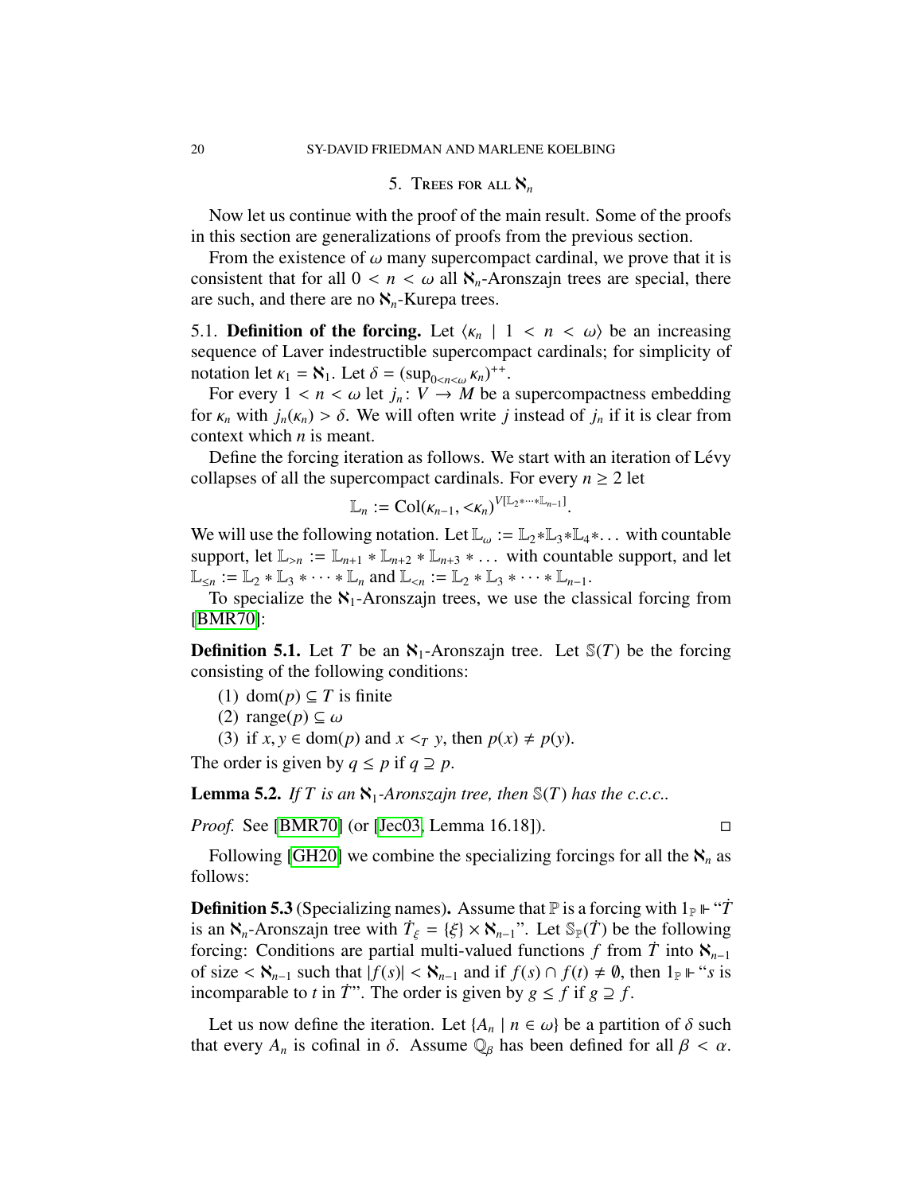## 5. Trees for all $\aleph_n$

Now let us continue with the proof of the main result. Some of the proofs in this section are generalizations of proofs from the previous section.

From the existence of $\omega$ many supercompact cardinal, we prove that it is consistent that for all $0 < n < \omega$ all $\aleph_n$-Aronszajn trees are special, there are such, and there are no $\aleph_n$-Kurepa trees.

5.1. **Definition of the forcing.** Let $\langle \kappa_n \mid 1 < n < \omega \rangle$ be an increasing sequence of Laver indestructible supercompact cardinals; for simplicity of notation let $\kappa_1 = \aleph_1$. Let $\delta = (\sup_{0<n<\omega} \kappa_n)^{++}$.

For every $1 < n < \omega$ let $j_n \colon V \to M$ be a supercompactness embedding for $\kappa_n$ with $j_n(\kappa_n) > \delta$. We will often write $j$ instead of $j_n$ if it is clear from context which $n$ is meant.

Define the forcing iteration as follows. We start with an iteration of Lévy collapses of all the supercompact cardinals. For every $n \geq 2$ let

$$\mathbb{L}_n := \mathrm{Col}(\kappa_{n-1}, {<}\kappa_n)^{V[\mathbb{L}_2 * \cdots * \mathbb{L}_{n-1}]}.$$

We will use the following notation. Let $\mathbb{L}_\omega := \mathbb{L}_2 * \mathbb{L}_3 * \mathbb{L}_4 * \dots$ with countable support, let $\mathbb{L}_{>n} := \mathbb{L}_{n+1} * \mathbb{L}_{n+2} * \mathbb{L}_{n+3} * \dots$ with countable support, and let $\mathbb{L}_{\leq n} := \mathbb{L}_2 * \mathbb{L}_3 * \cdots * \mathbb{L}_n$ and $\mathbb{L}_{<n} := \mathbb{L}_2 * \mathbb{L}_3 * \cdots * \mathbb{L}_{n-1}$.

To specialize the $\aleph_1$-Aronszajn trees, we use the classical forcing from [BMR70]:

**Definition 5.1.** Let $T$ be an $\aleph_1$-Aronszajn tree. Let $\mathbb{S}(T)$ be the forcing consisting of the following conditions:

(1) $\mathrm{dom}(p) \subseteq T$ is finite
(2) $\mathrm{range}(p) \subseteq \omega$
(3) if $x, y \in \mathrm{dom}(p)$ and $x <_T y$, then $p(x) \neq p(y)$.

The order is given by $q \leq p$ if $q \supseteq p$.

**Lemma 5.2.** *If $T$ is an $\aleph_1$-Aronszajn tree, then $\mathbb{S}(T)$ has the c.c.c..*

*Proof.* See [BMR70] (or [Jec03, Lemma 16.18]). ◻

Following [GH20] we combine the specializing forcings for all the $\aleph_n$ as follows:

**Definition 5.3** (Specializing names)**.** Assume that $\mathbb{P}$ is a forcing with $1_\mathbb{P} \Vdash$ "$\dot{T}$ is an $\aleph_n$-Aronszajn tree with $\dot{T}_\xi = \{\xi\} \times \aleph_{n-1}$". Let $\mathbb{S}_\mathbb{P}(\dot{T})$ be the following forcing: Conditions are partial multi-valued functions $f$ from $\dot{T}$ into $\aleph_{n-1}$ of size $< \aleph_{n-1}$ such that $|f(s)| < \aleph_{n-1}$ and if $f(s) \cap f(t) \neq \emptyset$, then $1_\mathbb{P} \Vdash$ "$s$ is incomparable to $t$ in $\dot{T}$". The order is given by $g \leq f$ if $g \supseteq f$.

Let us now define the iteration. Let $\{A_n \mid n \in \omega\}$ be a partition of $\delta$ such that every $A_n$ is cofinal in $\delta$. Assume $\mathbb{Q}_\beta$ has been defined for all $\beta < \alpha$.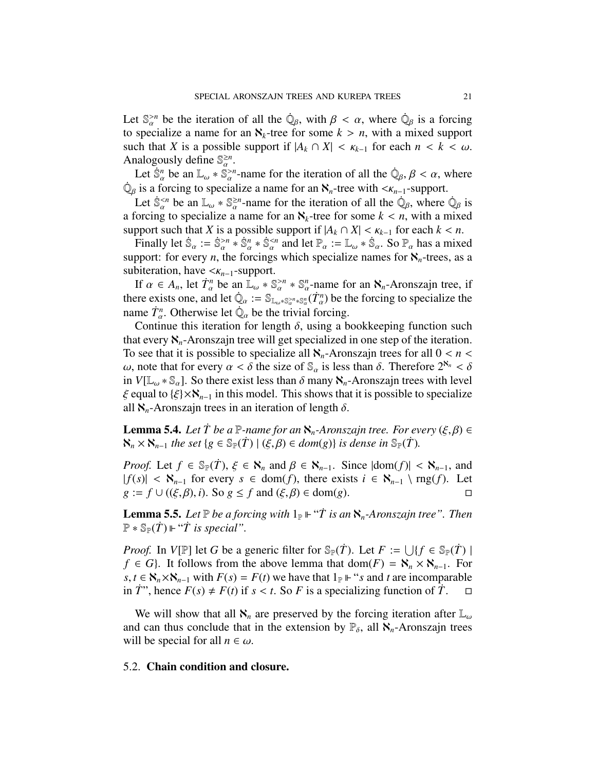Let $\mathbb{S}_\alpha^{>n}$ be the iteration of all the $\dot{\mathbb{Q}}_\beta$, with $\beta < \alpha$, where $\dot{\mathbb{Q}}_\beta$ is a forcing to specialize a name for an $\aleph_k$-tree for some $k > n$, with a mixed support such that $X$ is a possible support if $|A_k \cap X| < \kappa_{k-1}$ for each $n < k < \omega$. Analogously define $\mathbb{S}_\alpha^{\geq n}$.

Let $\dot{\mathbb{S}}_\alpha^n$ be an $\mathbb{L}_\omega * \mathbb{S}_\alpha^{>n}$-name for the iteration of all the $\dot{\mathbb{Q}}_\beta$, $\beta < \alpha$, where $\dot{\mathbb{Q}}_\beta$ is a forcing to specialize a name for an $\aleph_n$-tree with $<\kappa_{n-1}$-support.

Let $\dot{\mathbb{S}}_\alpha^{<n}$ be an $\mathbb{L}_\omega * \mathbb{S}_\alpha^{\geq n}$-name for the iteration of all the $\dot{\mathbb{Q}}_\beta$, where $\dot{\mathbb{Q}}_\beta$ is a forcing to specialize a name for an $\aleph_k$-tree for some $k < n$, with a mixed support such that $X$ is a possible support if $|A_k \cap X| < \kappa_{k-1}$ for each $k < n$.

Finally let $\dot{\mathbb{S}}_\alpha := \dot{\mathbb{S}}_\alpha^{>n} * \dot{\mathbb{S}}_\alpha^n * \dot{\mathbb{S}}_\alpha^{<n}$ and let $\mathbb{P}_\alpha := \mathbb{L}_\omega * \dot{\mathbb{S}}_\alpha$. So $\mathbb{P}_\alpha$ has a mixed support: for every $n$, the forcings which specialize names for $\aleph_n$-trees, as a subiteration, have $<\kappa_{n-1}$-support.

If $\alpha \in A_n$, let $\dot{T}_\alpha^n$ be an $\mathbb{L}_\omega * \mathbb{S}_\alpha^{>n} * \mathbb{S}_\alpha^n$-name for an $\aleph_n$-Aronszajn tree, if there exists one, and let $\dot{\mathbb{Q}}_\alpha := \mathbb{S}_{\mathbb{L}_\omega * \mathbb{S}_\alpha^{>n} * \mathbb{S}_\alpha^n}(\dot{T}_\alpha^n)$ be the forcing to specialize the name $\dot{T}_\alpha^n$. Otherwise let $\dot{\mathbb{Q}}_\alpha$ be the trivial forcing.

Continue this iteration for length $\delta$, using a bookkeeping function such that every $\aleph_n$-Aronszajn tree will get specialized in one step of the iteration. To see that it is possible to specialize all $\aleph_n$-Aronszajn trees for all $0 < n < \omega$, note that for every $\alpha < \delta$ the size of $\mathbb{S}_\alpha$ is less than $\delta$. Therefore $2^{\aleph_n} < \delta$ in $V[\mathbb{L}_\omega * \mathbb{S}_\alpha]$. So there exist less than $\delta$ many $\aleph_n$-Aronszajn trees with level $\xi$ equal to $\{\xi\} \times \aleph_{n-1}$ in this model. This shows that it is possible to specialize all $\aleph_n$-Aronszajn trees in an iteration of length $\delta$.

**Lemma 5.4.** *Let $\dot{T}$ be a $\mathbb{P}$-name for an $\aleph_n$-Aronszajn tree. For every $(\xi, \beta) \in \aleph_n \times \aleph_{n-1}$ the set $\{g \in \mathbb{S}_\mathbb{P}(\dot{T}) \mid (\xi, \beta) \in dom(g)\}$ is dense in $\mathbb{S}_\mathbb{P}(\dot{T})$.*

*Proof.* Let $f \in \mathbb{S}_\mathbb{P}(\dot{T})$, $\xi \in \aleph_n$ and $\beta \in \aleph_{n-1}$. Since $|\mathrm{dom}(f)| < \aleph_{n-1}$, and $|f(s)| < \aleph_{n-1}$ for every $s \in \mathrm{dom}(f)$, there exists $i \in \aleph_{n-1} \setminus \mathrm{rng}(f)$. Let $g := f \cup ((\xi, \beta), i)$. So $g \leq f$ and $(\xi, \beta) \in \mathrm{dom}(g)$. □

**Lemma 5.5.** *Let $\mathbb{P}$ be a forcing with $1_\mathbb{P} \Vdash$ "$\dot{T}$ is an $\aleph_n$-Aronszajn tree". Then $\mathbb{P} * \mathbb{S}_\mathbb{P}(\dot{T}) \Vdash$ "$\dot{T}$ is special".*

*Proof.* In $V[\mathbb{P}]$ let $G$ be a generic filter for $\mathbb{S}_\mathbb{P}(\dot{T})$. Let $F := \bigcup\{f \in \mathbb{S}_\mathbb{P}(\dot{T}) \mid f \in G\}$. It follows from the above lemma that $\mathrm{dom}(F) = \aleph_n \times \aleph_{n-1}$. For $s, t \in \aleph_n \times \aleph_{n-1}$ with $F(s) = F(t)$ we have that $1_\mathbb{P} \Vdash$ "$s$ and $t$ are incomparable in $\dot{T}$", hence $F(s) \neq F(t)$ if $s < t$. So $F$ is a specializing function of $\dot{T}$. □

We will show that all $\aleph_n$ are preserved by the forcing iteration after $\mathbb{L}_\omega$ and can thus conclude that in the extension by $\mathbb{P}_\delta$, all $\aleph_n$-Aronszajn trees will be special for all $n \in \omega$.

### 5.2. Chain condition and closure.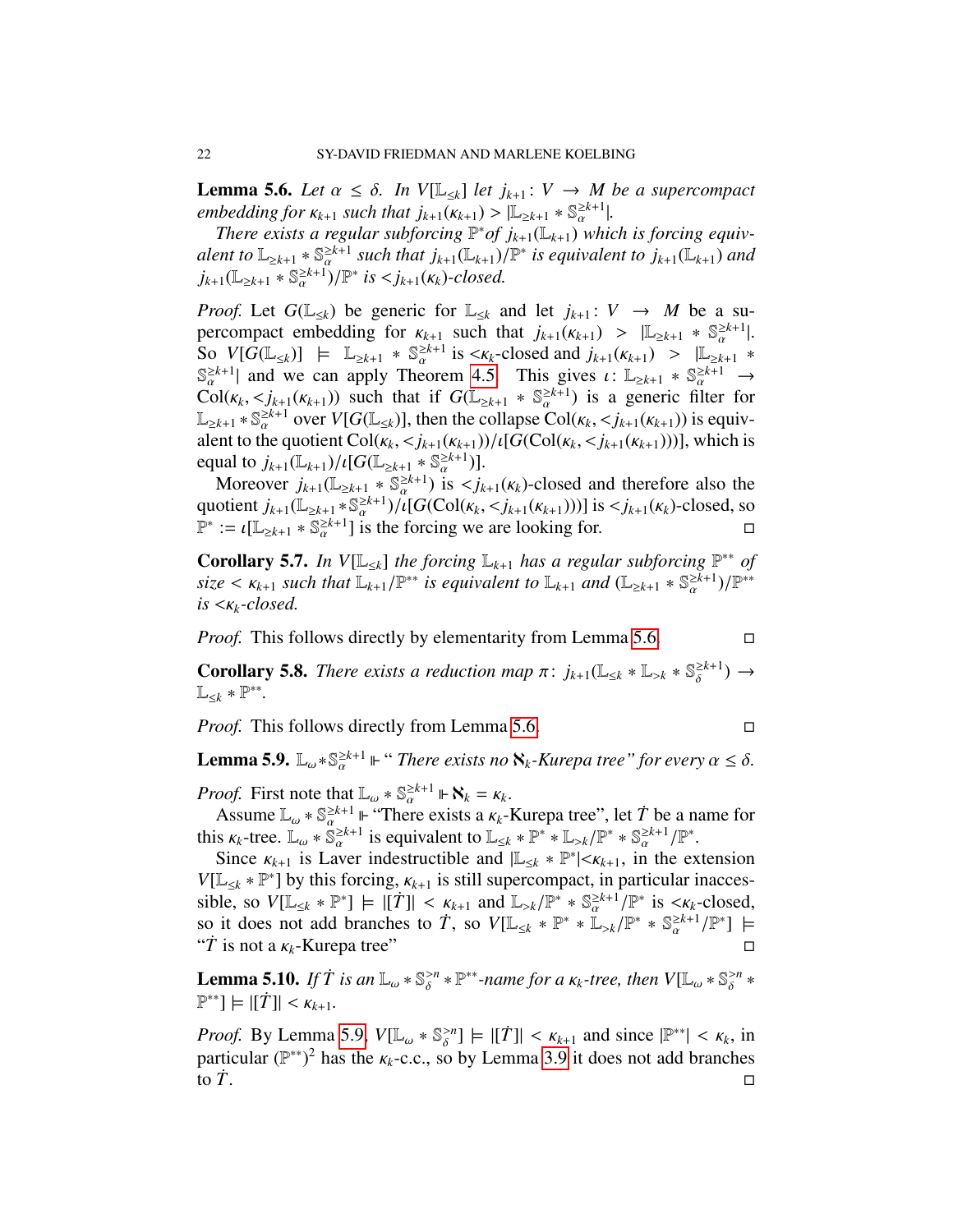**Lemma 5.6.** *Let $\alpha \leq \delta$. In $V[\mathbb{L}_{\leq k}]$ let $j_{k+1} \colon V \to M$ be a supercompact embedding for $\kappa_{k+1}$ such that $j_{k+1}(\kappa_{k+1}) > |\mathbb{L}_{\geq k+1} * \mathbb{S}^{\geq k+1}_{\alpha}|$.*

*There exists a regular subforcing $\mathbb{P}^*$ of $j_{k+1}(\mathbb{L}_{k+1})$ which is forcing equivalent to $\mathbb{L}_{\geq k+1} * \mathbb{S}^{\geq k+1}_{\alpha}$ such that $j_{k+1}(\mathbb{L}_{k+1})/\mathbb{P}^*$ is equivalent to $j_{k+1}(\mathbb{L}_{k+1})$ and $j_{k+1}(\mathbb{L}_{\geq k+1} * \mathbb{S}^{\geq k+1}_{\alpha})/\mathbb{P}^*$ is $< j_{k+1}(\kappa_k)$-closed.*

*Proof.* Let $G(\mathbb{L}_{\leq k})$ be generic for $\mathbb{L}_{\leq k}$ and let $j_{k+1} \colon V \to M$ be a supercompact embedding for $\kappa_{k+1}$ such that $j_{k+1}(\kappa_{k+1}) > |\mathbb{L}_{\geq k+1} * \mathbb{S}^{\geq k+1}_{\alpha}|$. So $V[G(\mathbb{L}_{\leq k})] \models \mathbb{L}_{\geq k+1} * \mathbb{S}^{\geq k+1}_{\alpha}$ is $<\kappa_k$-closed and $j_{k+1}(\kappa_{k+1}) > |\mathbb{L}_{\geq k+1} * \mathbb{S}^{\geq k+1}_{\alpha}|$ and we can apply Theorem 4.5. This gives $\iota \colon \mathbb{L}_{\geq k+1} * \mathbb{S}^{\geq k+1}_{\alpha} \to \mathrm{Col}(\kappa_k, < j_{k+1}(\kappa_{k+1}))$ such that if $G(\mathbb{L}_{\geq k+1} * \mathbb{S}^{\geq k+1}_{\alpha})$ is a generic filter for $\mathbb{L}_{\geq k+1} * \mathbb{S}^{\geq k+1}_{\alpha}$ over $V[G(\mathbb{L}_{\leq k})]$, then the collapse $\mathrm{Col}(\kappa_k, < j_{k+1}(\kappa_{k+1}))$ is equivalent to the quotient $\mathrm{Col}(\kappa_k, < j_{k+1}(\kappa_{k+1}))/\iota[G(\mathrm{Col}(\kappa_k, < j_{k+1}(\kappa_{k+1})))]$, which is equal to $j_{k+1}(\mathbb{L}_{k+1})/\iota[G(\mathbb{L}_{\geq k+1} * \mathbb{S}^{\geq k+1}_{\alpha})]$.

Moreover $j_{k+1}(\mathbb{L}_{\geq k+1} * \mathbb{S}^{\geq k+1}_{\alpha})$ is $< j_{k+1}(\kappa_k)$-closed and therefore also the quotient $j_{k+1}(\mathbb{L}_{\geq k+1} * \mathbb{S}^{\geq k+1}_{\alpha})/\iota[G(\mathrm{Col}(\kappa_k, < j_{k+1}(\kappa_{k+1})))]$ is $< j_{k+1}(\kappa_k)$-closed, so $\mathbb{P}^* := \iota[\mathbb{L}_{\geq k+1} * \mathbb{S}^{\geq k+1}_{\alpha}]$ is the forcing we are looking for. □

**Corollary 5.7.** *In $V[\mathbb{L}_{\leq k}]$ the forcing $\mathbb{L}_{k+1}$ has a regular subforcing $\mathbb{P}^{**}$ of size $< \kappa_{k+1}$ such that $\mathbb{L}_{k+1}/\mathbb{P}^{**}$ is equivalent to $\mathbb{L}_{k+1}$ and $(\mathbb{L}_{\geq k+1} * \mathbb{S}^{\geq k+1}_{\alpha})/\mathbb{P}^{**}$ is $<\kappa_k$-closed.*

*Proof.* This follows directly by elementarity from Lemma 5.6. □

**Corollary 5.8.** *There exists a reduction map $\pi \colon j_{k+1}(\mathbb{L}_{\leq k} * \mathbb{L}_{>k} * \mathbb{S}^{\geq k+1}_{\delta}) \to \mathbb{L}_{\leq k} * \mathbb{P}^{**}$.*

*Proof.* This follows directly from Lemma 5.6. □

**Lemma 5.9.** *$\mathbb{L}_{\omega} * \mathbb{S}^{\geq k+1}_{\alpha} \Vdash$ "There exists no $\aleph_k$-Kurepa tree" for every $\alpha \leq \delta$.*

*Proof.* First note that $\mathbb{L}_{\omega} * \mathbb{S}^{\geq k+1}_{\alpha} \Vdash \aleph_k = \kappa_k$.

Assume $\mathbb{L}_{\omega} * \mathbb{S}^{\geq k+1}_{\alpha} \Vdash$ "There exists a $\kappa_k$-Kurepa tree", let $\dot{T}$ be a name for this $\kappa_k$-tree. $\mathbb{L}_{\omega} * \mathbb{S}^{\geq k+1}_{\alpha}$ is equivalent to $\mathbb{L}_{\leq k} * \mathbb{P}^* * \mathbb{L}_{>k}/\mathbb{P}^* * \mathbb{S}^{\geq k+1}_{\alpha}/\mathbb{P}^*$.

Since $\kappa_{k+1}$ is Laver indestructible and $|\mathbb{L}_{\leq k} * \mathbb{P}^*| < \kappa_{k+1}$, in the extension $V[\mathbb{L}_{\leq k} * \mathbb{P}^*]$ by this forcing, $\kappa_{k+1}$ is still supercompact, in particular inaccessible, so $V[\mathbb{L}_{\leq k} * \mathbb{P}^*] \models |[\dot{T}]| < \kappa_{k+1}$ and $\mathbb{L}_{>k}/\mathbb{P}^* * \mathbb{S}^{\geq k+1}_{\alpha}/\mathbb{P}^*$ is $<\kappa_k$-closed, so it does not add branches to $\dot{T}$, so $V[\mathbb{L}_{\leq k} * \mathbb{P}^* * \mathbb{L}_{>k}/\mathbb{P}^* * \mathbb{S}^{\geq k+1}_{\alpha}/\mathbb{P}^*] \models$ "$\dot{T}$ is not a $\kappa_k$-Kurepa tree" □

**Lemma 5.10.** *If $\dot{T}$ is an $\mathbb{L}_{\omega} * \mathbb{S}^{>n}_{\delta} * \mathbb{P}^{**}$-name for a $\kappa_k$-tree, then $V[\mathbb{L}_{\omega} * \mathbb{S}^{>n}_{\delta} * \mathbb{P}^{**}] \models |[\dot{T}]| < \kappa_{k+1}$.*

*Proof.* By Lemma 5.9, $V[\mathbb{L}_{\omega} * \mathbb{S}^{>n}_{\delta}] \models |[\dot{T}]| < \kappa_{k+1}$ and since $|\mathbb{P}^{**}| < \kappa_k$, in particular $(\mathbb{P}^{**})^2$ has the $\kappa_k$-c.c., so by Lemma 3.9 it does not add branches to $\dot{T}$. □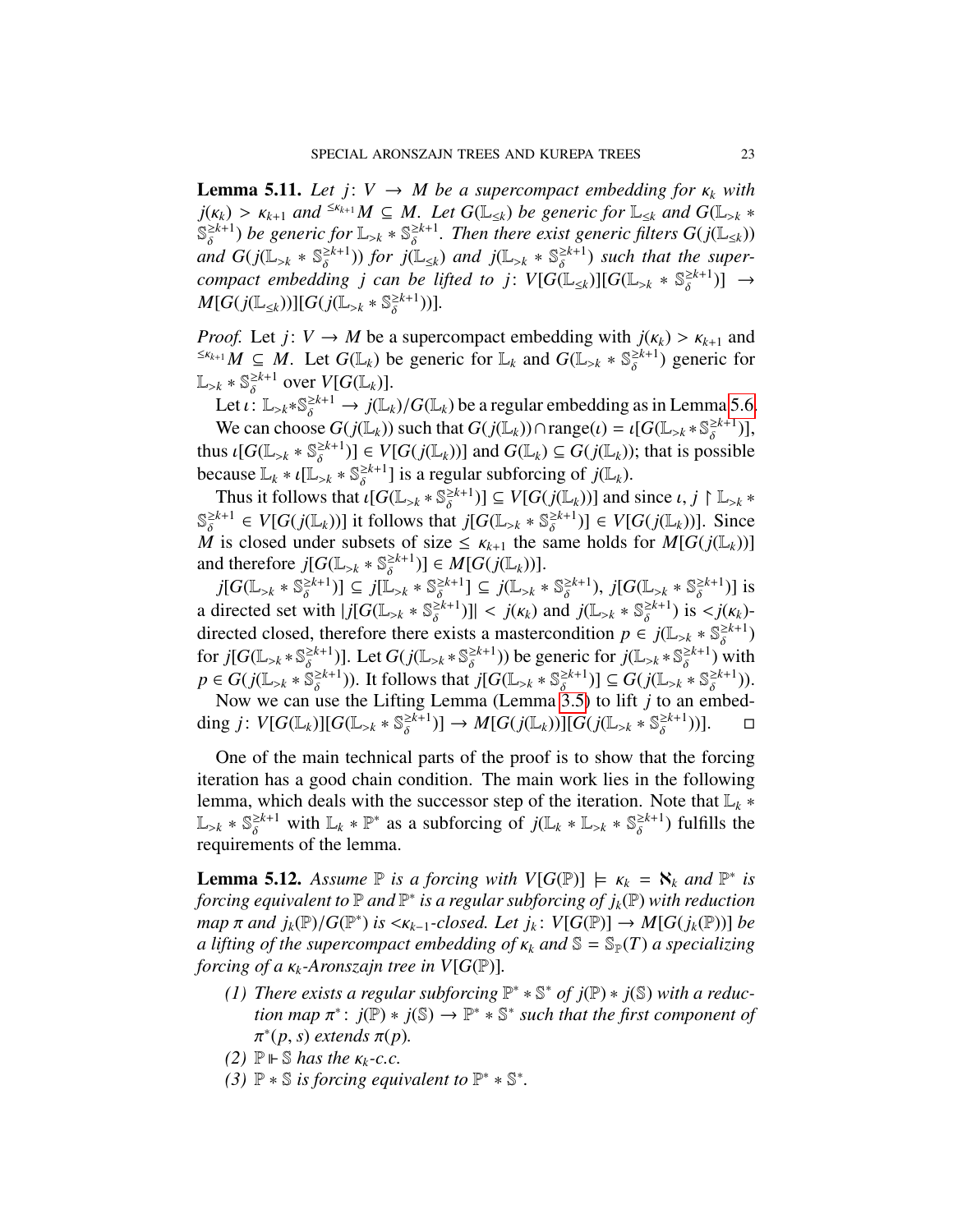**Lemma 5.11.** *Let $j\colon V \to M$ be a supercompact embedding for $\kappa_k$ with $j(\kappa_k) > \kappa_{k+1}$ and ${}^{\leq\kappa_{k+1}}M \subseteq M$. Let $G(\mathbb{L}_{\leq k})$ be generic for $\mathbb{L}_{\leq k}$ and $G(\mathbb{L}_{>k} * \mathbb{S}_\delta^{\geq k+1})$ be generic for $\mathbb{L}_{>k} * \mathbb{S}_\delta^{\geq k+1}$. Then there exist generic filters $G(j(\mathbb{L}_{\leq k}))$ and $G(j(\mathbb{L}_{>k} * \mathbb{S}_\delta^{\geq k+1}))$ for $j(\mathbb{L}_{\leq k})$ and $j(\mathbb{L}_{>k} * \mathbb{S}_\delta^{\geq k+1})$ such that the supercompact embedding $j$ can be lifted to $j\colon V[G(\mathbb{L}_{\leq k})][G(\mathbb{L}_{>k} * \mathbb{S}_\delta^{\geq k+1})] \to M[G(j(\mathbb{L}_{\leq k}))][G(j(\mathbb{L}_{>k} * \mathbb{S}_\delta^{\geq k+1}))]$.*

*Proof.* Let $j\colon V \to M$ be a supercompact embedding with $j(\kappa_k) > \kappa_{k+1}$ and ${}^{\leq\kappa_{k+1}}M \subseteq M$. Let $G(\mathbb{L}_k)$ be generic for $\mathbb{L}_k$ and $G(\mathbb{L}_{>k} * \mathbb{S}_\delta^{\geq k+1})$ generic for $\mathbb{L}_{>k} * \mathbb{S}_\delta^{\geq k+1}$ over $V[G(\mathbb{L}_k)]$.

Let $\iota\colon \mathbb{L}_{>k} * \mathbb{S}_\delta^{\geq k+1} \to j(\mathbb{L}_k)/G(\mathbb{L}_k)$ be a regular embedding as in Lemma 5.6.

We can choose $G(j(\mathbb{L}_k))$ such that $G(j(\mathbb{L}_k)) \cap \operatorname{range}(\iota) = \iota[G(\mathbb{L}_{>k} * \mathbb{S}_\delta^{\geq k+1})]$, thus $\iota[G(\mathbb{L}_{>k} * \mathbb{S}_\delta^{\geq k+1})] \in V[G(j(\mathbb{L}_k))]$ and $G(\mathbb{L}_k) \subseteq G(j(\mathbb{L}_k))$; that is possible because $\mathbb{L}_k * \iota[\mathbb{L}_{>k} * \mathbb{S}_\delta^{\geq k+1}]$ is a regular subforcing of $j(\mathbb{L}_k)$.

Thus it follows that $\iota[G(\mathbb{L}_{>k} * \mathbb{S}_\delta^{\geq k+1})] \subseteq V[G(j(\mathbb{L}_k))]$ and since $\iota, j \restriction \mathbb{L}_{>k} * \mathbb{S}_\delta^{\geq k+1} \in V[G(j(\mathbb{L}_k))]$ it follows that $j[G(\mathbb{L}_{>k} * \mathbb{S}_\delta^{\geq k+1})] \in V[G(j(\mathbb{L}_k))]$. Since $M$ is closed under subsets of size $\leq \kappa_{k+1}$ the same holds for $M[G(j(\mathbb{L}_k))]$ and therefore $j[G(\mathbb{L}_{>k} * \mathbb{S}_\delta^{\geq k+1})] \in M[G(j(\mathbb{L}_k))]$.

$j[G(\mathbb{L}_{>k} * \mathbb{S}_\delta^{\geq k+1})] \subseteq j[\mathbb{L}_{>k} * \mathbb{S}_\delta^{\geq k+1}] \subseteq j(\mathbb{L}_{>k} * \mathbb{S}_\delta^{\geq k+1})$, $j[G(\mathbb{L}_{>k} * \mathbb{S}_\delta^{\geq k+1})]$ is a directed set with $|j[G(\mathbb{L}_{>k} * \mathbb{S}_\delta^{\geq k+1})]| < j(\kappa_k)$ and $j(\mathbb{L}_{>k} * \mathbb{S}_\delta^{\geq k+1})$ is $<j(\kappa_k)$-directed closed, therefore there exists a mastercondition $p \in j(\mathbb{L}_{>k} * \mathbb{S}_\delta^{\geq k+1})$ for $j[G(\mathbb{L}_{>k} * \mathbb{S}_\delta^{\geq k+1})]$. Let $G(j(\mathbb{L}_{>k} * \mathbb{S}_\delta^{\geq k+1}))$ be generic for $j(\mathbb{L}_{>k} * \mathbb{S}_\delta^{\geq k+1})$ with $p \in G(j(\mathbb{L}_{>k} * \mathbb{S}_\delta^{\geq k+1}))$. It follows that $j[G(\mathbb{L}_{>k} * \mathbb{S}_\delta^{\geq k+1})] \subseteq G(j(\mathbb{L}_{>k} * \mathbb{S}_\delta^{\geq k+1}))$.

Now we can use the Lifting Lemma (Lemma 3.5) to lift $j$ to an embedding $j\colon V[G(\mathbb{L}_k)][G(\mathbb{L}_{>k} * \mathbb{S}_\delta^{\geq k+1})] \to M[G(j(\mathbb{L}_k))][G(j(\mathbb{L}_{>k} * \mathbb{S}_\delta^{\geq k+1}))]$. $\square$

One of the main technical parts of the proof is to show that the forcing iteration has a good chain condition. The main work lies in the following lemma, which deals with the successor step of the iteration. Note that $\mathbb{L}_k * \mathbb{L}_{>k} * \mathbb{S}_\delta^{\geq k+1}$ with $\mathbb{L}_k * \mathbb{P}^*$ as a subforcing of $j(\mathbb{L}_k * \mathbb{L}_{>k} * \mathbb{S}_\delta^{\geq k+1})$ fulfills the requirements of the lemma.

**Lemma 5.12.** *Assume $\mathbb{P}$ is a forcing with $V[G(\mathbb{P})] \models \kappa_k = \aleph_k$ and $\mathbb{P}^*$ is forcing equivalent to $\mathbb{P}$ and $\mathbb{P}^*$ is a regular subforcing of $j_k(\mathbb{P})$ with reduction map $\pi$ and $j_k(\mathbb{P})/G(\mathbb{P}^*)$ is $<\kappa_{k-1}$-closed. Let $j_k\colon V[G(\mathbb{P})] \to M[G(j_k(\mathbb{P}))]$ be a lifting of the supercompact embedding of $\kappa_k$ and $\mathbb{S} = \mathbb{S}_\mathbb{P}(T)$ a specializing forcing of a $\kappa_k$-Aronszajn tree in $V[G(\mathbb{P})]$.*

1. *There exists a regular subforcing $\mathbb{P}^* * \mathbb{S}^*$ of $j(\mathbb{P}) * j(\mathbb{S})$ with a reduction map $\pi^*\colon j(\mathbb{P}) * j(\mathbb{S}) \to \mathbb{P}^* * \mathbb{S}^*$ such that the first component of $\pi^*(p, s)$ extends $\pi(p)$.*
2. *$\mathbb{P} \Vdash \mathbb{S}$ has the $\kappa_k$-c.c.*
3. *$\mathbb{P} * \mathbb{S}$ is forcing equivalent to $\mathbb{P}^* * \mathbb{S}^*$.*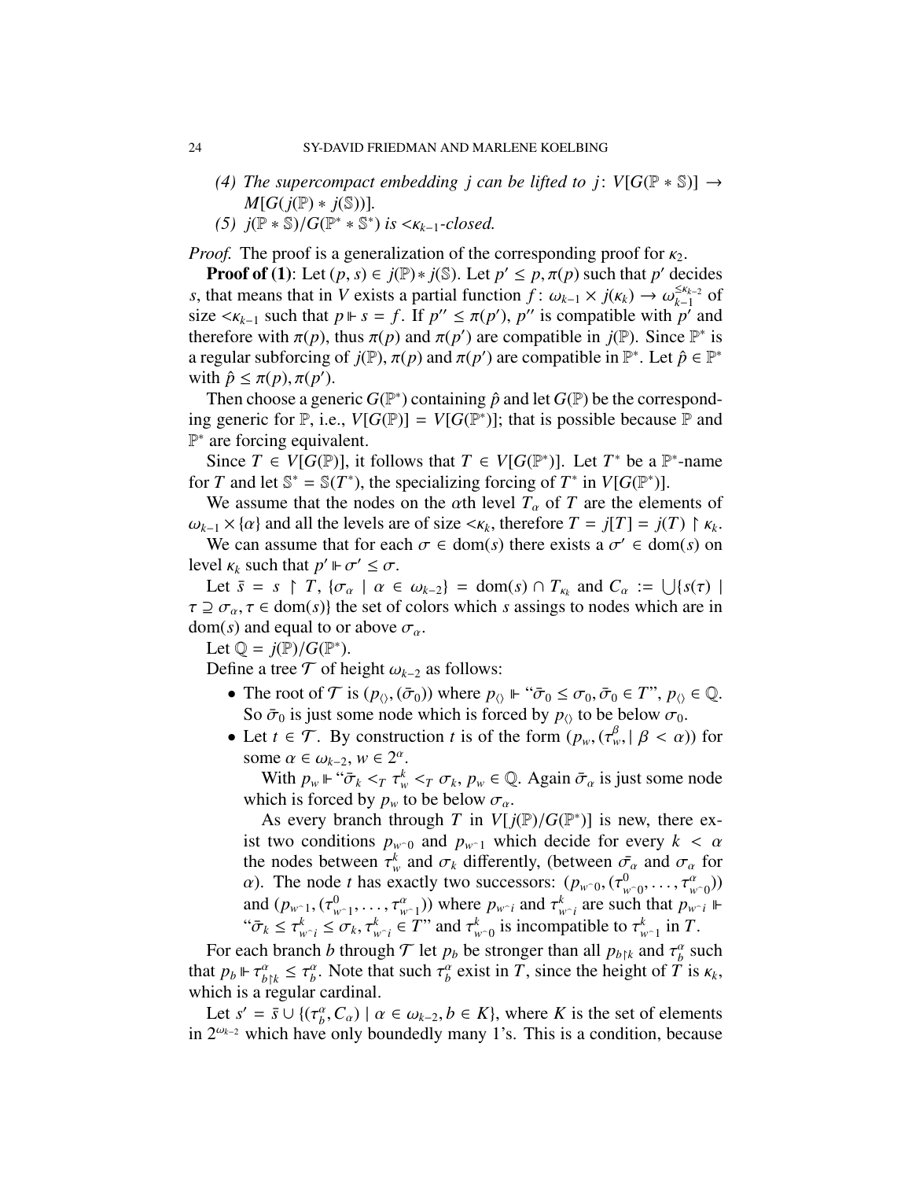*(4) The supercompact embedding $j$ can be lifted to $j\colon V[G(\mathbb{P} * \mathbb{S})] \to M[G(j(\mathbb{P}) * j(\mathbb{S}))]$.*

*(5) $j(\mathbb{P} * \mathbb{S})/G(\mathbb{P}^* * \mathbb{S}^*)$ is $<\kappa_{k-1}$-closed.*

*Proof.* The proof is a generalization of the corresponding proof for $\kappa_2$.

**Proof of (1)**: Let $(p, s) \in j(\mathbb{P}) * j(\mathbb{S})$. Let $p' \leq p, \pi(p)$ such that $p'$ decides $s$, that means that in $V$ exists a partial function $f\colon \omega_{k-1} \times j(\kappa_k) \to \omega_{k-1}^{\leq \kappa_{k-2}}$ of size $<\kappa_{k-1}$ such that $p \Vdash s = f$. If $p'' \leq \pi(p')$, $p''$ is compatible with $p'$ and therefore with $\pi(p)$, thus $\pi(p)$ and $\pi(p')$ are compatible in $j(\mathbb{P})$. Since $\mathbb{P}^*$ is a regular subforcing of $j(\mathbb{P})$, $\pi(p)$ and $\pi(p')$ are compatible in $\mathbb{P}^*$. Let $\hat{p} \in \mathbb{P}^*$ with $\hat{p} \leq \pi(p), \pi(p')$.

Then choose a generic $G(\mathbb{P}^*)$ containing $\hat{p}$ and let $G(\mathbb{P})$ be the corresponding generic for $\mathbb{P}$, i.e., $V[G(\mathbb{P})] = V[G(\mathbb{P}^*)]$; that is possible because $\mathbb{P}$ and $\mathbb{P}^*$ are forcing equivalent.

Since $T \in V[G(\mathbb{P})]$, it follows that $T \in V[G(\mathbb{P}^*)]$. Let $T^*$ be a $\mathbb{P}^*$-name for $T$ and let $\mathbb{S}^* = \mathbb{S}(T^*)$, the specializing forcing of $T^*$ in $V[G(\mathbb{P}^*)]$.

We assume that the nodes on the $\alpha$th level $T_\alpha$ of $T$ are the elements of $\omega_{k-1} \times \{\alpha\}$ and all the levels are of size $<\kappa_k$, therefore $T = j[T] = j(T) \upharpoonright \kappa_k$.

We can assume that for each $\sigma \in \operatorname{dom}(s)$ there exists a $\sigma' \in \operatorname{dom}(s)$ on level $\kappa_k$ such that $p' \Vdash \sigma' \leq \sigma$.

Let $\bar{s} = s \upharpoonright T$, $\{\sigma_\alpha \mid \alpha \in \omega_{k-2}\} = \operatorname{dom}(s) \cap T_{\kappa_k}$ and $C_\alpha := \bigcup\{s(\tau) \mid \tau \supseteq \sigma_\alpha, \tau \in \operatorname{dom}(s)\}$ the set of colors which $s$ assings to nodes which are in $\operatorname{dom}(s)$ and equal to or above $\sigma_\alpha$.

Let $\mathbb{Q} = j(\mathbb{P})/G(\mathbb{P}^*)$.

Define a tree $\mathcal{T}$ of height $\omega_{k-2}$ as follows:

- The root of $\mathcal{T}$ is $(p_{\langle\rangle}, (\bar{\sigma}_0))$ where $p_{\langle\rangle} \Vdash$ "$\bar{\sigma}_0 \leq \sigma_0, \bar{\sigma}_0 \in T$", $p_{\langle\rangle} \in \mathbb{Q}$. So $\bar{\sigma}_0$ is just some node which is forced by $p_{\langle\rangle}$ to be below $\sigma_0$.
- Let $t \in \mathcal{T}$. By construction $t$ is of the form $(p_w, (\tau_w^\beta, \mid \beta < \alpha))$ for some $\alpha \in \omega_{k-2}$, $w \in 2^\alpha$.

  With $p_w \Vdash$ "$\bar{\sigma}_k <_T \tau_w^k <_T \sigma_k$, $p_w \in \mathbb{Q}$. Again $\bar{\sigma}_\alpha$ is just some node which is forced by $p_w$ to be below $\sigma_\alpha$.

  As every branch through $T$ in $V[j(\mathbb{P})/G(\mathbb{P}^*)]$ is new, there exist two conditions $p_{w^\frown 0}$ and $p_{w^\frown 1}$ which decide for every $k < \alpha$ the nodes between $\tau_w^k$ and $\sigma_k$ differently, (between $\bar{\sigma_\alpha}$ and $\sigma_\alpha$ for $\alpha$). The node $t$ has exactly two successors: $(p_{w^\frown 0}, (\tau^0_{w^\frown 0}, \dots, \tau^\alpha_{w^\frown 0}))$ and $(p_{w^\frown 1}, (\tau^0_{w^\frown 1}, \dots, \tau^\alpha_{w^\frown 1}))$ where $p_{w^\frown i}$ and $\tau^k_{w^\frown i}$ are such that $p_{w^\frown i} \Vdash$ "$\bar{\sigma}_k \leq \tau^k_{w^\frown i} \leq \sigma_k, \tau^k_{w^\frown i} \in T$" and $\tau^k_{w^\frown 0}$ is incompatible to $\tau^k_{w^\frown 1}$ in $T$.

For each branch $b$ through $\mathcal{T}$ let $p_b$ be stronger than all $p_{b\upharpoonright k}$ and $\tau_b^\alpha$ such that $p_b \Vdash \tau^\alpha_{b\upharpoonright k} \leq \tau^\alpha_b$. Note that such $\tau^\alpha_b$ exist in $T$, since the height of $T$ is $\kappa_k$, which is a regular cardinal.

Let $s' = \bar{s} \cup \{(\tau^\alpha_b, C_\alpha) \mid \alpha \in \omega_{k-2}, b \in K\}$, where $K$ is the set of elements in $2^{\omega_{k-2}}$ which have only boundedly many 1's. This is a condition, because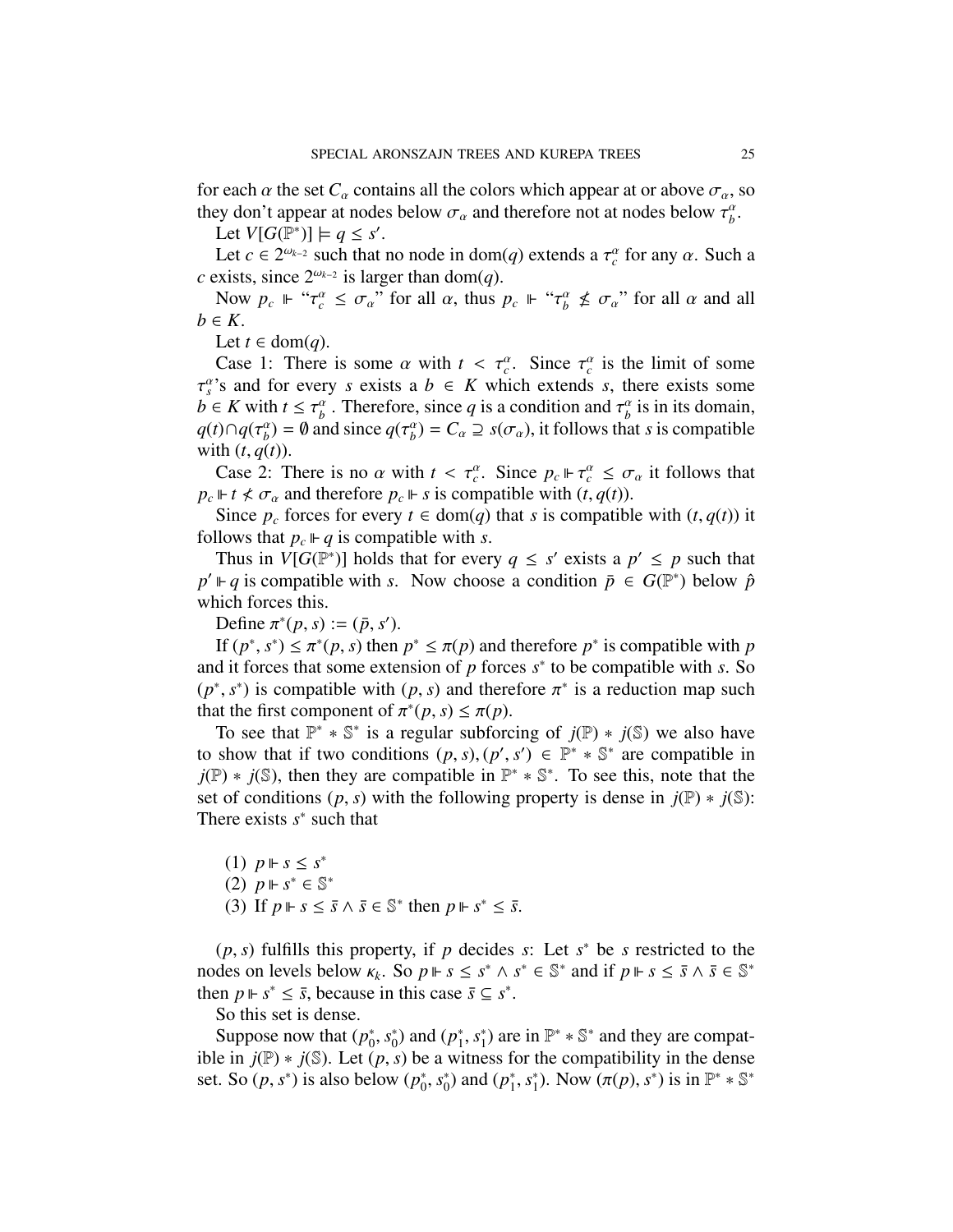for each $\alpha$ the set $C_\alpha$ contains all the colors which appear at or above $\sigma_\alpha$, so they don't appear at nodes below $\sigma_\alpha$ and therefore not at nodes below $\tau^\alpha_b$.

Let $V[G(\mathbb{P}^*)] \models q \leq s'$.

Let $c \in 2^{\omega_{k-2}}$ such that no node in $\mathrm{dom}(q)$ extends a $\tau^\alpha_c$ for any $\alpha$. Such a $c$ exists, since $2^{\omega_{k-2}}$ is larger than $\mathrm{dom}(q)$.

Now $p_c \Vdash$ "$\tau^\alpha_c \leq \sigma_\alpha$" for all $\alpha$, thus $p_c \Vdash$ "$\tau^\alpha_b \nleq \sigma_\alpha$" for all $\alpha$ and all $b \in K$.

Let $t \in \mathrm{dom}(q)$.

Case 1: There is some $\alpha$ with $t < \tau^\alpha_c$. Since $\tau^\alpha_c$ is the limit of some $\tau^\alpha_s$'s and for every $s$ exists a $b \in K$ which extends $s$, there exists some $b \in K$ with $t \leq \tau^\alpha_b$. Therefore, since $q$ is a condition and $\tau^\alpha_b$ is in its domain, $q(t) \cap q(\tau^\alpha_b) = \emptyset$ and since $q(\tau^\alpha_b) = C_\alpha \supseteq s(\sigma_\alpha)$, it follows that $s$ is compatible with $(t, q(t))$.

Case 2: There is no $\alpha$ with $t < \tau^\alpha_c$. Since $p_c \Vdash \tau^\alpha_c \leq \sigma_\alpha$ it follows that $p_c \Vdash t \nleq \sigma_\alpha$ and therefore $p_c \Vdash s$ is compatible with $(t, q(t))$.

Since $p_c$ forces for every $t \in \mathrm{dom}(q)$ that $s$ is compatible with $(t, q(t))$ it follows that $p_c \Vdash q$ is compatible with $s$.

Thus in $V[G(\mathbb{P}^*)]$ holds that for every $q \leq s'$ exists a $p' \leq p$ such that $p' \Vdash q$ is compatible with $s$. Now choose a condition $\bar{p} \in G(\mathbb{P}^*)$ below $\hat{p}$ which forces this.

Define $\pi^*(p, s) := (\bar{p}, s')$.

If $(p^*, s^*) \leq \pi^*(p, s)$ then $p^* \leq \pi(p)$ and therefore $p^*$ is compatible with $p$ and it forces that some extension of $p$ forces $s^*$ to be compatible with $s$. So $(p^*, s^*)$ is compatible with $(p, s)$ and therefore $\pi^*$ is a reduction map such that the first component of $\pi^*(p, s) \leq \pi(p)$.

To see that $\mathbb{P}^* * \mathbb{S}^*$ is a regular subforcing of $j(\mathbb{P}) * j(\mathbb{S})$ we also have to show that if two conditions $(p, s), (p', s') \in \mathbb{P}^* * \mathbb{S}^*$ are compatible in $j(\mathbb{P}) * j(\mathbb{S})$, then they are compatible in $\mathbb{P}^* * \mathbb{S}^*$. To see this, note that the set of conditions $(p, s)$ with the following property is dense in $j(\mathbb{P}) * j(\mathbb{S})$: There exists $s^*$ such that

(1) $p \Vdash s \leq s^*$
(2) $p \Vdash s^* \in \mathbb{S}^*$
(3) If $p \Vdash s \leq \bar{s} \wedge \bar{s} \in \mathbb{S}^*$ then $p \Vdash s^* \leq \bar{s}$.

$(p, s)$ fulfills this property, if $p$ decides $s$: Let $s^*$ be $s$ restricted to the nodes on levels below $\kappa_k$. So $p \Vdash s \leq s^* \wedge s^* \in \mathbb{S}^*$ and if $p \Vdash s \leq \bar{s} \wedge \bar{s} \in \mathbb{S}^*$ then $p \Vdash s^* \leq \bar{s}$, because in this case $\bar{s} \subseteq s^*$.

So this set is dense.

Suppose now that $(p^*_0, s^*_0)$ and $(p^*_1, s^*_1)$ are in $\mathbb{P}^* * \mathbb{S}^*$ and they are compatible in $j(\mathbb{P}) * j(\mathbb{S})$. Let $(p, s)$ be a witness for the compatibility in the dense set. So $(p, s^*)$ is also below $(p^*_0, s^*_0)$ and $(p^*_1, s^*_1)$. Now $(\pi(p), s^*)$ is in $\mathbb{P}^* * \mathbb{S}^*$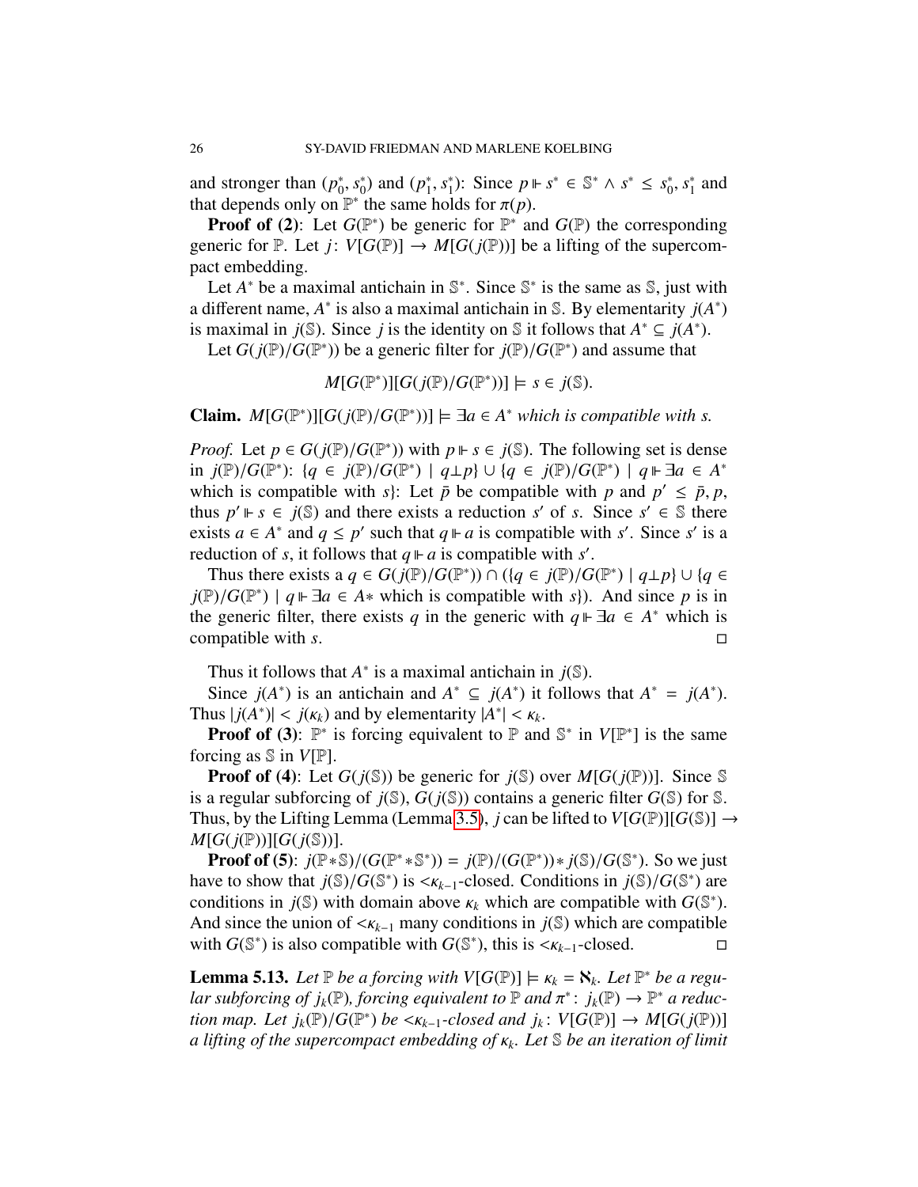and stronger than $(p_0^*, s_0^*)$ and $(p_1^*, s_1^*)$: Since $p \Vdash s^* \in \mathbb{S}^* \wedge s^* \leq s_0^*, s_1^*$ and that depends only on $\mathbb{P}^*$ the same holds for $\pi(p)$.

**Proof of (2)**: Let $G(\mathbb{P}^*)$ be generic for $\mathbb{P}^*$ and $G(\mathbb{P})$ the corresponding generic for $\mathbb{P}$. Let $j\colon V[G(\mathbb{P})] \to M[G(j(\mathbb{P}))]$ be a lifting of the supercompact embedding.

Let $A^*$ be a maximal antichain in $\mathbb{S}^*$. Since $\mathbb{S}^*$ is the same as $\mathbb{S}$, just with a different name, $A^*$ is also a maximal antichain in $\mathbb{S}$. By elementarity $j(A^*)$ is maximal in $j(\mathbb{S})$. Since $j$ is the identity on $\mathbb{S}$ it follows that $A^* \subseteq j(A^*)$.

Let $G(j(\mathbb{P})/G(\mathbb{P}^*))$ be a generic filter for $j(\mathbb{P})/G(\mathbb{P}^*)$ and assume that

$$M[G(\mathbb{P}^*)][G(j(\mathbb{P})/G(\mathbb{P}^*))] \models s \in j(\mathbb{S}).$$

**Claim.** *$M[G(\mathbb{P}^*)][G(j(\mathbb{P})/G(\mathbb{P}^*))] \models \exists a \in A^*$ which is compatible with $s$.*

*Proof.* Let $p \in G(j(\mathbb{P})/G(\mathbb{P}^*))$ with $p \Vdash s \in j(\mathbb{S})$. The following set is dense in $j(\mathbb{P})/G(\mathbb{P}^*)$: $\{q \in j(\mathbb{P})/G(\mathbb{P}^*) \mid q \perp p\} \cup \{q \in j(\mathbb{P})/G(\mathbb{P}^*) \mid q \Vdash \exists a \in A^*$ which is compatible with $s\}$: Let $\bar{p}$ be compatible with $p$ and $p' \leq \bar{p}, p$, thus $p' \Vdash s \in j(\mathbb{S})$ and there exists a reduction $s'$ of $s$. Since $s' \in \mathbb{S}$ there exists $a \in A^*$ and $q \leq p'$ such that $q \Vdash a$ is compatible with $s'$. Since $s'$ is a reduction of $s$, it follows that $q \Vdash a$ is compatible with $s'$.

Thus there exists a $q \in G(j(\mathbb{P})/G(\mathbb{P}^*)) \cap (\{q \in j(\mathbb{P})/G(\mathbb{P}^*) \mid q \perp p\} \cup \{q \in j(\mathbb{P})/G(\mathbb{P}^*) \mid q \Vdash \exists a \in A*$ which is compatible with $s\})$. And since $p$ is in the generic filter, there exists $q$ in the generic with $q \Vdash \exists a \in A^*$ which is compatible with $s$. ◻

Thus it follows that $A^*$ is a maximal antichain in $j(\mathbb{S})$.

Since $j(A^*)$ is an antichain and $A^* \subseteq j(A^*)$ it follows that $A^* = j(A^*)$. Thus $|j(A^*)| < j(\kappa_k)$ and by elementarity $|A^*| < \kappa_k$.

**Proof of (3)**: $\mathbb{P}^*$ is forcing equivalent to $\mathbb{P}$ and $\mathbb{S}^*$ in $V[\mathbb{P}^*]$ is the same forcing as $\mathbb{S}$ in $V[\mathbb{P}]$.

**Proof of (4)**: Let $G(j(\mathbb{S}))$ be generic for $j(\mathbb{S})$ over $M[G(j(\mathbb{P}))]$. Since $\mathbb{S}$ is a regular subforcing of $j(\mathbb{S})$, $G(j(\mathbb{S}))$ contains a generic filter $G(\mathbb{S})$ for $\mathbb{S}$. Thus, by the Lifting Lemma (Lemma 3.5), $j$ can be lifted to $V[G(\mathbb{P})][G(\mathbb{S})] \to M[G(j(\mathbb{P}))][G(j(\mathbb{S}))]$.

**Proof of (5)**: $j(\mathbb{P} * \mathbb{S})/(G(\mathbb{P}^* * \mathbb{S}^*)) = j(\mathbb{P})/(G(\mathbb{P}^*)) * j(\mathbb{S})/G(\mathbb{S}^*)$. So we just have to show that $j(\mathbb{S})/G(\mathbb{S}^*)$ is $<\kappa_{k-1}$-closed. Conditions in $j(\mathbb{S})/G(\mathbb{S}^*)$ are conditions in $j(\mathbb{S})$ with domain above $\kappa_k$ which are compatible with $G(\mathbb{S}^*)$. And since the union of $<\kappa_{k-1}$ many conditions in $j(\mathbb{S})$ which are compatible with $G(\mathbb{S}^*)$ is also compatible with $G(\mathbb{S}^*)$, this is $<\kappa_{k-1}$-closed. ◻

**Lemma 5.13.** *Let $\mathbb{P}$ be a forcing with $V[G(\mathbb{P})] \models \kappa_k = \aleph_k$. Let $\mathbb{P}^*$ be a regular subforcing of $j_k(\mathbb{P})$, forcing equivalent to $\mathbb{P}$ and $\pi^*\colon j_k(\mathbb{P}) \to \mathbb{P}^*$ a reduction map. Let $j_k(\mathbb{P})/G(\mathbb{P}^*)$ be $<\kappa_{k-1}$-closed and $j_k\colon V[G(\mathbb{P})] \to M[G(j(\mathbb{P}))]$ a lifting of the supercompact embedding of $\kappa_k$. Let $\mathbb{S}$ be an iteration of limit*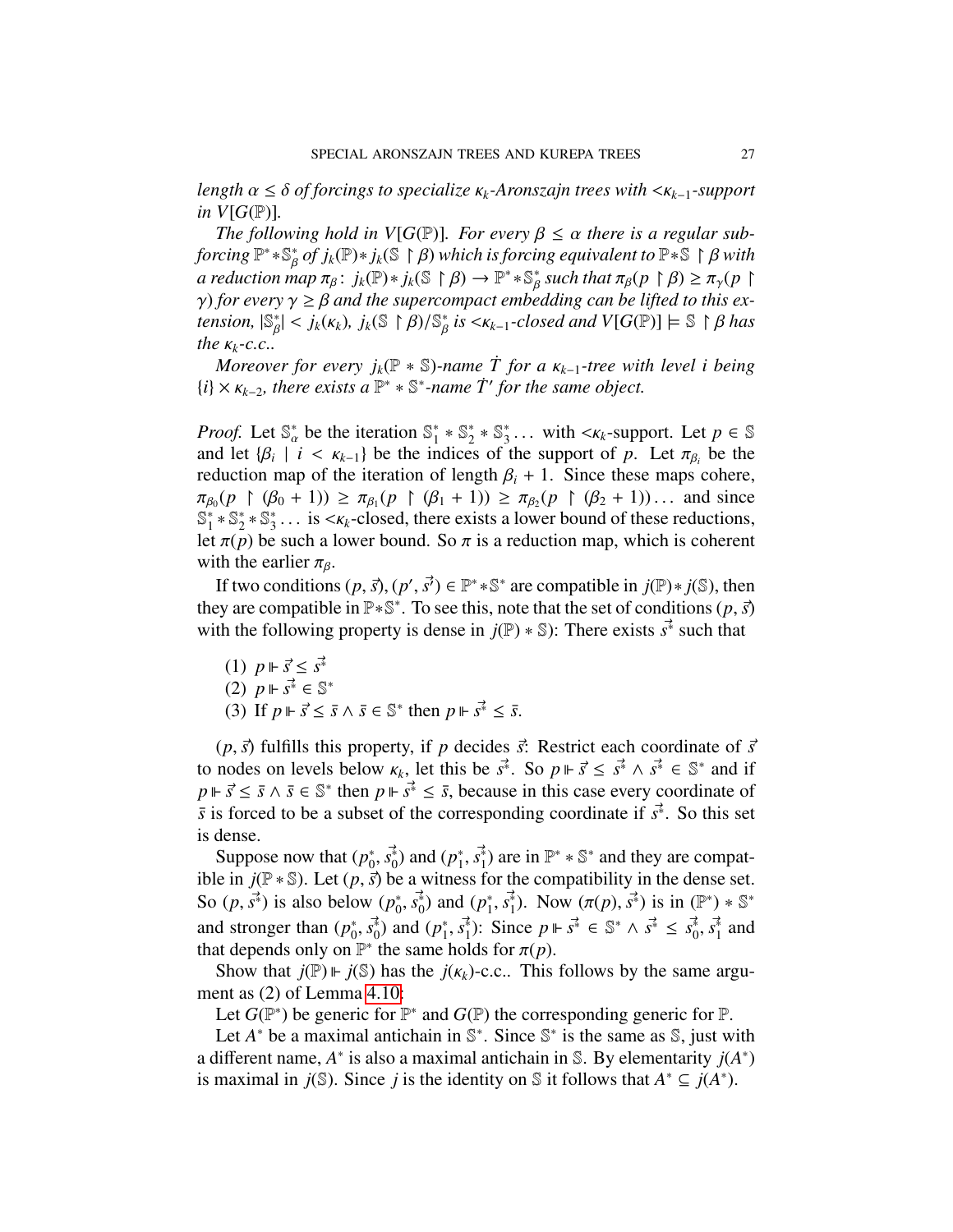*length $\alpha \leq \delta$ of forcings to specialize $\kappa_k$-Aronszajn trees with $<\kappa_{k-1}$-support in $V[G(\mathbb{P})]$.*

*The following hold in $V[G(\mathbb{P})]$. For every $\beta \leq \alpha$ there is a regular subforcing $\mathbb{P}^* * \mathbb{S}^*_\beta$ of $j_k(\mathbb{P}) * j_k(\mathbb{S} \restriction \beta)$ which is forcing equivalent to $\mathbb{P} * \mathbb{S} \restriction \beta$ with a reduction map $\pi_\beta \colon j_k(\mathbb{P}) * j_k(\mathbb{S} \restriction \beta) \to \mathbb{P}^* * \mathbb{S}^*_\beta$ such that $\pi_\beta(p \restriction \beta) \geq \pi_\gamma(p \restriction \gamma)$ for every $\gamma \geq \beta$ and the supercompact embedding can be lifted to this extension, $|\mathbb{S}^*_\beta| < j_k(\kappa_k)$, $j_k(\mathbb{S} \restriction \beta)/\mathbb{S}^*_\beta$ is $<\kappa_{k-1}$-closed and $V[G(\mathbb{P})] \models \mathbb{S} \restriction \beta$ has the $\kappa_k$-c.c..*

*Moreover for every $j_k(\mathbb{P} * \mathbb{S})$-name $\dot{T}$ for a $\kappa_{k-1}$-tree with level $i$ being $\{i\} \times \kappa_{k-2}$, there exists a $\mathbb{P}^* * \mathbb{S}^*$-name $\dot{T}'$ for the same object.*

*Proof.* Let $\mathbb{S}^*_\alpha$ be the iteration $\mathbb{S}^*_1 * \mathbb{S}^*_2 * \mathbb{S}^*_3 \dots$ with $<\kappa_k$-support. Let $p \in \mathbb{S}$ and let $\{\beta_i \mid i < \kappa_{k-1}\}$ be the indices of the support of $p$. Let $\pi_{\beta_i}$ be the reduction map of the iteration of length $\beta_i + 1$. Since these maps cohere, $\pi_{\beta_0}(p \restriction (\beta_0 + 1)) \geq \pi_{\beta_1}(p \restriction (\beta_1 + 1)) \geq \pi_{\beta_2}(p \restriction (\beta_2 + 1)) \dots$ and since $\mathbb{S}^*_1 * \mathbb{S}^*_2 * \mathbb{S}^*_3 \dots$ is $<\kappa_k$-closed, there exists a lower bound of these reductions, let $\pi(p)$ be such a lower bound. So $\pi$ is a reduction map, which is coherent with the earlier $\pi_\beta$.

If two conditions $(p, \vec{s}), (p', \vec{s'}) \in \mathbb{P}^* * \mathbb{S}^*$ are compatible in $j(\mathbb{P}) * j(\mathbb{S})$, then they are compatible in $\mathbb{P} * \mathbb{S}^*$. To see this, note that the set of conditions $(p, \vec{s})$ with the following property is dense in $j(\mathbb{P}) * \mathbb{S})$: There exists $\vec{s^*}$ such that

1. $p \Vdash \vec{s} \leq \vec{s^*}$
2. $p \Vdash \vec{s^*} \in \mathbb{S}^*$
3. If $p \Vdash \vec{s} \leq \bar{s} \wedge \bar{s} \in \mathbb{S}^*$ then $p \Vdash \vec{s^*} \leq \bar{s}$.

$(p, \vec{s})$ fulfills this property, if $p$ decides $\vec{s}$: Restrict each coordinate of $\vec{s}$ to nodes on levels below $\kappa_k$, let this be $\vec{s^*}$. So $p \Vdash \vec{s} \leq \vec{s^*} \wedge \vec{s^*} \in \mathbb{S}^*$ and if $p \Vdash \vec{s} \leq \bar{s} \wedge \bar{s} \in \mathbb{S}^*$ then $p \Vdash \vec{s^*} \leq \bar{s}$, because in this case every coordinate of $\bar{s}$ is forced to be a subset of the corresponding coordinate if $\vec{s^*}$. So this set is dense.

Suppose now that $(p^*_0, \vec{s^*_0})$ and $(p^*_1, \vec{s^*_1})$ are in $\mathbb{P}^* * \mathbb{S}^*$ and they are compatible in $j(\mathbb{P} * \mathbb{S})$. Let $(p, \vec{s})$ be a witness for the compatibility in the dense set. So $(p, \vec{s^*})$ is also below $(p^*_0, \vec{s^*_0})$ and $(p^*_1, \vec{s^*_1})$. Now $(\pi(p), \vec{s^*})$ is in $(\mathbb{P}^*) * \mathbb{S}^*$ and stronger than $(p^*_0, \vec{s^*_0})$ and $(p^*_1, \vec{s^*_1})$: Since $p \Vdash \vec{s^*} \in \mathbb{S}^* \wedge \vec{s^*} \leq \vec{s^*_0}, \vec{s^*_1}$ and that depends only on $\mathbb{P}^*$ the same holds for $\pi(p)$.

Show that $j(\mathbb{P}) \Vdash j(\mathbb{S})$ has the $j(\kappa_k)$-c.c.. This follows by the same argument as (2) of Lemma 4.10:

Let $G(\mathbb{P}^*)$ be generic for $\mathbb{P}^*$ and $G(\mathbb{P})$ the corresponding generic for $\mathbb{P}$.

Let $A^*$ be a maximal antichain in $\mathbb{S}^*$. Since $\mathbb{S}^*$ is the same as $\mathbb{S}$, just with a different name, $A^*$ is also a maximal antichain in $\mathbb{S}$. By elementarity $j(A^*)$ is maximal in $j(\mathbb{S})$. Since $j$ is the identity on $\mathbb{S}$ it follows that $A^* \subseteq j(A^*)$.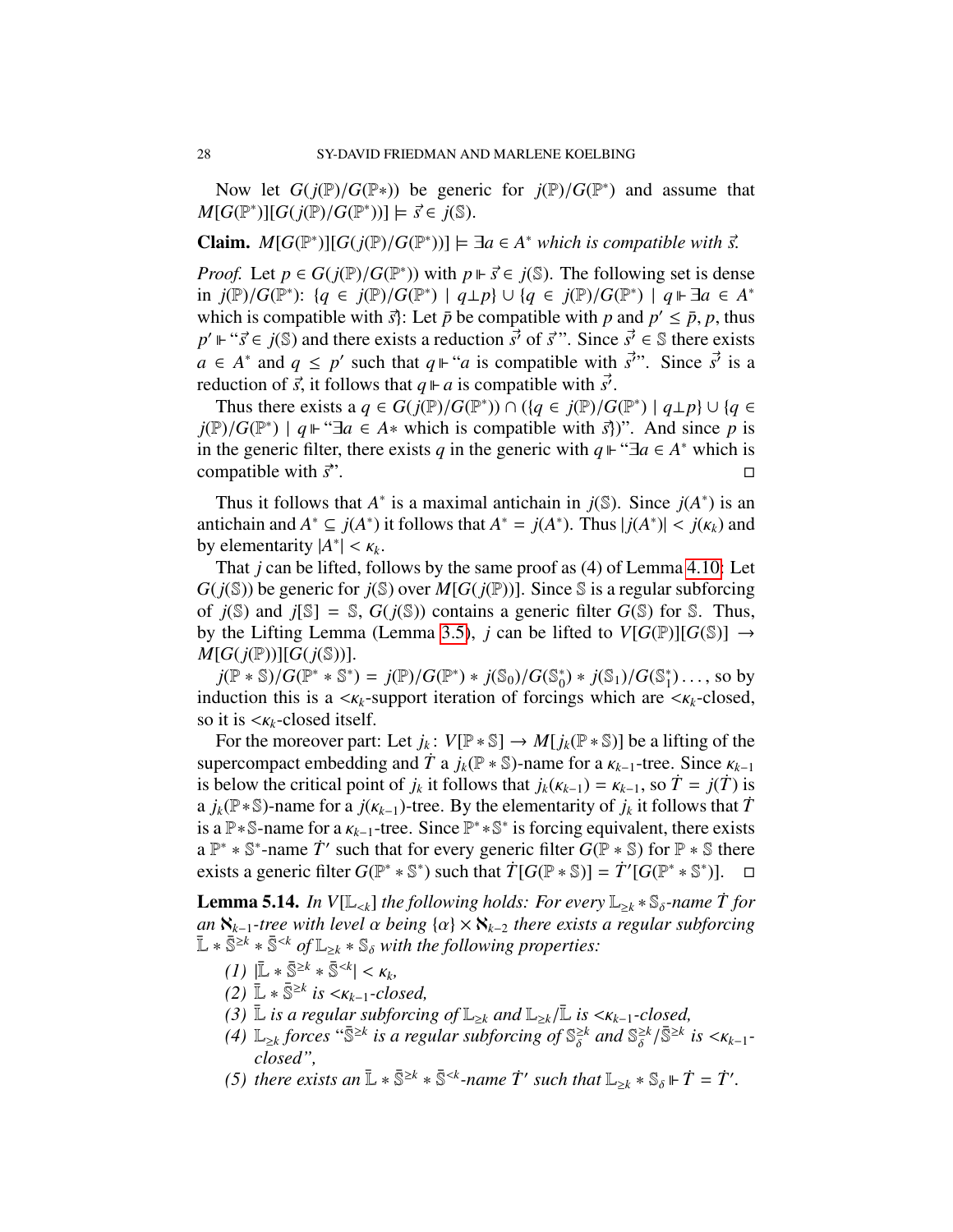Now let $G(j(\mathbb{P})/G(\mathbb{P}*))$ be generic for $j(\mathbb{P})/G(\mathbb{P}^*)$ and assume that $M[G(\mathbb{P}^*)][G(j(\mathbb{P})/G(\mathbb{P}^*))] \models \vec{s} \in j(\mathbb{S})$.

**Claim.** *$M[G(\mathbb{P}^*)][G(j(\mathbb{P})/G(\mathbb{P}^*))] \models \exists a \in A^*$ which is compatible with $\vec{s}$.*

*Proof.* Let $p \in G(j(\mathbb{P})/G(\mathbb{P}^*))$ with $p \Vdash \vec{s} \in j(\mathbb{S})$. The following set is dense in $j(\mathbb{P})/G(\mathbb{P}^*)$: $\{q \in j(\mathbb{P})/G(\mathbb{P}^*) \mid q \perp p\} \cup \{q \in j(\mathbb{P})/G(\mathbb{P}^*) \mid q \Vdash \exists a \in A^*$ which is compatible with $\vec{s}\}$: Let $\bar{p}$ be compatible with $p$ and $p' \leq \bar{p}, p$, thus $p' \Vdash$ "$\vec{s} \in j(\mathbb{S})$ and there exists a reduction $\vec{s}'$ of $\vec{s}$". Since $\vec{s}' \in \mathbb{S}$ there exists $a \in A^*$ and $q \leq p'$ such that $q \Vdash$ "$a$ is compatible with $\vec{s}'$". Since $\vec{s}'$ is a reduction of $\vec{s}$, it follows that $q \Vdash a$ is compatible with $\vec{s}'$.

Thus there exists a $q \in G(j(\mathbb{P})/G(\mathbb{P}^*)) \cap (\{q \in j(\mathbb{P})/G(\mathbb{P}^*) \mid q \perp p\} \cup \{q \in j(\mathbb{P})/G(\mathbb{P}^*) \mid q \Vdash$ "$\exists a \in A*$ which is compatible with $\vec{s}\}$)". And since $p$ is in the generic filter, there exists $q$ in the generic with $q \Vdash$ "$\exists a \in A^*$ which is compatible with $\vec{s}$". $\square$

Thus it follows that $A^*$ is a maximal antichain in $j(\mathbb{S})$. Since $j(A^*)$ is an antichain and $A^* \subseteq j(A^*)$ it follows that $A^* = j(A^*)$. Thus $|j(A^*)| < j(\kappa_k)$ and by elementarity $|A^*| < \kappa_k$.

That $j$ can be lifted, follows by the same proof as (4) of Lemma 4.10: Let $G(j(\mathbb{S}))$ be generic for $j(\mathbb{S})$ over $M[G(j(\mathbb{P}))]$. Since $\mathbb{S}$ is a regular subforcing of $j(\mathbb{S})$ and $j[\mathbb{S}] = \mathbb{S}$, $G(j(\mathbb{S}))$ contains a generic filter $G(\mathbb{S})$ for $\mathbb{S}$. Thus, by the Lifting Lemma (Lemma 3.5), $j$ can be lifted to $V[G(\mathbb{P})][G(\mathbb{S})] \to M[G(j(\mathbb{P}))][G(j(\mathbb{S}))]$.

$j(\mathbb{P} * \mathbb{S})/G(\mathbb{P}^* * \mathbb{S}^*) = j(\mathbb{P})/G(\mathbb{P}^*) * j(\mathbb{S}_0)/G(\mathbb{S}_0^*) * j(\mathbb{S}_1)/G(\mathbb{S}_1^*) \dots$, so by induction this is a $<\kappa_k$-support iteration of forcings which are $<\kappa_k$-closed, so it is $<\kappa_k$-closed itself.

For the moreover part: Let $j_k \colon V[\mathbb{P} * \mathbb{S}] \to M[j_k(\mathbb{P} * \mathbb{S})]$ be a lifting of the supercompact embedding and $\dot{T}$ a $j_k(\mathbb{P} * \mathbb{S})$-name for a $\kappa_{k-1}$-tree. Since $\kappa_{k-1}$ is below the critical point of $j_k$ it follows that $j_k(\kappa_{k-1}) = \kappa_{k-1}$, so $\dot{T} = j(\dot{T})$ is a $j_k(\mathbb{P} * \mathbb{S})$-name for a $j(\kappa_{k-1})$-tree. By the elementarity of $j_k$ it follows that $\dot{T}$ is a $\mathbb{P} * \mathbb{S}$-name for a $\kappa_{k-1}$-tree. Since $\mathbb{P}^* * \mathbb{S}^*$ is forcing equivalent, there exists a $\mathbb{P}^* * \mathbb{S}^*$-name $\dot{T}'$ such that for every generic filter $G(\mathbb{P} * \mathbb{S})$ for $\mathbb{P} * \mathbb{S}$ there exists a generic filter $G(\mathbb{P}^* * \mathbb{S}^*)$ such that $\dot{T}[G(\mathbb{P} * \mathbb{S})] = \dot{T}'[G(\mathbb{P}^* * \mathbb{S}^*)]$. $\square$

**Lemma 5.14.** *In $V[\mathbb{L}_{<k}]$ the following holds: For every $\mathbb{L}_{\geq k} * \mathbb{S}_\delta$-name $\dot{T}$ for an $\aleph_{k-1}$-tree with level $\alpha$ being $\{\alpha\} \times \aleph_{k-2}$ there exists a regular subforcing $\bar{\mathbb{L}} * \bar{\mathbb{S}}^{\geq k} * \bar{\mathbb{S}}^{<k}$ of $\mathbb{L}_{\geq k} * \mathbb{S}_\delta$ with the following properties:*

1. *$|\bar{\mathbb{L}} * \bar{\mathbb{S}}^{\geq k} * \bar{\mathbb{S}}^{<k}| < \kappa_k$,*
2. *$\bar{\mathbb{L}} * \bar{\mathbb{S}}^{\geq k}$ is $<\kappa_{k-1}$-closed,*
3. *$\bar{\mathbb{L}}$ is a regular subforcing of $\mathbb{L}_{\geq k}$ and $\mathbb{L}_{\geq k}/\bar{\mathbb{L}}$ is $<\kappa_{k-1}$-closed,*
4. *$\mathbb{L}_{\geq k}$ forces "$\bar{\mathbb{S}}^{\geq k}$ is a regular subforcing of $\mathbb{S}_\delta^{\geq k}$ and $\mathbb{S}_\delta^{\geq k}/\bar{\mathbb{S}}^{\geq k}$ is $<\kappa_{k-1}$-closed",*
5. *there exists an $\bar{\mathbb{L}} * \bar{\mathbb{S}}^{\geq k} * \bar{\mathbb{S}}^{<k}$-name $\dot{T}'$ such that $\mathbb{L}_{\geq k} * \mathbb{S}_\delta \Vdash \dot{T} = \dot{T}'$.*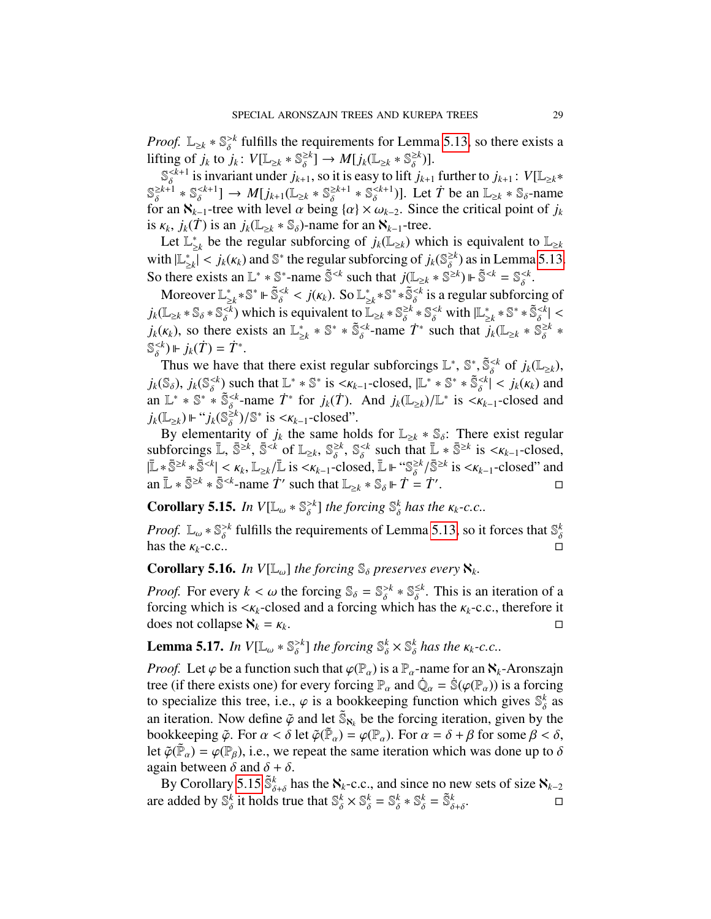*Proof.* $\mathbb{L}_{\geq k} * \mathbb{S}_\delta^{>k}$ fulfills the requirements for Lemma 5.13, so there exists a lifting of $j_k$ to $j_k \colon V[\mathbb{L}_{\geq k} * \mathbb{S}_\delta^{\geq k}] \to M[j_k(\mathbb{L}_{\geq k} * \mathbb{S}_\delta^{\geq k})]$.

$\mathbb{S}_\delta^{<k+1}$ is invariant under $j_{k+1}$, so it is easy to lift $j_{k+1}$ further to $j_{k+1} \colon V[\mathbb{L}_{\geq k} * \mathbb{S}_\delta^{\geq k+1} * \mathbb{S}_\delta^{<k+1}] \to M[j_{k+1}(\mathbb{L}_{\geq k} * \mathbb{S}_\delta^{\geq k+1} * \mathbb{S}_\delta^{<k+1})]$. Let $\dot{T}$ be an $\mathbb{L}_{\geq k} * \mathbb{S}_\delta$-name for an $\aleph_{k-1}$-tree with level $\alpha$ being $\{\alpha\} \times \omega_{k-2}$. Since the critical point of $j_k$ is $\kappa_k$, $j_k(\dot{T})$ is an $j_k(\mathbb{L}_{\geq k} * \mathbb{S}_\delta)$-name for an $\aleph_{k-1}$-tree.

Let $\mathbb{L}_{\geq k}^*$ be the regular subforcing of $j_k(\mathbb{L}_{\geq k})$ which is equivalent to $\mathbb{L}_{\geq k}$ with $|\mathbb{L}_{\geq k}^*| < j_k(\kappa_k)$ and $\mathbb{S}^*$ the regular subforcing of $j_k(\mathbb{S}_\delta^{\geq k})$ as in Lemma 5.13. So there exists an $\mathbb{L}^* * \mathbb{S}^*$-name $\tilde{\mathbb{S}}^{<k}$ such that $j(\mathbb{L}_{\geq k} * \mathbb{S}^{\geq k}) \Vdash \tilde{\mathbb{S}}^{<k} = \mathbb{S}_\delta^{<k}$.

Moreover $\mathbb{L}_{\geq k}^* * \mathbb{S}^* \Vdash \tilde{\mathbb{S}}_\delta^{<k} < j(\kappa_k)$. So $\mathbb{L}_{\geq k}^* * \mathbb{S}^* * \tilde{\mathbb{S}}_\delta^{<k}$ is a regular subforcing of $j_k(\mathbb{L}_{\geq k} * \mathbb{S}_\delta * \mathbb{S}_\delta^{<k})$ which is equivalent to $\mathbb{L}_{\geq k} * \mathbb{S}_\delta^{\geq k} * \mathbb{S}_\delta^{<k}$ with $|\mathbb{L}_{\geq k}^* * \mathbb{S}^* * \tilde{\mathbb{S}}_\delta^{<k}| < j_k(\kappa_k)$, so there exists an $\mathbb{L}_{\geq k}^* * \mathbb{S}^* * \tilde{\mathbb{S}}_\delta^{<k}$-name $\dot{T}^*$ such that $j_k(\mathbb{L}_{\geq k} * \mathbb{S}_\delta^{\geq k} * \mathbb{S}_\delta^{<k}) \Vdash j_k(\dot{T}) = \dot{T}^*$.

Thus we have that there exist regular subforcings $\mathbb{L}^*$, $\mathbb{S}^*, \tilde{\mathbb{S}}_\delta^{<k}$ of $j_k(\mathbb{L}_{\geq k})$, $j_k(\mathbb{S}_\delta)$, $j_k(\mathbb{S}_\delta^{<k})$ such that $\mathbb{L}^* * \mathbb{S}^*$ is $<\kappa_{k-1}$-closed, $|\mathbb{L}^* * \mathbb{S}^* * \tilde{\mathbb{S}}_\delta^{<k}| < j_k(\kappa_k)$ and an $\mathbb{L}^* * \mathbb{S}^* * \tilde{\mathbb{S}}_\delta^{<k}$-name $\dot{T}^*$ for $j_k(\dot{T})$. And $j_k(\mathbb{L}_{\geq k})/\mathbb{L}^*$ is $<\kappa_{k-1}$-closed and $j_k(\mathbb{L}_{\geq k}) \Vdash$ "$j_k(\mathbb{S}_\delta^{\geq k})/\mathbb{S}^*$ is $<\kappa_{k-1}$-closed".

By elementarity of $j_k$ the same holds for $\mathbb{L}_{\geq k} * \mathbb{S}_\delta$: There exist regular subforcings $\bar{\mathbb{L}}$, $\bar{\mathbb{S}}^{\geq k}$, $\bar{\mathbb{S}}^{<k}$ of $\mathbb{L}_{\geq k}$, $\mathbb{S}_\delta^{\geq k}$, $\mathbb{S}_\delta^{<k}$ such that $\bar{\mathbb{L}} * \bar{\mathbb{S}}^{\geq k}$ is $<\kappa_{k-1}$-closed, $|\bar{\mathbb{L}} * \bar{\mathbb{S}}^{\geq k} * \bar{\mathbb{S}}^{<k}| < \kappa_k$, $\mathbb{L}_{\geq k}/\bar{\mathbb{L}}$ is $<\kappa_{k-1}$-closed, $\bar{\mathbb{L}} \Vdash$ "$\mathbb{S}_\delta^{\geq k}/\bar{\mathbb{S}}^{\geq k}$ is $<\kappa_{k-1}$-closed" and an $\bar{\mathbb{L}} * \bar{\mathbb{S}}^{\geq k} * \bar{\mathbb{S}}^{<k}$-name $\dot{T}'$ such that $\mathbb{L}_{\geq k} * \mathbb{S}_\delta \Vdash \dot{T} = \dot{T}'$. □

**Corollary 5.15.** *In $V[\mathbb{L}_\omega * \mathbb{S}_\delta^{>k}]$ the forcing $\mathbb{S}_\delta^k$ has the $\kappa_k$-c.c..*

*Proof.* $\mathbb{L}_\omega * \mathbb{S}_\delta^{>k}$ fulfills the requirements of Lemma 5.13, so it forces that $\mathbb{S}_\delta^k$ has the $\kappa_k$-c.c.. □

**Corollary 5.16.** *In $V[\mathbb{L}_\omega]$ the forcing $\mathbb{S}_\delta$ preserves every $\aleph_k$.*

*Proof.* For every $k < \omega$ the forcing $\mathbb{S}_\delta = \mathbb{S}_\delta^{>k} * \mathbb{S}_\delta^{\leq k}$. This is an iteration of a forcing which is $<\kappa_k$-closed and a forcing which has the $\kappa_k$-c.c., therefore it does not collapse $\aleph_k = \kappa_k$. □

**Lemma 5.17.** *In $V[\mathbb{L}_\omega * \mathbb{S}_\delta^{>k}]$ the forcing $\mathbb{S}_\delta^k \times \mathbb{S}_\delta^k$ has the $\kappa_k$-c.c..*

*Proof.* Let $\varphi$ be a function such that $\varphi(\mathbb{P}_\alpha)$ is a $\mathbb{P}_\alpha$-name for an $\aleph_k$-Aronszajn tree (if there exists one) for every forcing $\mathbb{P}_\alpha$ and $\dot{\mathbb{Q}}_\alpha = \dot{\mathbb{S}}(\varphi(\mathbb{P}_\alpha))$ is a forcing to specialize this tree, i.e., $\varphi$ is a bookkeeping function which gives $\mathbb{S}_\delta^k$ as an iteration. Now define $\tilde{\varphi}$ and let $\tilde{\mathbb{S}}_{\aleph_k}$ be the forcing iteration, given by the bookkeeping $\tilde{\varphi}$. For $\alpha < \delta$ let $\tilde{\varphi}(\tilde{\mathbb{P}}_\alpha) = \varphi(\mathbb{P}_\alpha)$. For $\alpha = \delta + \beta$ for some $\beta < \delta$, let $\tilde{\varphi}(\tilde{\mathbb{P}}_\alpha) = \varphi(\mathbb{P}_\beta)$, i.e., we repeat the same iteration which was done up to $\delta$ again between $\delta$ and $\delta + \delta$.

By Corollary 5.15 $\tilde{\mathbb{S}}_{\delta+\delta}^k$ has the $\aleph_k$-c.c., and since no new sets of size $\aleph_{k-2}$ are added by $\mathbb{S}_\delta^k$ it holds true that $\mathbb{S}_\delta^k \times \mathbb{S}_\delta^k = \mathbb{S}_\delta^k * \mathbb{S}_\delta^k = \tilde{\mathbb{S}}_{\delta+\delta}^k$. □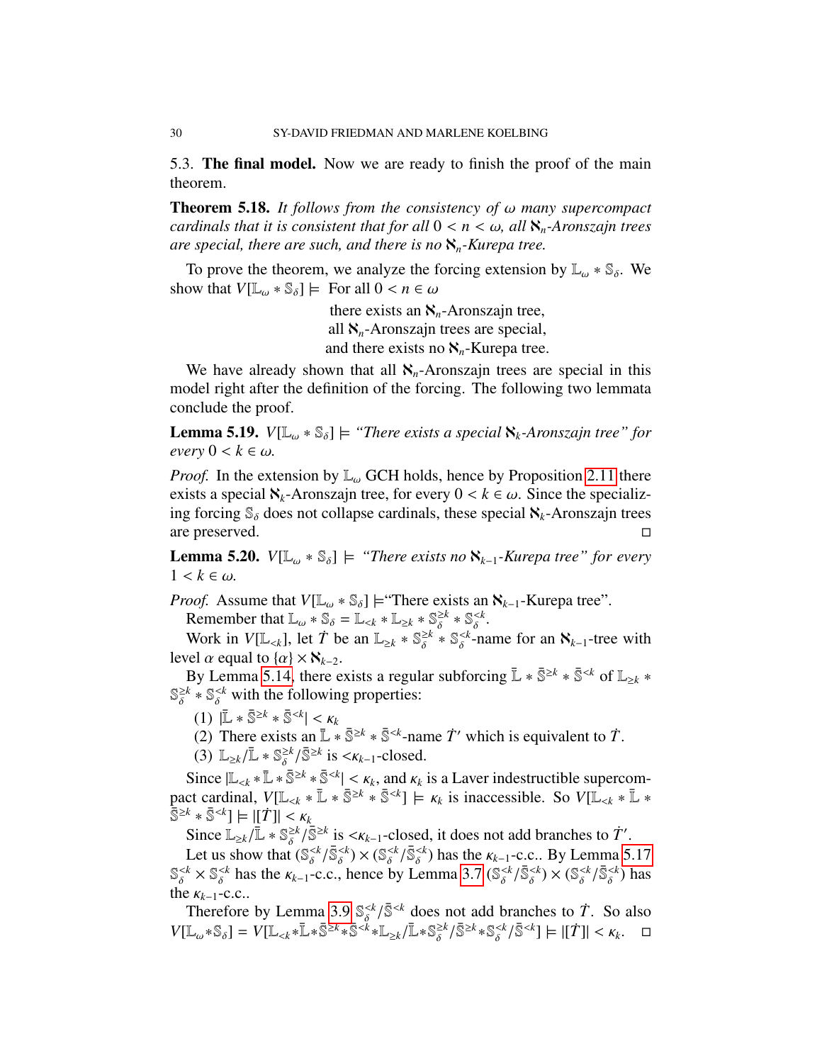5.3. **The final model.** Now we are ready to finish the proof of the main theorem.

**Theorem 5.18.** *It follows from the consistency of $\omega$ many supercompact cardinals that it is consistent that for all $0 < n < \omega$, all $\aleph_n$-Aronszajn trees are special, there are such, and there is no $\aleph_n$-Kurepa tree.*

To prove the theorem, we analyze the forcing extension by $\mathbb{L}_\omega * \mathbb{S}_\delta$. We show that $V[\mathbb{L}_\omega * \mathbb{S}_\delta] \models$ For all $0 < n \in \omega$

there exists an $\aleph_n$-Aronszajn tree,
all $\aleph_n$-Aronszajn trees are special,
and there exists no $\aleph_n$-Kurepa tree.

We have already shown that all $\aleph_n$-Aronszajn trees are special in this model right after the definition of the forcing. The following two lemmata conclude the proof.

**Lemma 5.19.** $V[\mathbb{L}_\omega * \mathbb{S}_\delta] \models$ *"There exists a special $\aleph_k$-Aronszajn tree" for every $0 < k \in \omega$.*

*Proof.* In the extension by $\mathbb{L}_\omega$ GCH holds, hence by Proposition 2.11 there exists a special $\aleph_k$-Aronszajn tree, for every $0 < k \in \omega$. Since the specializing forcing $\mathbb{S}_\delta$ does not collapse cardinals, these special $\aleph_k$-Aronszajn trees are preserved. □

**Lemma 5.20.** $V[\mathbb{L}_\omega * \mathbb{S}_\delta] \models$ *"There exists no $\aleph_{k-1}$-Kurepa tree" for every $1 < k \in \omega$.*

*Proof.* Assume that $V[\mathbb{L}_\omega * \mathbb{S}_\delta] \models$"There exists an $\aleph_{k-1}$-Kurepa tree".

Remember that $\mathbb{L}_\omega * \mathbb{S}_\delta = \mathbb{L}_{<k} * \mathbb{L}_{\geq k} * \mathbb{S}_\delta^{\geq k} * \mathbb{S}_\delta^{<k}$.

Work in $V[\mathbb{L}_{<k}]$, let $\dot{T}$ be an $\mathbb{L}_{\geq k} * \mathbb{S}_\delta^{\geq k} * \mathbb{S}_\delta^{<k}$-name for an $\aleph_{k-1}$-tree with level $\alpha$ equal to $\{\alpha\} \times \aleph_{k-2}$.

By Lemma 5.14, there exists a regular subforcing $\bar{\mathbb{L}} * \bar{\mathbb{S}}^{\geq k} * \bar{\mathbb{S}}^{<k}$ of $\mathbb{L}_{\geq k} * \mathbb{S}_\delta^{\geq k} * \mathbb{S}_\delta^{<k}$ with the following properties:

1. $|\bar{\mathbb{L}} * \bar{\mathbb{S}}^{\geq k} * \bar{\mathbb{S}}^{<k}| < \kappa_k$
2. There exists an $\bar{\mathbb{L}} * \bar{\mathbb{S}}^{\geq k} * \bar{\mathbb{S}}^{<k}$-name $\dot{T}'$ which is equivalent to $\dot{T}$.
3. $\mathbb{L}_{\geq k}/\bar{\mathbb{L}} * \mathbb{S}_\delta^{\geq k}/\bar{\mathbb{S}}^{\geq k}$ is $<\kappa_{k-1}$-closed.

Since $|\mathbb{L}_{<k} * \bar{\mathbb{L}} * \bar{\mathbb{S}}^{\geq k} * \bar{\mathbb{S}}^{<k}| < \kappa_k$, and $\kappa_k$ is a Laver indestructible supercompact cardinal, $V[\mathbb{L}_{<k} * \bar{\mathbb{L}} * \bar{\mathbb{S}}^{\geq k} * \bar{\mathbb{S}}^{<k}] \models \kappa_k$ is inaccessible. So $V[\mathbb{L}_{<k} * \bar{\mathbb{L}} * \bar{\mathbb{S}}^{\geq k} * \bar{\mathbb{S}}^{<k}] \models |[\dot{T}]| < \kappa_k$

Since $\mathbb{L}_{\geq k}/\bar{\mathbb{L}} * \mathbb{S}_\delta^{\geq k}/\bar{\mathbb{S}}^{\geq k}$ is $<\kappa_{k-1}$-closed, it does not add branches to $\dot{T}'$.

Let us show that $(\mathbb{S}_\delta^{<k}/\bar{\mathbb{S}}_\delta^{<k}) \times (\mathbb{S}_\delta^{<k}/\bar{\mathbb{S}}_\delta^{<k})$ has the $\kappa_{k-1}$-c.c.. By Lemma 5.17 $\mathbb{S}_\delta^{<k} \times \mathbb{S}_\delta^{<k}$ has the $\kappa_{k-1}$-c.c., hence by Lemma 3.7 $(\mathbb{S}_\delta^{<k}/\bar{\mathbb{S}}_\delta^{<k}) \times (\mathbb{S}_\delta^{<k}/\bar{\mathbb{S}}_\delta^{<k})$ has the $\kappa_{k-1}$-c.c..

Therefore by Lemma 3.9 $\mathbb{S}_\delta^{<k}/\bar{\mathbb{S}}^{<k}$ does not add branches to $\dot{T}$. So also $V[\mathbb{L}_\omega * \mathbb{S}_\delta] = V[\mathbb{L}_{<k} * \bar{\mathbb{L}} * \bar{\mathbb{S}}^{\geq k} * \bar{\mathbb{S}}^{<k} * \mathbb{L}_{\geq k}/\bar{\mathbb{L}} * \mathbb{S}_\delta^{\geq k}/\bar{\mathbb{S}}^{\geq k} * \mathbb{S}_\delta^{<k}/\bar{\mathbb{S}}^{<k}] \models |[\dot{T}]| < \kappa_k$. □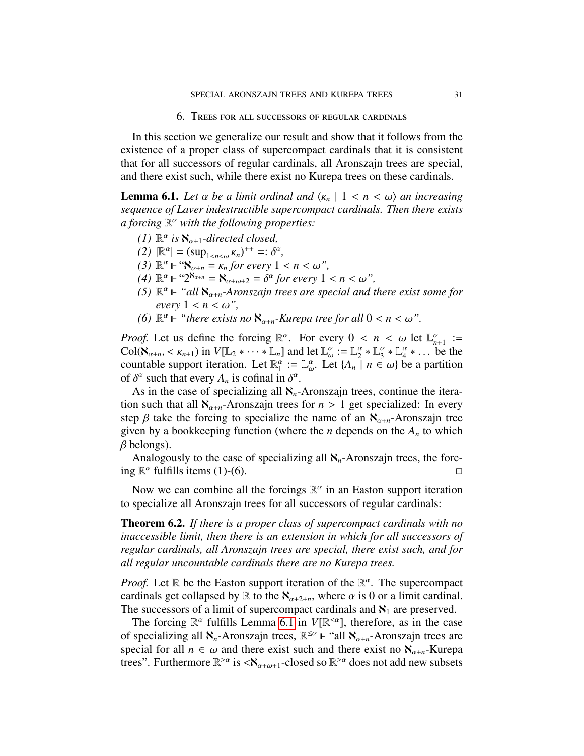## 6. Trees for all successors of regular cardinals

In this section we generalize our result and show that it follows from the existence of a proper class of supercompact cardinals that it is consistent that for all successors of regular cardinals, all Aronszajn trees are special, and there exist such, while there exist no Kurepa trees on these cardinals.

**Lemma 6.1.** *Let $\alpha$ be a limit ordinal and $\langle \kappa_n \mid 1 < n < \omega \rangle$ an increasing sequence of Laver indestructible supercompact cardinals. Then there exists a forcing $\mathbb{R}^\alpha$ with the following properties:*

*(1) $\mathbb{R}^\alpha$ is $\aleph_{\alpha+1}$-directed closed,*

*(2) $|\mathbb{R}^\alpha| = (\sup_{1<n<\omega} \kappa_n)^{++} =: \delta^\alpha$,*

*(3) $\mathbb{R}^\alpha \Vdash$ "$\aleph_{\alpha+n} = \kappa_n$ for every $1 < n < \omega$",*

*(4) $\mathbb{R}^\alpha \Vdash$ "$2^{\aleph_{\alpha+n}} = \aleph_{\alpha+\omega+2} = \delta^\alpha$ for every $1 < n < \omega$",*

*(5) $\mathbb{R}^\alpha \Vdash$ "all $\aleph_{\alpha+n}$-Aronszajn trees are special and there exist some for every $1 < n < \omega$",*

*(6) $\mathbb{R}^\alpha \Vdash$ "there exists no $\aleph_{\alpha+n}$-Kurepa tree for all $0 < n < \omega$".*

*Proof.* Let us define the forcing $\mathbb{R}^\alpha$. For every $0 < n < \omega$ let $\mathbb{L}^\alpha_{n+1} := \mathrm{Col}(\aleph_{\alpha+n}, <\kappa_{n+1})$ in $V[\mathbb{L}_2 * \cdots * \mathbb{L}_n]$ and let $\mathbb{L}^\alpha_\omega := \mathbb{L}^\alpha_2 * \mathbb{L}^\alpha_3 * \mathbb{L}^\alpha_4 * \ldots$ be the countable support iteration. Let $\mathbb{R}^\alpha_1 := \mathbb{L}^\alpha_\omega$. Let $\{A_n \mid n \in \omega\}$ be a partition of $\delta^\alpha$ such that every $A_n$ is cofinal in $\delta^\alpha$.

As in the case of specializing all $\aleph_n$-Aronszajn trees, continue the iteration such that all $\aleph_{\alpha+n}$-Aronszajn trees for $n > 1$ get specialized: In every step $\beta$ take the forcing to specialize the name of an $\aleph_{\alpha+n}$-Aronszajn tree given by a bookkeeping function (where the $n$ depends on the $A_n$ to which $\beta$ belongs).

Analogously to the case of specializing all $\aleph_n$-Aronszajn trees, the forcing $\mathbb{R}^\alpha$ fulfills items (1)-(6). □

Now we can combine all the forcings $\mathbb{R}^\alpha$ in an Easton support iteration to specialize all Aronszajn trees for all successors of regular cardinals:

**Theorem 6.2.** *If there is a proper class of supercompact cardinals with no inaccessible limit, then there is an extension in which for all successors of regular cardinals, all Aronszajn trees are special, there exist such, and for all regular uncountable cardinals there are no Kurepa trees.*

*Proof.* Let $\mathbb{R}$ be the Easton support iteration of the $\mathbb{R}^\alpha$. The supercompact cardinals get collapsed by $\mathbb{R}$ to the $\aleph_{\alpha+2+n}$, where $\alpha$ is 0 or a limit cardinal. The successors of a limit of supercompact cardinals and $\aleph_1$ are preserved.

The forcing $\mathbb{R}^\alpha$ fulfills Lemma 6.1 in $V[\mathbb{R}^{<\alpha}]$, therefore, as in the case of specializing all $\aleph_n$-Aronszajn trees, $\mathbb{R}^{\leq\alpha} \Vdash$ "all $\aleph_{\alpha+n}$-Aronszajn trees are special for all $n \in \omega$ and there exist such and there exist no $\aleph_{\alpha+n}$-Kurepa trees". Furthermore $\mathbb{R}^{>\alpha}$ is $<\aleph_{\alpha+\omega+1}$-closed so $\mathbb{R}^{>\alpha}$ does not add new subsets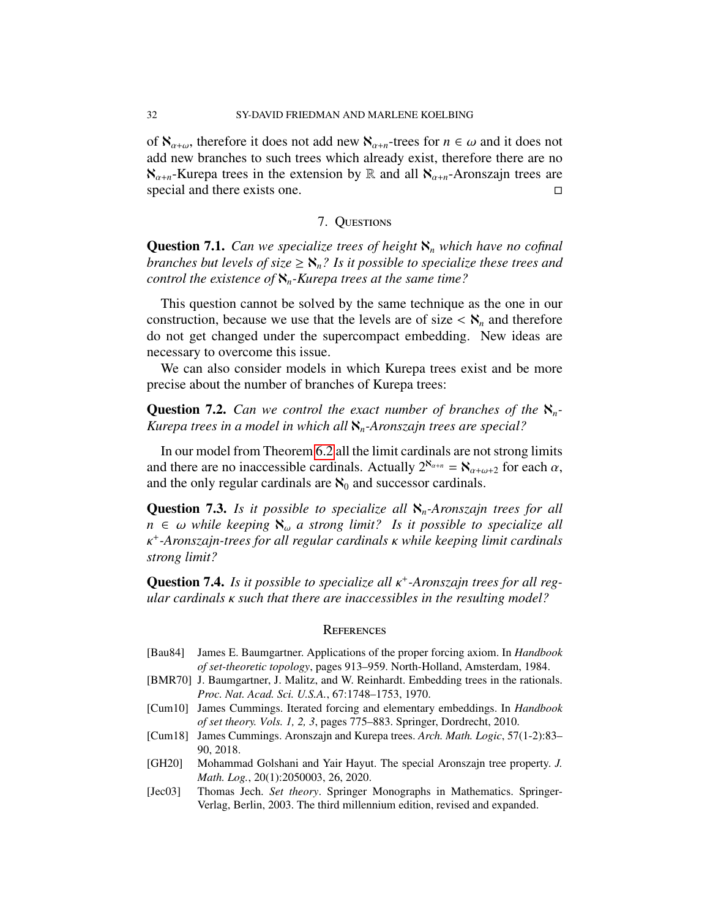of $\aleph_{\alpha+\omega}$, therefore it does not add new $\aleph_{\alpha+n}$-trees for $n \in \omega$ and it does not add new branches to such trees which already exist, therefore there are no $\aleph_{\alpha+n}$-Kurepa trees in the extension by $\mathbb{R}$ and all $\aleph_{\alpha+n}$-Aronszajn trees are special and there exists one. □

## 7. Questions

**Question 7.1.** *Can we specialize trees of height $\aleph_n$ which have no cofinal branches but levels of size $\geq \aleph_n$? Is it possible to specialize these trees and control the existence of $\aleph_n$-Kurepa trees at the same time?*

This question cannot be solved by the same technique as the one in our construction, because we use that the levels are of size $< \aleph_n$ and therefore do not get changed under the supercompact embedding. New ideas are necessary to overcome this issue.

We can also consider models in which Kurepa trees exist and be more precise about the number of branches of Kurepa trees:

**Question 7.2.** *Can we control the exact number of branches of the $\aleph_n$-Kurepa trees in a model in which all $\aleph_n$-Aronszajn trees are special?*

In our model from Theorem 6.2 all the limit cardinals are not strong limits and there are no inaccessible cardinals. Actually $2^{\aleph_{\alpha+n}} = \aleph_{\alpha+\omega+2}$ for each $\alpha$, and the only regular cardinals are $\aleph_0$ and successor cardinals.

**Question 7.3.** *Is it possible to specialize all $\aleph_n$-Aronszajn trees for all $n \in \omega$ while keeping $\aleph_\omega$ a strong limit? Is it possible to specialize all $\kappa^+$-Aronszajn-trees for all regular cardinals $\kappa$ while keeping limit cardinals strong limit?*

**Question 7.4.** *Is it possible to specialize all $\kappa^+$-Aronszajn trees for all regular cardinals $\kappa$ such that there are inaccessibles in the resulting model?*

## References

- [Bau84] James E. Baumgartner. Applications of the proper forcing axiom. In *Handbook of set-theoretic topology*, pages 913–959. North-Holland, Amsterdam, 1984.
- [BMR70] J. Baumgartner, J. Malitz, and W. Reinhardt. Embedding trees in the rationals. *Proc. Nat. Acad. Sci. U.S.A.*, 67:1748–1753, 1970.
- [Cum10] James Cummings. Iterated forcing and elementary embeddings. In *Handbook of set theory. Vols. 1, 2, 3*, pages 775–883. Springer, Dordrecht, 2010.
- [Cum18] James Cummings. Aronszajn and Kurepa trees. *Arch. Math. Logic*, 57(1-2):83–90, 2018.
- [GH20] Mohammad Golshani and Yair Hayut. The special Aronszajn tree property. *J. Math. Log.*, 20(1):2050003, 26, 2020.
- [Jec03] Thomas Jech. *Set theory*. Springer Monographs in Mathematics. Springer-Verlag, Berlin, 2003. The third millennium edition, revised and expanded.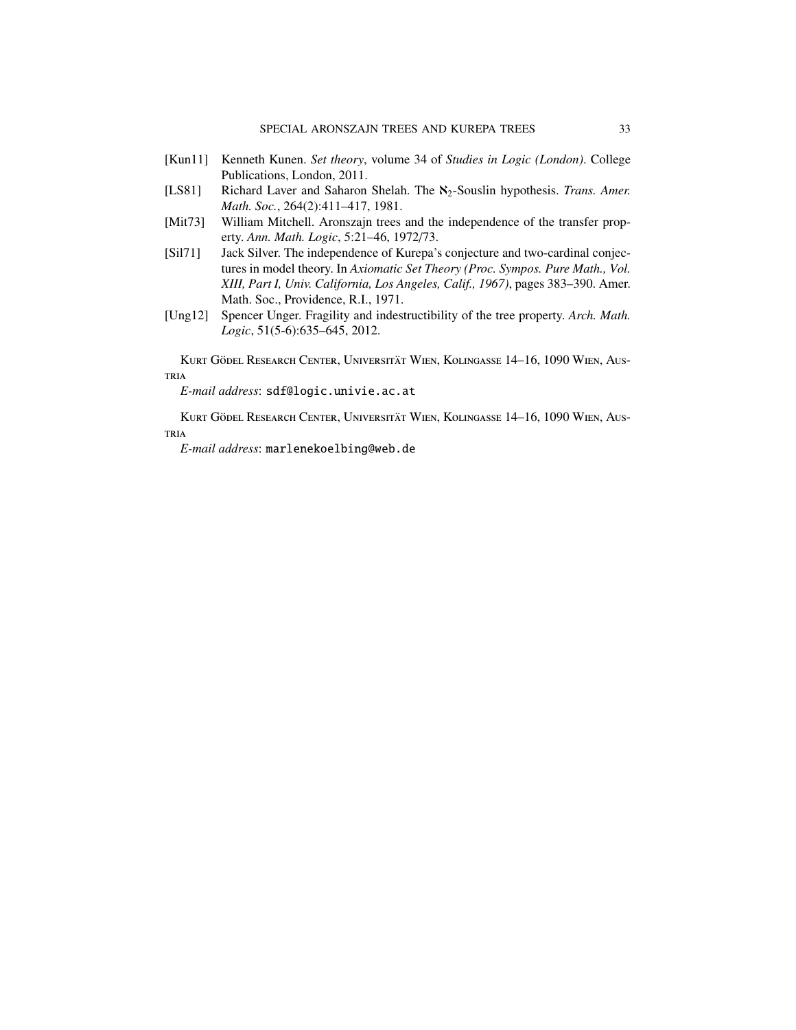[Kun11] Kenneth Kunen. *Set theory*, volume 34 of *Studies in Logic (London)*. College Publications, London, 2011.

[LS81] Richard Laver and Saharon Shelah. The $\aleph_2$-Souslin hypothesis. *Trans. Amer. Math. Soc.*, 264(2):411–417, 1981.

[Mit73] William Mitchell. Aronszajn trees and the independence of the transfer property. *Ann. Math. Logic*, 5:21–46, 1972/73.

[Sil71] Jack Silver. The independence of Kurepa's conjecture and two-cardinal conjectures in model theory. In *Axiomatic Set Theory (Proc. Sympos. Pure Math., Vol. XIII, Part I, Univ. California, Los Angeles, Calif., 1967)*, pages 383–390. Amer. Math. Soc., Providence, R.I., 1971.

[Ung12] Spencer Unger. Fragility and indestructibility of the tree property. *Arch. Math. Logic*, 51(5-6):635–645, 2012.

Kurt Gödel Research Center, Universität Wien, Kolingasse 14–16, 1090 Wien, Austria

*E-mail address*: sdf@logic.univie.ac.at

Kurt Gödel Research Center, Universität Wien, Kolingasse 14–16, 1090 Wien, Austria

*E-mail address*: marlenekoelbing@web.de